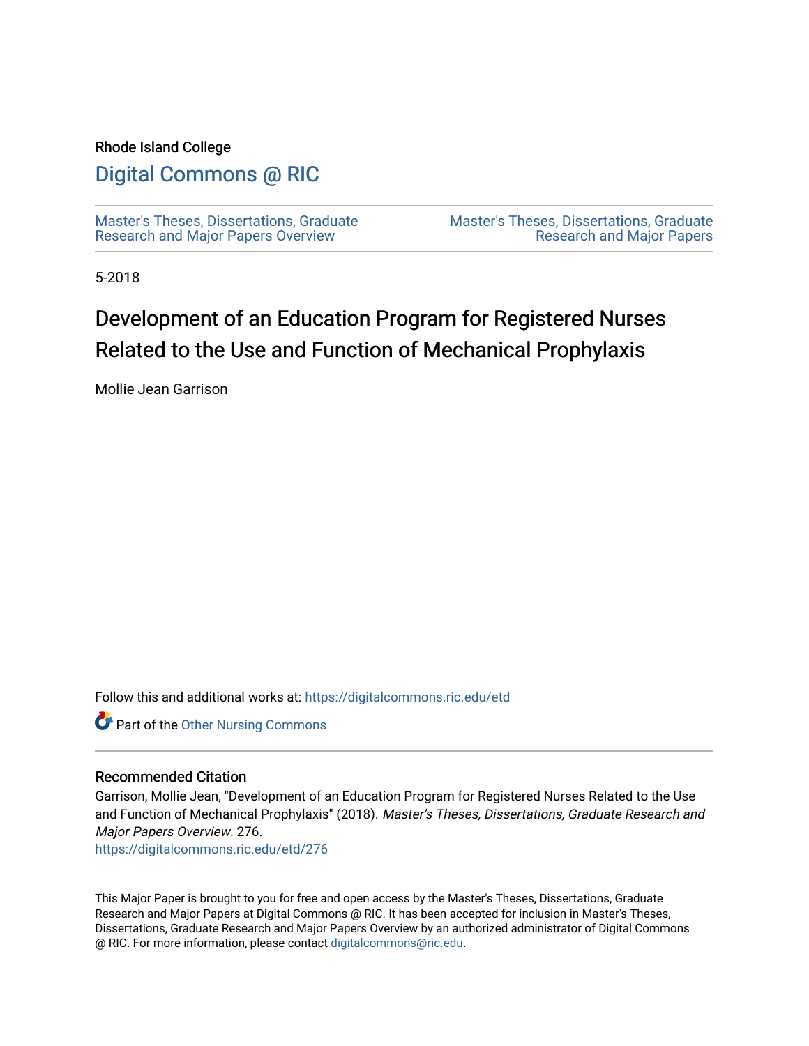Rhode Island College

# Digital Commons @ RIC

Master's Theses, Dissertations, Graduate Research and Major Papers Overview

Master's Theses, Dissertations, Graduate Research and Major Papers

5-2018

# Development of an Education Program for Registered Nurses Related to the Use and Function of Mechanical Prophylaxis

Mollie Jean Garrison

Follow this and additional works at: https://digitalcommons.ric.edu/etd

Part of the Other Nursing Commons

## Recommended Citation

Garrison, Mollie Jean, "Development of an Education Program for Registered Nurses Related to the Use and Function of Mechanical Prophylaxis" (2018). *Master's Theses, Dissertations, Graduate Research and Major Papers Overview*. 276.
https://digitalcommons.ric.edu/etd/276

This Major Paper is brought to you for free and open access by the Master's Theses, Dissertations, Graduate Research and Major Papers at Digital Commons @ RIC. It has been accepted for inclusion in Master's Theses, Dissertations, Graduate Research and Major Papers Overview by an authorized administrator of Digital Commons @ RIC. For more information, please contact digitalcommons@ric.edu.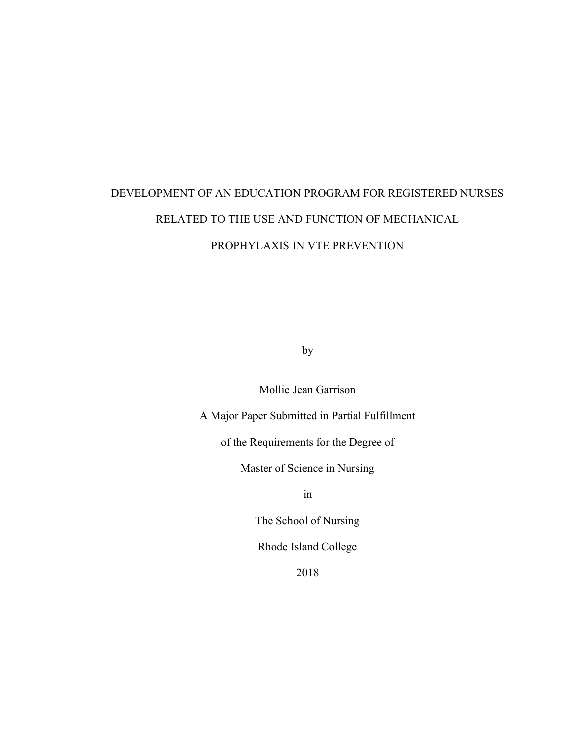# DEVELOPMENT OF AN EDUCATION PROGRAM FOR REGISTERED NURSES RELATED TO THE USE AND FUNCTION OF MECHANICAL PROPHYLAXIS IN VTE PREVENTION

by

Mollie Jean Garrison

A Major Paper Submitted in Partial Fulfillment

of the Requirements for the Degree of

Master of Science in Nursing

in

The School of Nursing

Rhode Island College

2018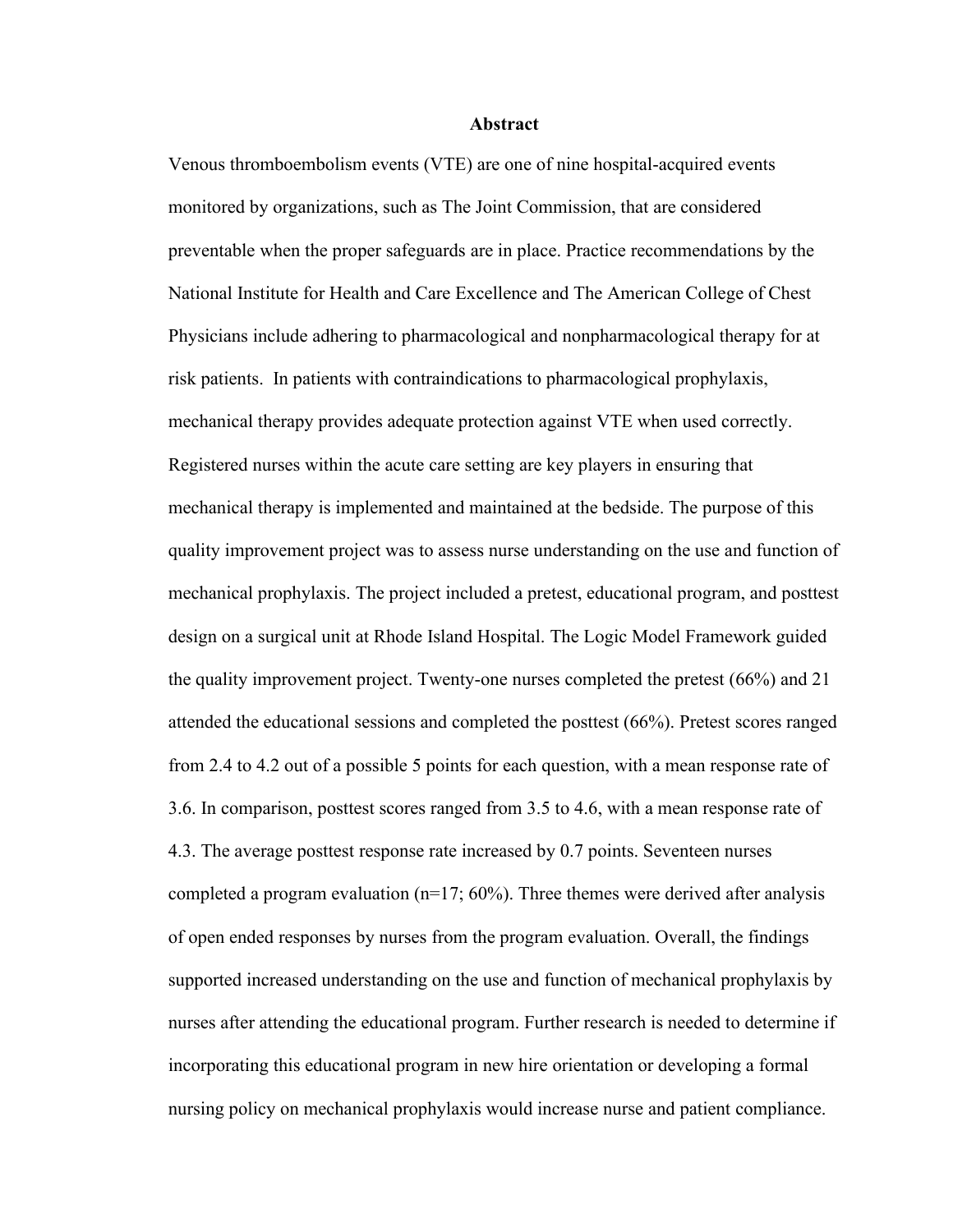# Abstract

Venous thromboembolism events (VTE) are one of nine hospital-acquired events monitored by organizations, such as The Joint Commission, that are considered preventable when the proper safeguards are in place. Practice recommendations by the National Institute for Health and Care Excellence and The American College of Chest Physicians include adhering to pharmacological and nonpharmacological therapy for at risk patients. In patients with contraindications to pharmacological prophylaxis, mechanical therapy provides adequate protection against VTE when used correctly. Registered nurses within the acute care setting are key players in ensuring that mechanical therapy is implemented and maintained at the bedside. The purpose of this quality improvement project was to assess nurse understanding on the use and function of mechanical prophylaxis. The project included a pretest, educational program, and posttest design on a surgical unit at Rhode Island Hospital. The Logic Model Framework guided the quality improvement project. Twenty-one nurses completed the pretest (66%) and 21 attended the educational sessions and completed the posttest (66%). Pretest scores ranged from 2.4 to 4.2 out of a possible 5 points for each question, with a mean response rate of 3.6. In comparison, posttest scores ranged from 3.5 to 4.6, with a mean response rate of 4.3. The average posttest response rate increased by 0.7 points. Seventeen nurses completed a program evaluation (n=17; 60%). Three themes were derived after analysis of open ended responses by nurses from the program evaluation. Overall, the findings supported increased understanding on the use and function of mechanical prophylaxis by nurses after attending the educational program. Further research is needed to determine if incorporating this educational program in new hire orientation or developing a formal nursing policy on mechanical prophylaxis would increase nurse and patient compliance.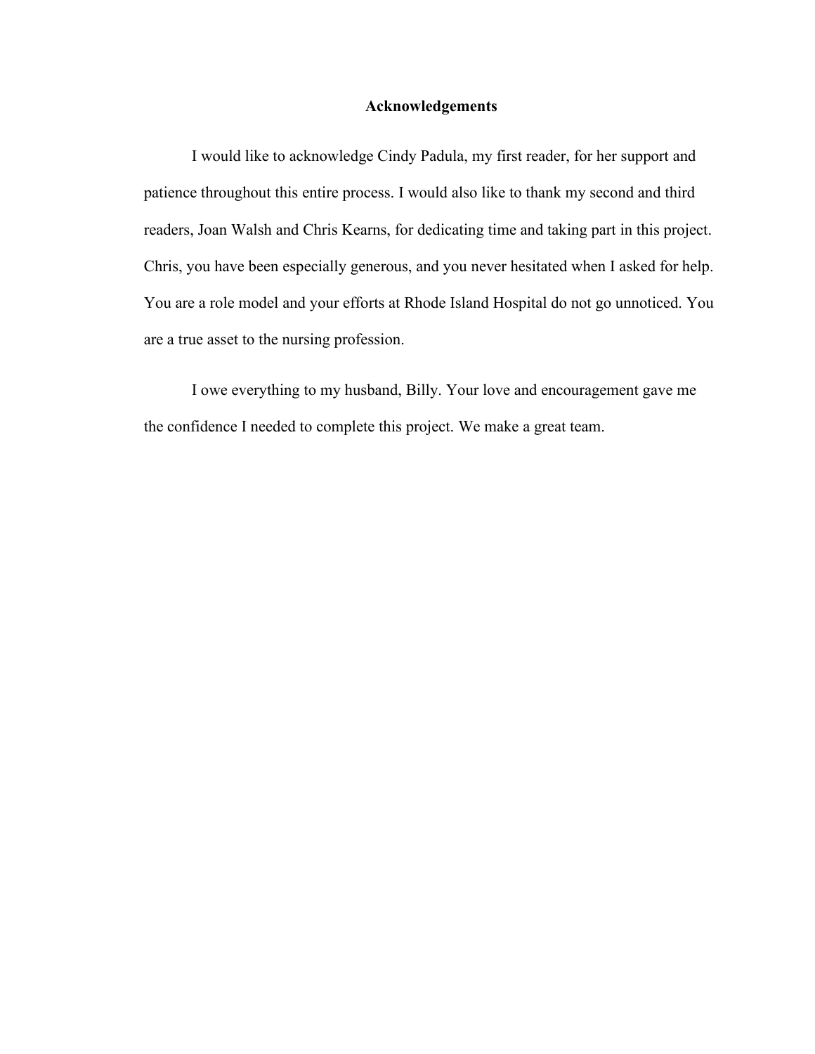# Acknowledgements

I would like to acknowledge Cindy Padula, my first reader, for her support and patience throughout this entire process. I would also like to thank my second and third readers, Joan Walsh and Chris Kearns, for dedicating time and taking part in this project. Chris, you have been especially generous, and you never hesitated when I asked for help. You are a role model and your efforts at Rhode Island Hospital do not go unnoticed. You are a true asset to the nursing profession.

I owe everything to my husband, Billy. Your love and encouragement gave me the confidence I needed to complete this project. We make a great team.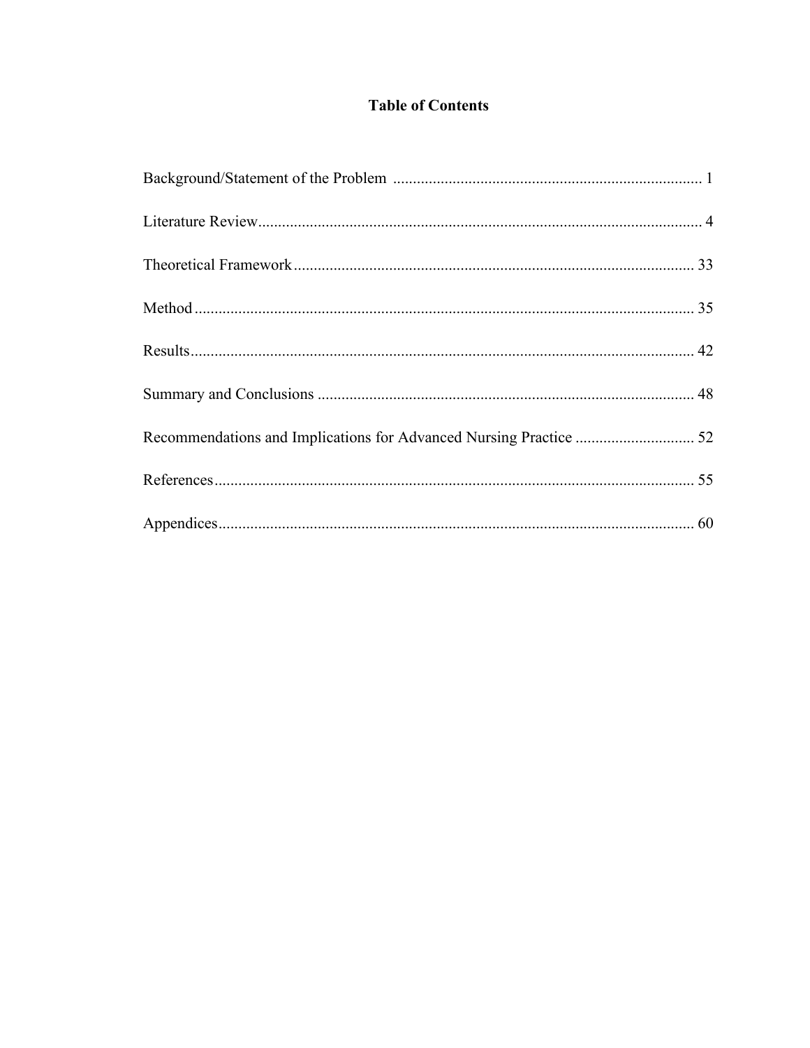# Table of Contents

| | |
|---|---|
| Background/Statement of the Problem | 1 |
| Literature Review | 4 |
| Theoretical Framework | 33 |
| Method | 35 |
| Results | 42 |
| Summary and Conclusions | 48 |
| Recommendations and Implications for Advanced Nursing Practice | 52 |
| References | 55 |
| Appendices | 60 |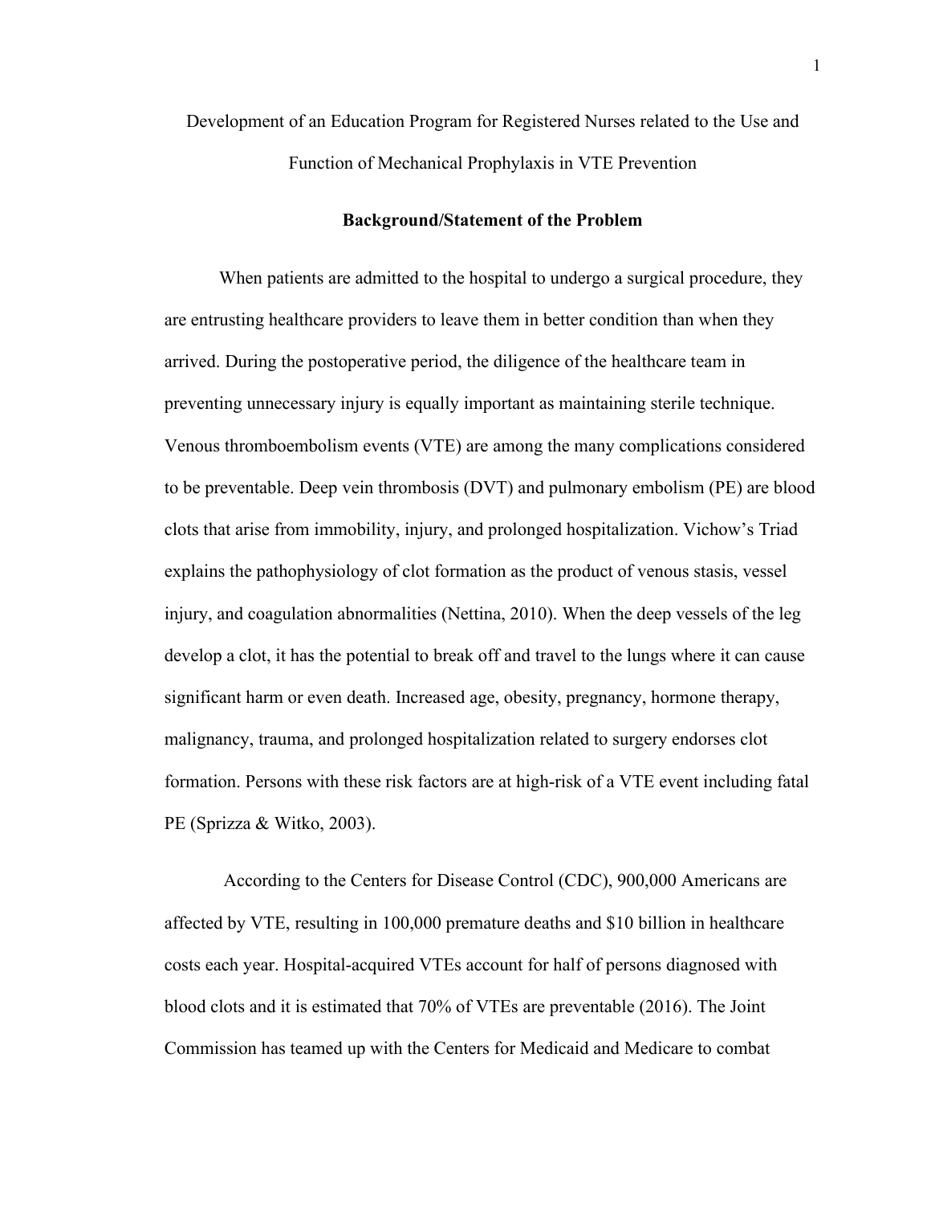# Development of an Education Program for Registered Nurses related to the Use and Function of Mechanical Prophylaxis in VTE Prevention

## Background/Statement of the Problem

When patients are admitted to the hospital to undergo a surgical procedure, they are entrusting healthcare providers to leave them in better condition than when they arrived. During the postoperative period, the diligence of the healthcare team in preventing unnecessary injury is equally important as maintaining sterile technique. Venous thromboembolism events (VTE) are among the many complications considered to be preventable. Deep vein thrombosis (DVT) and pulmonary embolism (PE) are blood clots that arise from immobility, injury, and prolonged hospitalization. Vichow's Triad explains the pathophysiology of clot formation as the product of venous stasis, vessel injury, and coagulation abnormalities (Nettina, 2010). When the deep vessels of the leg develop a clot, it has the potential to break off and travel to the lungs where it can cause significant harm or even death. Increased age, obesity, pregnancy, hormone therapy, malignancy, trauma, and prolonged hospitalization related to surgery endorses clot formation. Persons with these risk factors are at high-risk of a VTE event including fatal PE (Sprizza & Witko, 2003).

According to the Centers for Disease Control (CDC), 900,000 Americans are affected by VTE, resulting in 100,000 premature deaths and $10 billion in healthcare costs each year. Hospital-acquired VTEs account for half of persons diagnosed with blood clots and it is estimated that 70% of VTEs are preventable (2016). The Joint Commission has teamed up with the Centers for Medicaid and Medicare to combat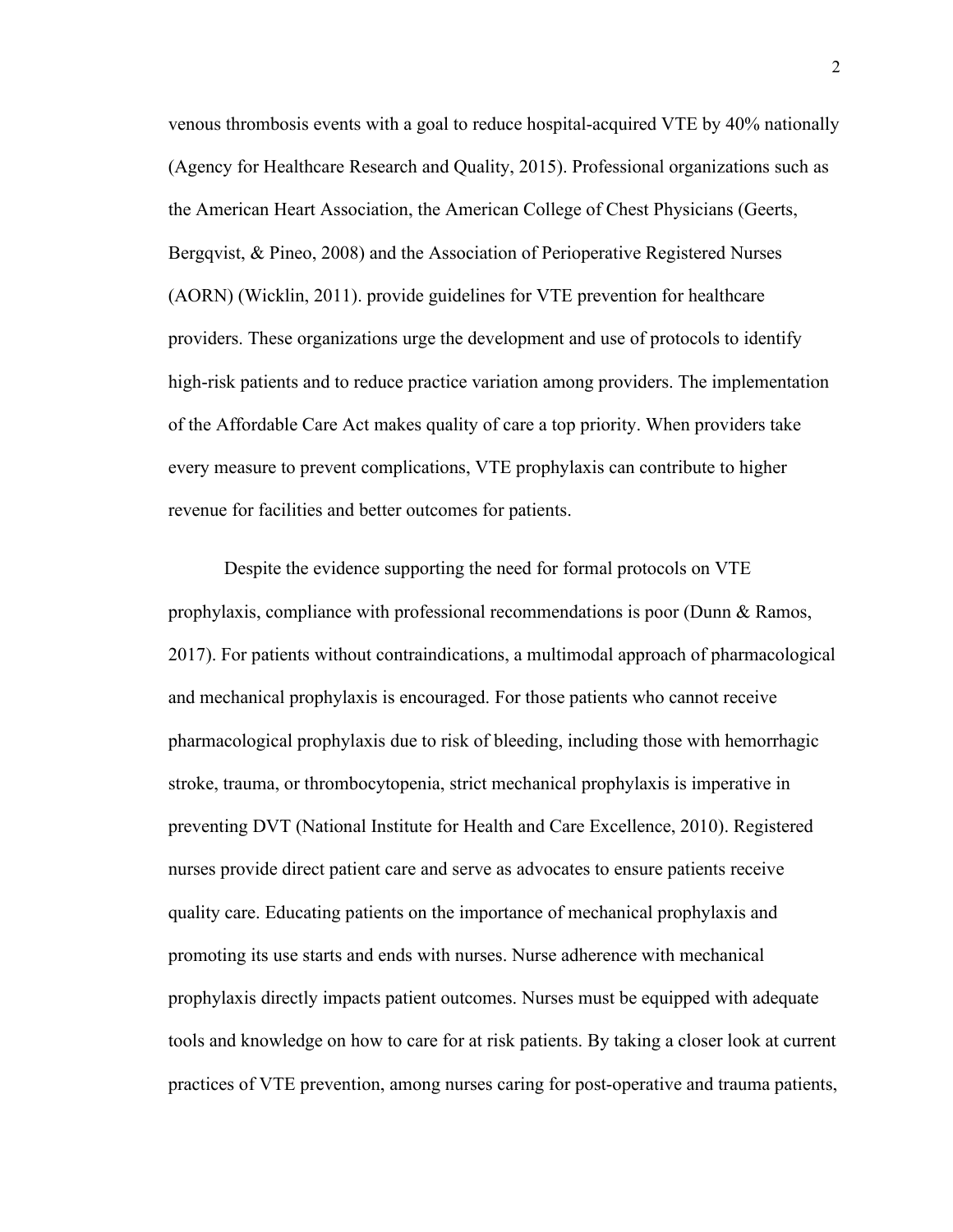venous thrombosis events with a goal to reduce hospital-acquired VTE by 40% nationally (Agency for Healthcare Research and Quality, 2015). Professional organizations such as the American Heart Association, the American College of Chest Physicians (Geerts, Bergqvist, & Pineo, 2008) and the Association of Perioperative Registered Nurses (AORN) (Wicklin, 2011). provide guidelines for VTE prevention for healthcare providers. These organizations urge the development and use of protocols to identify high-risk patients and to reduce practice variation among providers. The implementation of the Affordable Care Act makes quality of care a top priority. When providers take every measure to prevent complications, VTE prophylaxis can contribute to higher revenue for facilities and better outcomes for patients.

Despite the evidence supporting the need for formal protocols on VTE prophylaxis, compliance with professional recommendations is poor (Dunn & Ramos, 2017). For patients without contraindications, a multimodal approach of pharmacological and mechanical prophylaxis is encouraged. For those patients who cannot receive pharmacological prophylaxis due to risk of bleeding, including those with hemorrhagic stroke, trauma, or thrombocytopenia, strict mechanical prophylaxis is imperative in preventing DVT (National Institute for Health and Care Excellence, 2010). Registered nurses provide direct patient care and serve as advocates to ensure patients receive quality care. Educating patients on the importance of mechanical prophylaxis and promoting its use starts and ends with nurses. Nurse adherence with mechanical prophylaxis directly impacts patient outcomes. Nurses must be equipped with adequate tools and knowledge on how to care for at risk patients. By taking a closer look at current practices of VTE prevention, among nurses caring for post-operative and trauma patients,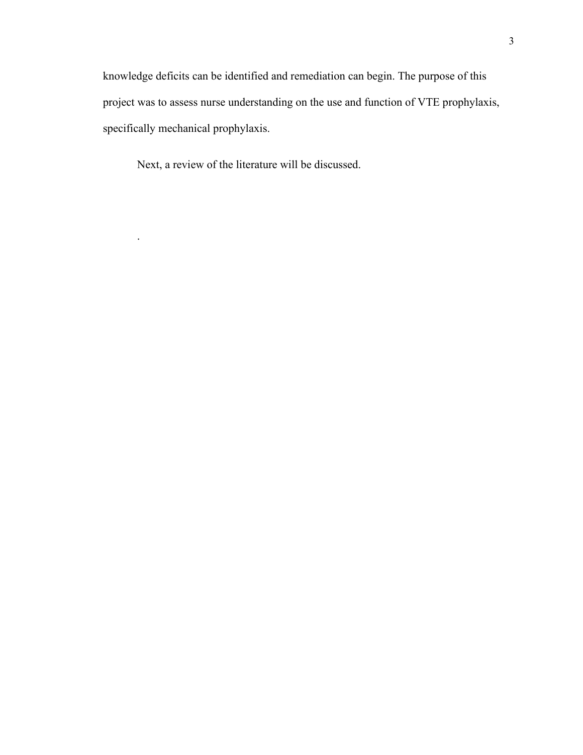knowledge deficits can be identified and remediation can begin. The purpose of this project was to assess nurse understanding on the use and function of VTE prophylaxis, specifically mechanical prophylaxis.

Next, a review of the literature will be discussed.

.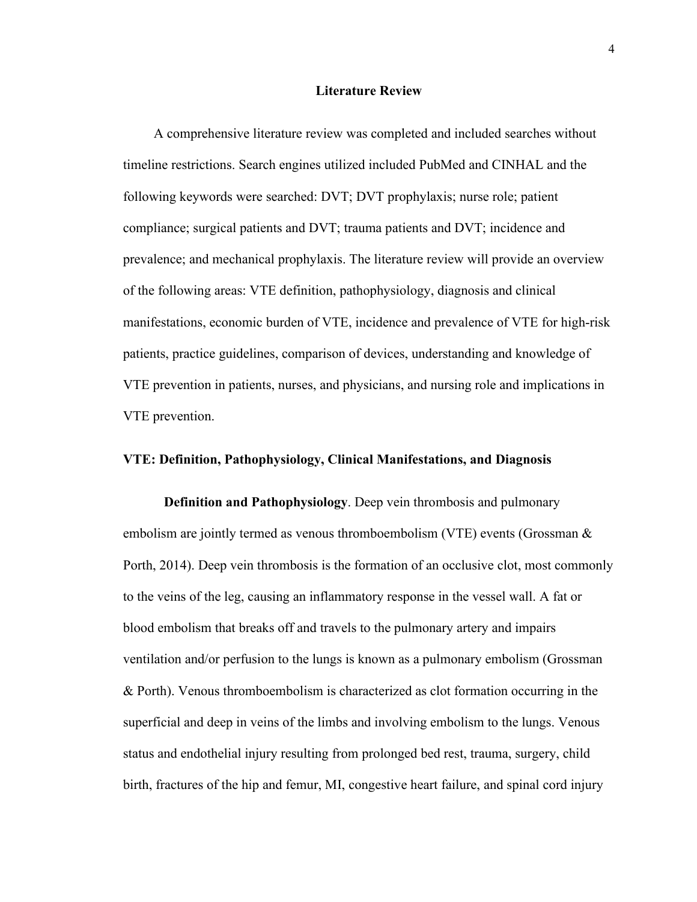## Literature Review

A comprehensive literature review was completed and included searches without timeline restrictions. Search engines utilized included PubMed and CINHAL and the following keywords were searched: DVT; DVT prophylaxis; nurse role; patient compliance; surgical patients and DVT; trauma patients and DVT; incidence and prevalence; and mechanical prophylaxis. The literature review will provide an overview of the following areas: VTE definition, pathophysiology, diagnosis and clinical manifestations, economic burden of VTE, incidence and prevalence of VTE for high-risk patients, practice guidelines, comparison of devices, understanding and knowledge of VTE prevention in patients, nurses, and physicians, and nursing role and implications in VTE prevention.

### VTE: Definition, Pathophysiology, Clinical Manifestations, and Diagnosis

**Definition and Pathophysiology**. Deep vein thrombosis and pulmonary embolism are jointly termed as venous thromboembolism (VTE) events (Grossman & Porth, 2014). Deep vein thrombosis is the formation of an occlusive clot, most commonly to the veins of the leg, causing an inflammatory response in the vessel wall. A fat or blood embolism that breaks off and travels to the pulmonary artery and impairs ventilation and/or perfusion to the lungs is known as a pulmonary embolism (Grossman & Porth). Venous thromboembolism is characterized as clot formation occurring in the superficial and deep in veins of the limbs and involving embolism to the lungs. Venous status and endothelial injury resulting from prolonged bed rest, trauma, surgery, child birth, fractures of the hip and femur, MI, congestive heart failure, and spinal cord injury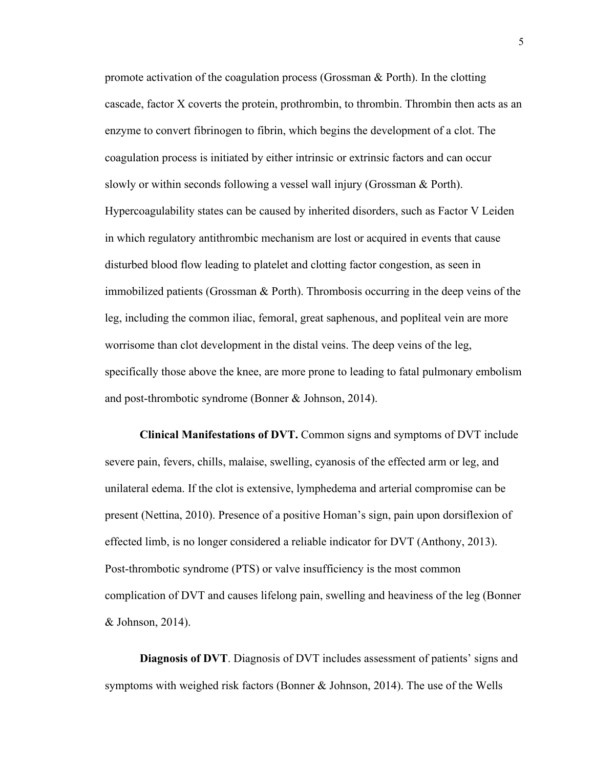promote activation of the coagulation process (Grossman & Porth). In the clotting cascade, factor X coverts the protein, prothrombin, to thrombin. Thrombin then acts as an enzyme to convert fibrinogen to fibrin, which begins the development of a clot. The coagulation process is initiated by either intrinsic or extrinsic factors and can occur slowly or within seconds following a vessel wall injury (Grossman & Porth). Hypercoagulability states can be caused by inherited disorders, such as Factor V Leiden in which regulatory antithrombic mechanism are lost or acquired in events that cause disturbed blood flow leading to platelet and clotting factor congestion, as seen in immobilized patients (Grossman & Porth). Thrombosis occurring in the deep veins of the leg, including the common iliac, femoral, great saphenous, and popliteal vein are more worrisome than clot development in the distal veins. The deep veins of the leg, specifically those above the knee, are more prone to leading to fatal pulmonary embolism and post-thrombotic syndrome (Bonner & Johnson, 2014).

**Clinical Manifestations of DVT.** Common signs and symptoms of DVT include severe pain, fevers, chills, malaise, swelling, cyanosis of the effected arm or leg, and unilateral edema. If the clot is extensive, lymphedema and arterial compromise can be present (Nettina, 2010). Presence of a positive Homan's sign, pain upon dorsiflexion of effected limb, is no longer considered a reliable indicator for DVT (Anthony, 2013). Post-thrombotic syndrome (PTS) or valve insufficiency is the most common complication of DVT and causes lifelong pain, swelling and heaviness of the leg (Bonner & Johnson, 2014).

**Diagnosis of DVT**. Diagnosis of DVT includes assessment of patients' signs and symptoms with weighed risk factors (Bonner & Johnson, 2014). The use of the Wells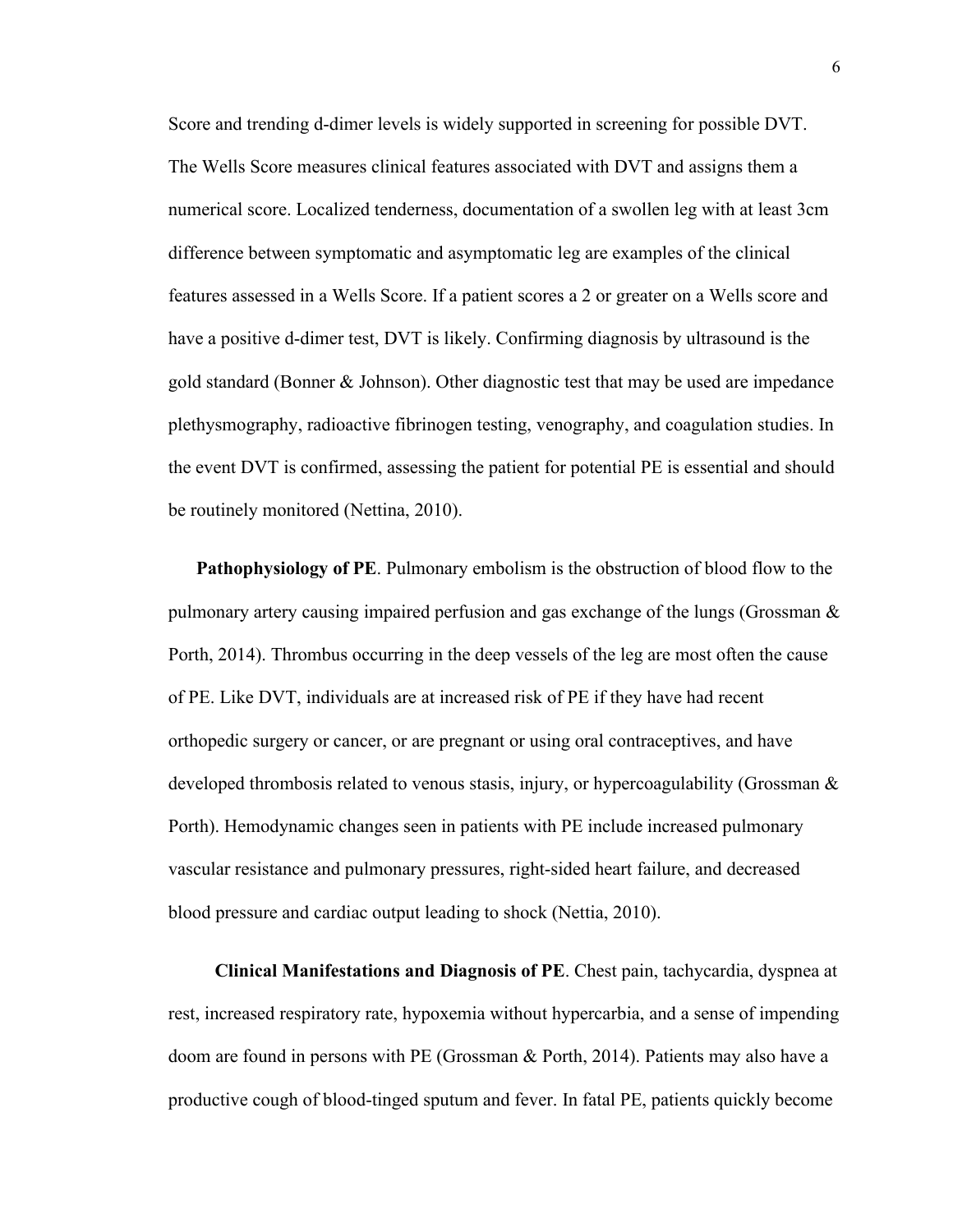Score and trending d-dimer levels is widely supported in screening for possible DVT. The Wells Score measures clinical features associated with DVT and assigns them a numerical score. Localized tenderness, documentation of a swollen leg with at least 3cm difference between symptomatic and asymptomatic leg are examples of the clinical features assessed in a Wells Score. If a patient scores a 2 or greater on a Wells score and have a positive d-dimer test, DVT is likely. Confirming diagnosis by ultrasound is the gold standard (Bonner & Johnson). Other diagnostic test that may be used are impedance plethysmography, radioactive fibrinogen testing, venography, and coagulation studies. In the event DVT is confirmed, assessing the patient for potential PE is essential and should be routinely monitored (Nettina, 2010).

**Pathophysiology of PE**. Pulmonary embolism is the obstruction of blood flow to the pulmonary artery causing impaired perfusion and gas exchange of the lungs (Grossman & Porth, 2014). Thrombus occurring in the deep vessels of the leg are most often the cause of PE. Like DVT, individuals are at increased risk of PE if they have had recent orthopedic surgery or cancer, or are pregnant or using oral contraceptives, and have developed thrombosis related to venous stasis, injury, or hypercoagulability (Grossman & Porth). Hemodynamic changes seen in patients with PE include increased pulmonary vascular resistance and pulmonary pressures, right-sided heart failure, and decreased blood pressure and cardiac output leading to shock (Nettia, 2010).

**Clinical Manifestations and Diagnosis of PE**. Chest pain, tachycardia, dyspnea at rest, increased respiratory rate, hypoxemia without hypercarbia, and a sense of impending doom are found in persons with PE (Grossman & Porth, 2014). Patients may also have a productive cough of blood-tinged sputum and fever. In fatal PE, patients quickly become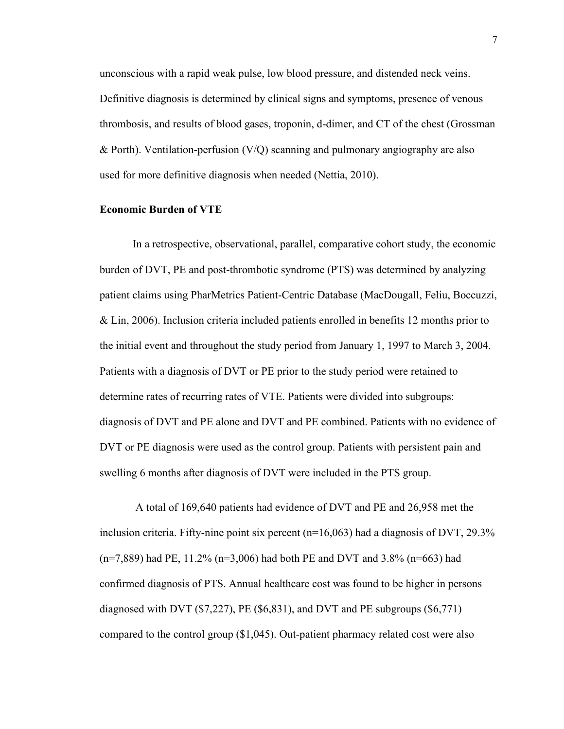unconscious with a rapid weak pulse, low blood pressure, and distended neck veins. Definitive diagnosis is determined by clinical signs and symptoms, presence of venous thrombosis, and results of blood gases, troponin, d-dimer, and CT of the chest (Grossman & Porth). Ventilation-perfusion (V/Q) scanning and pulmonary angiography are also used for more definitive diagnosis when needed (Nettia, 2010).

**Economic Burden of VTE**

In a retrospective, observational, parallel, comparative cohort study, the economic burden of DVT, PE and post-thrombotic syndrome (PTS) was determined by analyzing patient claims using PharMetrics Patient-Centric Database (MacDougall, Feliu, Boccuzzi, & Lin, 2006). Inclusion criteria included patients enrolled in benefits 12 months prior to the initial event and throughout the study period from January 1, 1997 to March 3, 2004. Patients with a diagnosis of DVT or PE prior to the study period were retained to determine rates of recurring rates of VTE. Patients were divided into subgroups: diagnosis of DVT and PE alone and DVT and PE combined. Patients with no evidence of DVT or PE diagnosis were used as the control group. Patients with persistent pain and swelling 6 months after diagnosis of DVT were included in the PTS group.

A total of 169,640 patients had evidence of DVT and PE and 26,958 met the inclusion criteria. Fifty-nine point six percent (n=16,063) had a diagnosis of DVT, 29.3% (n=7,889) had PE, 11.2% (n=3,006) had both PE and DVT and 3.8% (n=663) had confirmed diagnosis of PTS. Annual healthcare cost was found to be higher in persons diagnosed with DVT ($7,227), PE ($6,831), and DVT and PE subgroups ($6,771) compared to the control group ($1,045). Out-patient pharmacy related cost were also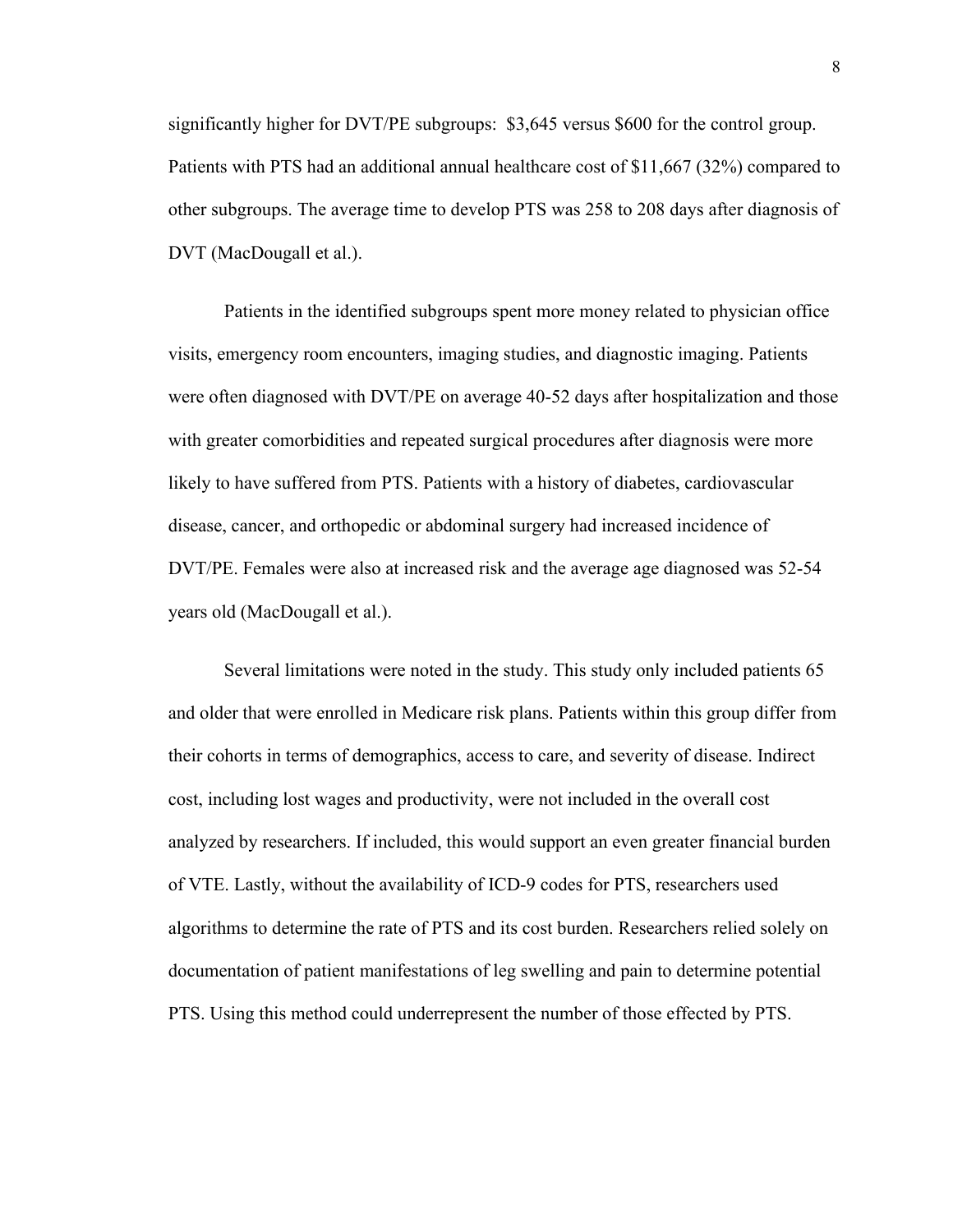significantly higher for DVT/PE subgroups:  $3,645 versus $600 for the control group. Patients with PTS had an additional annual healthcare cost of $11,667 (32%) compared to other subgroups. The average time to develop PTS was 258 to 208 days after diagnosis of DVT (MacDougall et al.).

Patients in the identified subgroups spent more money related to physician office visits, emergency room encounters, imaging studies, and diagnostic imaging. Patients were often diagnosed with DVT/PE on average 40-52 days after hospitalization and those with greater comorbidities and repeated surgical procedures after diagnosis were more likely to have suffered from PTS. Patients with a history of diabetes, cardiovascular disease, cancer, and orthopedic or abdominal surgery had increased incidence of DVT/PE. Females were also at increased risk and the average age diagnosed was 52-54 years old (MacDougall et al.).

Several limitations were noted in the study. This study only included patients 65 and older that were enrolled in Medicare risk plans. Patients within this group differ from their cohorts in terms of demographics, access to care, and severity of disease. Indirect cost, including lost wages and productivity, were not included in the overall cost analyzed by researchers. If included, this would support an even greater financial burden of VTE. Lastly, without the availability of ICD-9 codes for PTS, researchers used algorithms to determine the rate of PTS and its cost burden. Researchers relied solely on documentation of patient manifestations of leg swelling and pain to determine potential PTS. Using this method could underrepresent the number of those effected by PTS.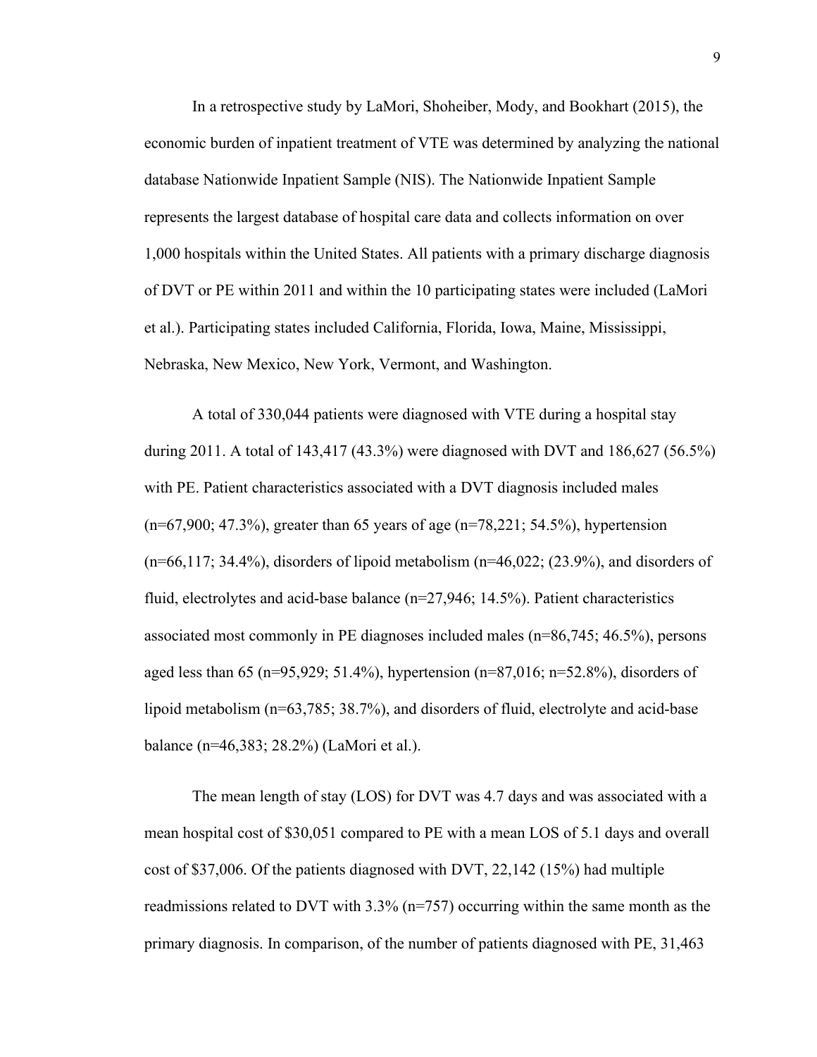In a retrospective study by LaMori, Shoheiber, Mody, and Bookhart (2015), the economic burden of inpatient treatment of VTE was determined by analyzing the national database Nationwide Inpatient Sample (NIS). The Nationwide Inpatient Sample represents the largest database of hospital care data and collects information on over 1,000 hospitals within the United States. All patients with a primary discharge diagnosis of DVT or PE within 2011 and within the 10 participating states were included (LaMori et al.). Participating states included California, Florida, Iowa, Maine, Mississippi, Nebraska, New Mexico, New York, Vermont, and Washington.

A total of 330,044 patients were diagnosed with VTE during a hospital stay during 2011. A total of 143,417 (43.3%) were diagnosed with DVT and 186,627 (56.5%) with PE. Patient characteristics associated with a DVT diagnosis included males (n=67,900; 47.3%), greater than 65 years of age (n=78,221; 54.5%), hypertension (n=66,117; 34.4%), disorders of lipoid metabolism (n=46,022; (23.9%), and disorders of fluid, electrolytes and acid-base balance (n=27,946; 14.5%). Patient characteristics associated most commonly in PE diagnoses included males (n=86,745; 46.5%), persons aged less than 65 (n=95,929; 51.4%), hypertension (n=87,016; n=52.8%), disorders of lipoid metabolism (n=63,785; 38.7%), and disorders of fluid, electrolyte and acid-base balance (n=46,383; 28.2%) (LaMori et al.).

The mean length of stay (LOS) for DVT was 4.7 days and was associated with a mean hospital cost of $30,051 compared to PE with a mean LOS of 5.1 days and overall cost of $37,006. Of the patients diagnosed with DVT, 22,142 (15%) had multiple readmissions related to DVT with 3.3% (n=757) occurring within the same month as the primary diagnosis. In comparison, of the number of patients diagnosed with PE, 31,463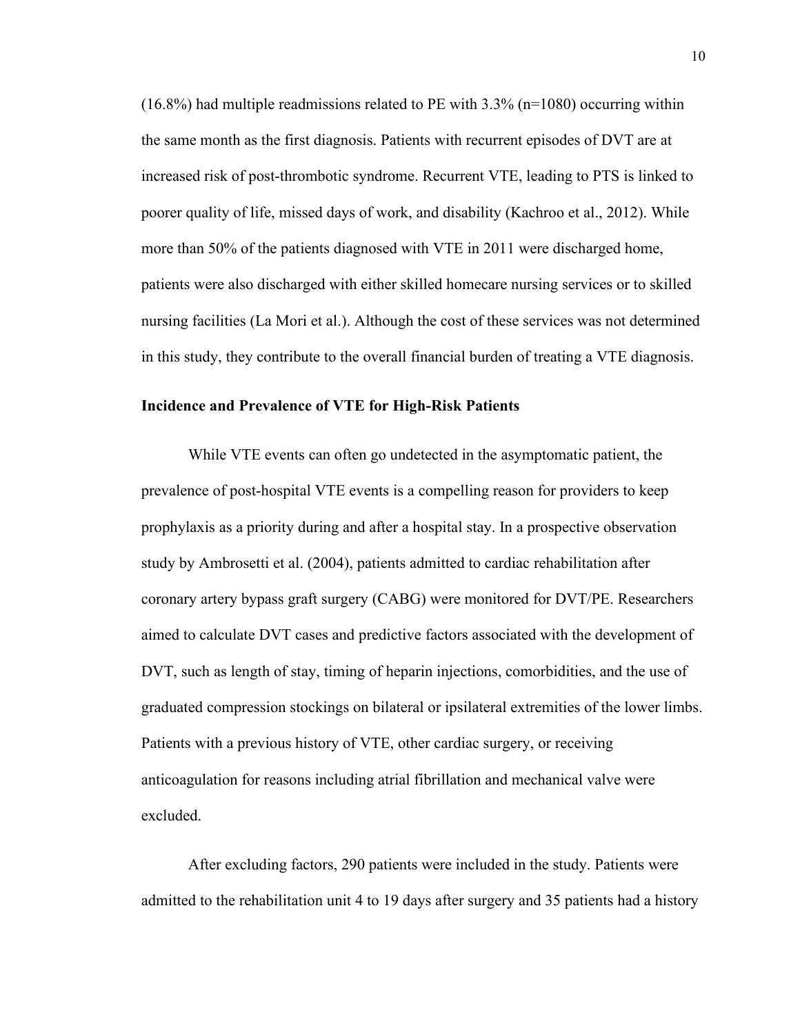(16.8%) had multiple readmissions related to PE with 3.3% (n=1080) occurring within the same month as the first diagnosis. Patients with recurrent episodes of DVT are at increased risk of post-thrombotic syndrome. Recurrent VTE, leading to PTS is linked to poorer quality of life, missed days of work, and disability (Kachroo et al., 2012). While more than 50% of the patients diagnosed with VTE in 2011 were discharged home, patients were also discharged with either skilled homecare nursing services or to skilled nursing facilities (La Mori et al.). Although the cost of these services was not determined in this study, they contribute to the overall financial burden of treating a VTE diagnosis.

**Incidence and Prevalence of VTE for High-Risk Patients**

While VTE events can often go undetected in the asymptomatic patient, the prevalence of post-hospital VTE events is a compelling reason for providers to keep prophylaxis as a priority during and after a hospital stay. In a prospective observation study by Ambrosetti et al. (2004), patients admitted to cardiac rehabilitation after coronary artery bypass graft surgery (CABG) were monitored for DVT/PE. Researchers aimed to calculate DVT cases and predictive factors associated with the development of DVT, such as length of stay, timing of heparin injections, comorbidities, and the use of graduated compression stockings on bilateral or ipsilateral extremities of the lower limbs. Patients with a previous history of VTE, other cardiac surgery, or receiving anticoagulation for reasons including atrial fibrillation and mechanical valve were excluded.

After excluding factors, 290 patients were included in the study. Patients were admitted to the rehabilitation unit 4 to 19 days after surgery and 35 patients had a history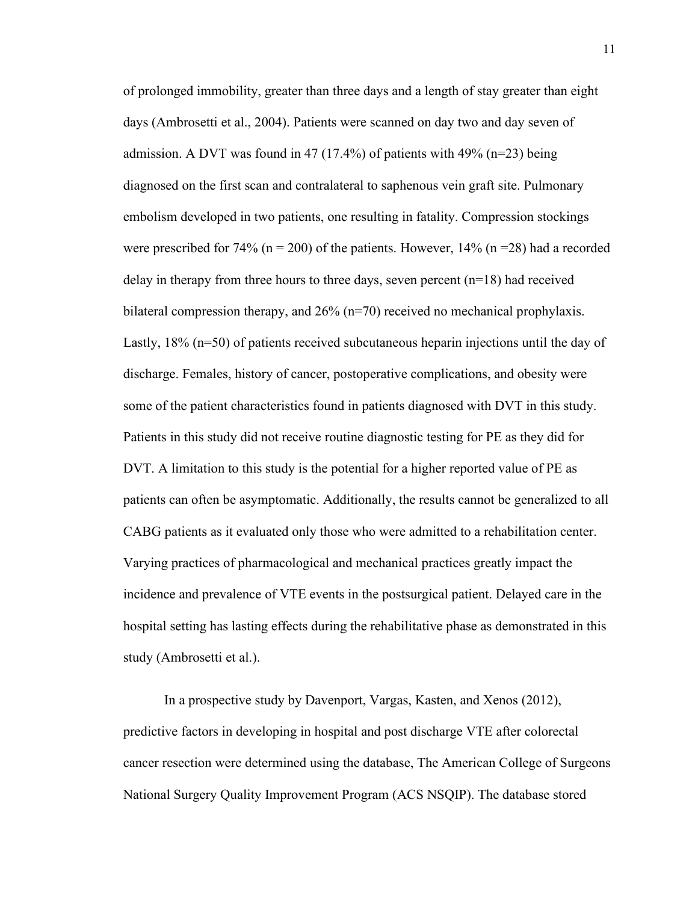of prolonged immobility, greater than three days and a length of stay greater than eight days (Ambrosetti et al., 2004). Patients were scanned on day two and day seven of admission. A DVT was found in 47 (17.4%) of patients with 49% (n=23) being diagnosed on the first scan and contralateral to saphenous vein graft site. Pulmonary embolism developed in two patients, one resulting in fatality. Compression stockings were prescribed for 74% (n = 200) of the patients. However, 14% (n =28) had a recorded delay in therapy from three hours to three days, seven percent (n=18) had received bilateral compression therapy, and 26% (n=70) received no mechanical prophylaxis. Lastly, 18% (n=50) of patients received subcutaneous heparin injections until the day of discharge. Females, history of cancer, postoperative complications, and obesity were some of the patient characteristics found in patients diagnosed with DVT in this study. Patients in this study did not receive routine diagnostic testing for PE as they did for DVT. A limitation to this study is the potential for a higher reported value of PE as patients can often be asymptomatic. Additionally, the results cannot be generalized to all CABG patients as it evaluated only those who were admitted to a rehabilitation center. Varying practices of pharmacological and mechanical practices greatly impact the incidence and prevalence of VTE events in the postsurgical patient. Delayed care in the hospital setting has lasting effects during the rehabilitative phase as demonstrated in this study (Ambrosetti et al.).

In a prospective study by Davenport, Vargas, Kasten, and Xenos (2012), predictive factors in developing in hospital and post discharge VTE after colorectal cancer resection were determined using the database, The American College of Surgeons National Surgery Quality Improvement Program (ACS NSQIP). The database stored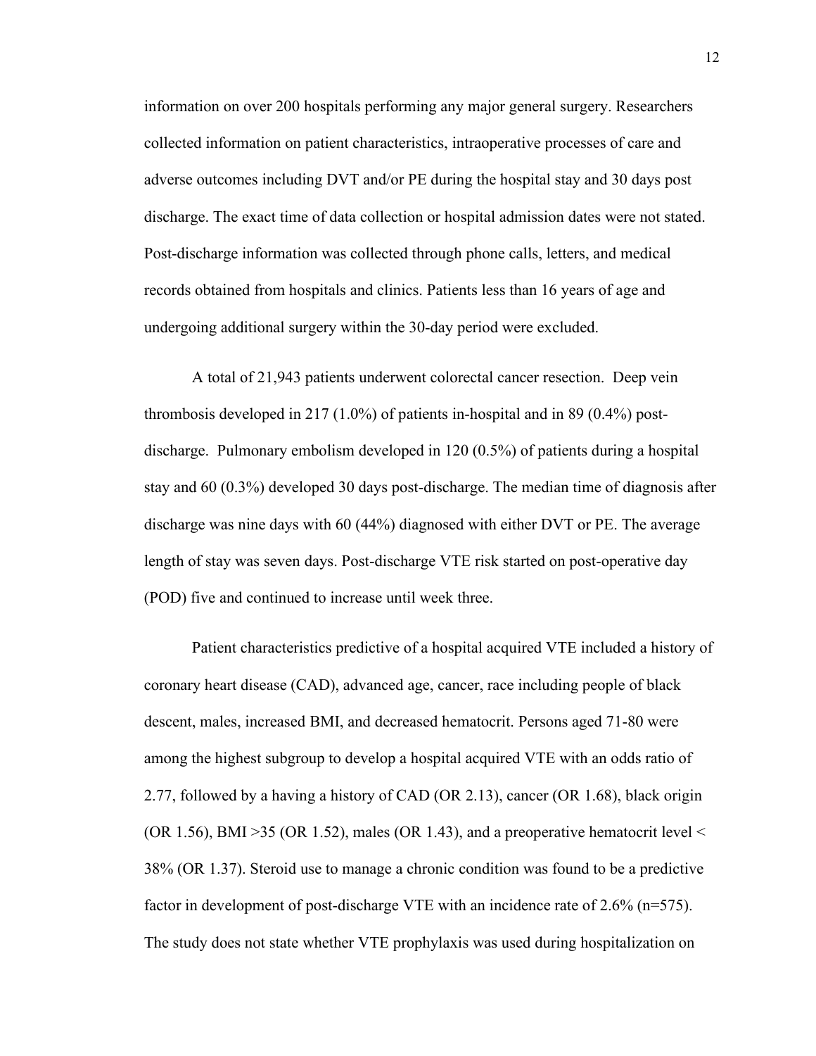information on over 200 hospitals performing any major general surgery. Researchers collected information on patient characteristics, intraoperative processes of care and adverse outcomes including DVT and/or PE during the hospital stay and 30 days post discharge. The exact time of data collection or hospital admission dates were not stated. Post-discharge information was collected through phone calls, letters, and medical records obtained from hospitals and clinics. Patients less than 16 years of age and undergoing additional surgery within the 30-day period were excluded.

A total of 21,943 patients underwent colorectal cancer resection. Deep vein thrombosis developed in 217 (1.0%) of patients in-hospital and in 89 (0.4%) post-discharge. Pulmonary embolism developed in 120 (0.5%) of patients during a hospital stay and 60 (0.3%) developed 30 days post-discharge. The median time of diagnosis after discharge was nine days with 60 (44%) diagnosed with either DVT or PE. The average length of stay was seven days. Post-discharge VTE risk started on post-operative day (POD) five and continued to increase until week three.

Patient characteristics predictive of a hospital acquired VTE included a history of coronary heart disease (CAD), advanced age, cancer, race including people of black descent, males, increased BMI, and decreased hematocrit. Persons aged 71-80 were among the highest subgroup to develop a hospital acquired VTE with an odds ratio of 2.77, followed by a having a history of CAD (OR 2.13), cancer (OR 1.68), black origin (OR 1.56), BMI >35 (OR 1.52), males (OR 1.43), and a preoperative hematocrit level < 38% (OR 1.37). Steroid use to manage a chronic condition was found to be a predictive factor in development of post-discharge VTE with an incidence rate of 2.6% (n=575). The study does not state whether VTE prophylaxis was used during hospitalization on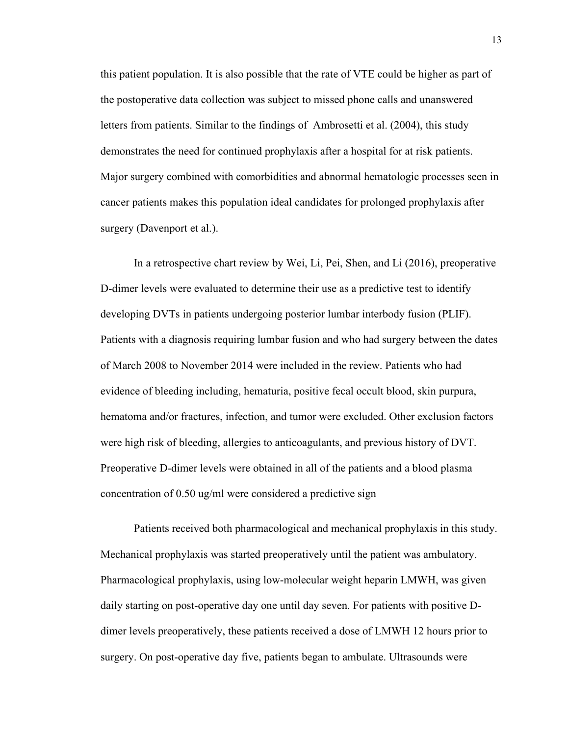this patient population. It is also possible that the rate of VTE could be higher as part of the postoperative data collection was subject to missed phone calls and unanswered letters from patients. Similar to the findings of  Ambrosetti et al. (2004), this study demonstrates the need for continued prophylaxis after a hospital for at risk patients. Major surgery combined with comorbidities and abnormal hematologic processes seen in cancer patients makes this population ideal candidates for prolonged prophylaxis after surgery (Davenport et al.).

In a retrospective chart review by Wei, Li, Pei, Shen, and Li (2016), preoperative D-dimer levels were evaluated to determine their use as a predictive test to identify developing DVTs in patients undergoing posterior lumbar interbody fusion (PLIF). Patients with a diagnosis requiring lumbar fusion and who had surgery between the dates of March 2008 to November 2014 were included in the review. Patients who had evidence of bleeding including, hematuria, positive fecal occult blood, skin purpura, hematoma and/or fractures, infection, and tumor were excluded. Other exclusion factors were high risk of bleeding, allergies to anticoagulants, and previous history of DVT. Preoperative D-dimer levels were obtained in all of the patients and a blood plasma concentration of 0.50 ug/ml were considered a predictive sign

Patients received both pharmacological and mechanical prophylaxis in this study. Mechanical prophylaxis was started preoperatively until the patient was ambulatory. Pharmacological prophylaxis, using low-molecular weight heparin LMWH, was given daily starting on post-operative day one until day seven. For patients with positive D-dimer levels preoperatively, these patients received a dose of LMWH 12 hours prior to surgery. On post-operative day five, patients began to ambulate. Ultrasounds were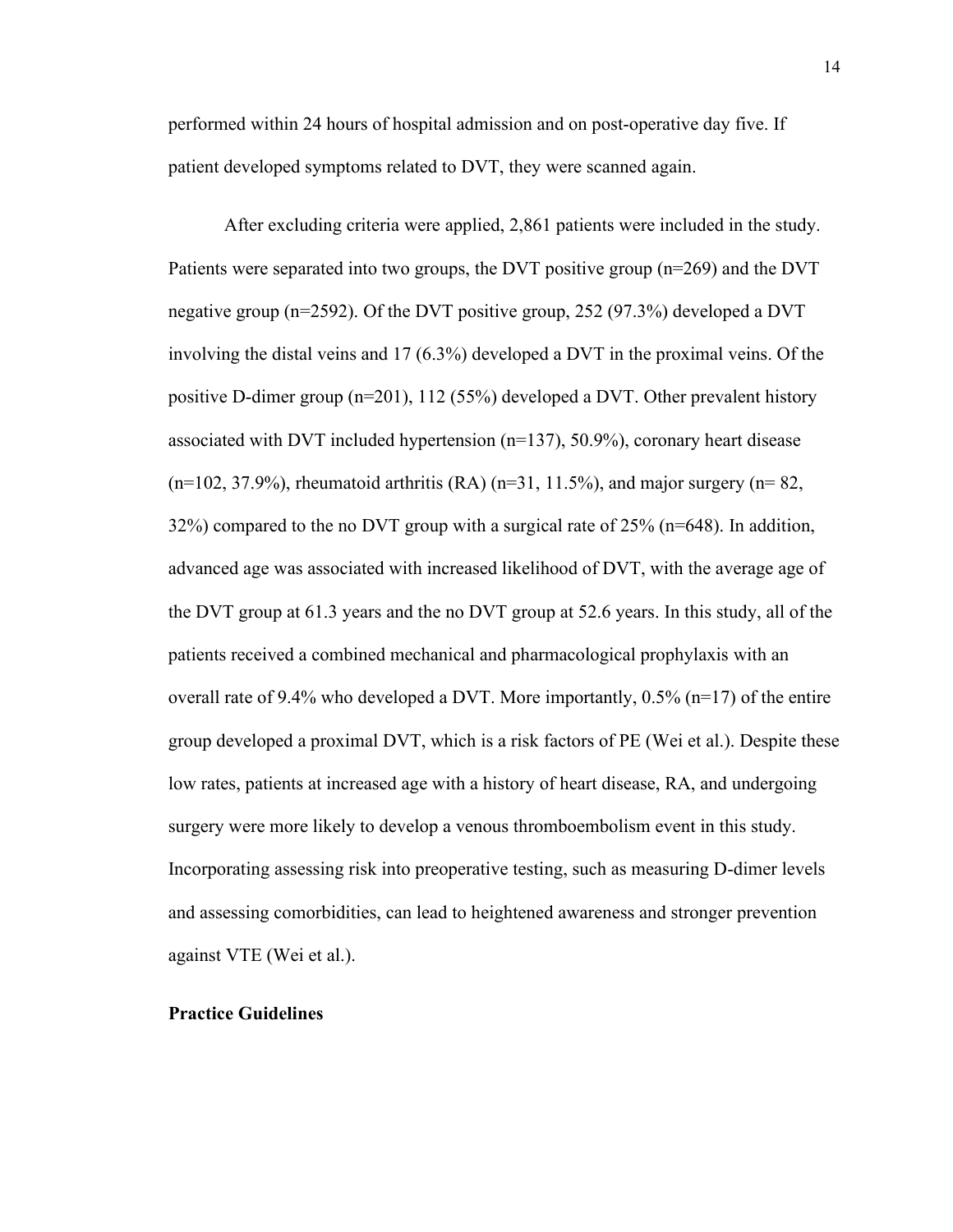performed within 24 hours of hospital admission and on post-operative day five. If patient developed symptoms related to DVT, they were scanned again.

After excluding criteria were applied, 2,861 patients were included in the study. Patients were separated into two groups, the DVT positive group (n=269) and the DVT negative group (n=2592). Of the DVT positive group, 252 (97.3%) developed a DVT involving the distal veins and 17 (6.3%) developed a DVT in the proximal veins. Of the positive D-dimer group (n=201), 112 (55%) developed a DVT. Other prevalent history associated with DVT included hypertension (n=137), 50.9%), coronary heart disease (n=102, 37.9%), rheumatoid arthritis (RA) (n=31, 11.5%), and major surgery (n= 82, 32%) compared to the no DVT group with a surgical rate of 25% (n=648). In addition, advanced age was associated with increased likelihood of DVT, with the average age of the DVT group at 61.3 years and the no DVT group at 52.6 years. In this study, all of the patients received a combined mechanical and pharmacological prophylaxis with an overall rate of 9.4% who developed a DVT. More importantly, 0.5% (n=17) of the entire group developed a proximal DVT, which is a risk factors of PE (Wei et al.). Despite these low rates, patients at increased age with a history of heart disease, RA, and undergoing surgery were more likely to develop a venous thromboembolism event in this study. Incorporating assessing risk into preoperative testing, such as measuring D-dimer levels and assessing comorbidities, can lead to heightened awareness and stronger prevention against VTE (Wei et al.).

**Practice Guidelines**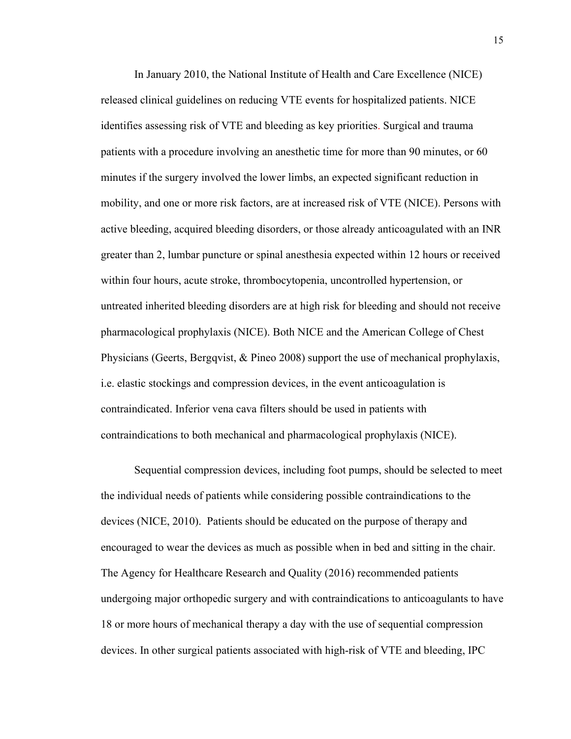In January 2010, the National Institute of Health and Care Excellence (NICE) released clinical guidelines on reducing VTE events for hospitalized patients. NICE identifies assessing risk of VTE and bleeding as key priorities. Surgical and trauma patients with a procedure involving an anesthetic time for more than 90 minutes, or 60 minutes if the surgery involved the lower limbs, an expected significant reduction in mobility, and one or more risk factors, are at increased risk of VTE (NICE). Persons with active bleeding, acquired bleeding disorders, or those already anticoagulated with an INR greater than 2, lumbar puncture or spinal anesthesia expected within 12 hours or received within four hours, acute stroke, thrombocytopenia, uncontrolled hypertension, or untreated inherited bleeding disorders are at high risk for bleeding and should not receive pharmacological prophylaxis (NICE). Both NICE and the American College of Chest Physicians (Geerts, Bergqvist, & Pineo 2008) support the use of mechanical prophylaxis, i.e. elastic stockings and compression devices, in the event anticoagulation is contraindicated. Inferior vena cava filters should be used in patients with contraindications to both mechanical and pharmacological prophylaxis (NICE).

Sequential compression devices, including foot pumps, should be selected to meet the individual needs of patients while considering possible contraindications to the devices (NICE, 2010). Patients should be educated on the purpose of therapy and encouraged to wear the devices as much as possible when in bed and sitting in the chair. The Agency for Healthcare Research and Quality (2016) recommended patients undergoing major orthopedic surgery and with contraindications to anticoagulants to have 18 or more hours of mechanical therapy a day with the use of sequential compression devices. In other surgical patients associated with high-risk of VTE and bleeding, IPC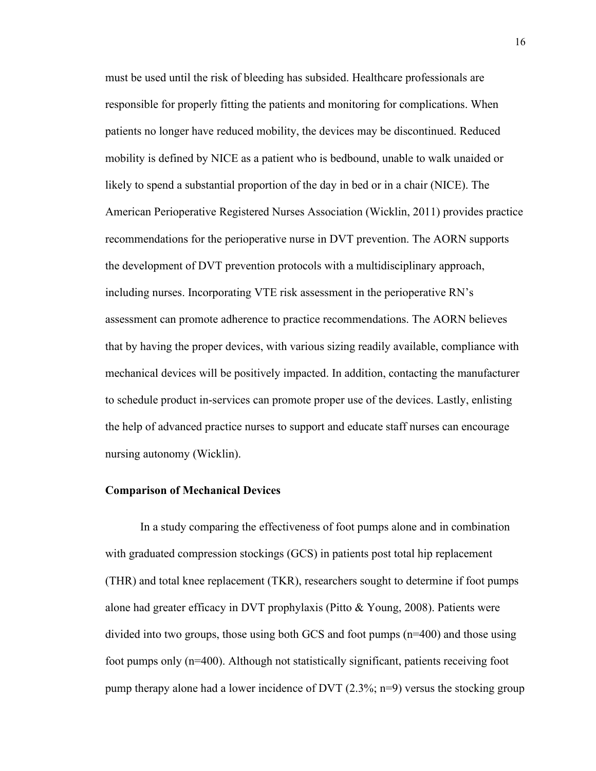must be used until the risk of bleeding has subsided. Healthcare professionals are responsible for properly fitting the patients and monitoring for complications. When patients no longer have reduced mobility, the devices may be discontinued. Reduced mobility is defined by NICE as a patient who is bedbound, unable to walk unaided or likely to spend a substantial proportion of the day in bed or in a chair (NICE). The American Perioperative Registered Nurses Association (Wicklin, 2011) provides practice recommendations for the perioperative nurse in DVT prevention. The AORN supports the development of DVT prevention protocols with a multidisciplinary approach, including nurses. Incorporating VTE risk assessment in the perioperative RN's assessment can promote adherence to practice recommendations. The AORN believes that by having the proper devices, with various sizing readily available, compliance with mechanical devices will be positively impacted. In addition, contacting the manufacturer to schedule product in-services can promote proper use of the devices. Lastly, enlisting the help of advanced practice nurses to support and educate staff nurses can encourage nursing autonomy (Wicklin).

**Comparison of Mechanical Devices**

In a study comparing the effectiveness of foot pumps alone and in combination with graduated compression stockings (GCS) in patients post total hip replacement (THR) and total knee replacement (TKR), researchers sought to determine if foot pumps alone had greater efficacy in DVT prophylaxis (Pitto & Young, 2008). Patients were divided into two groups, those using both GCS and foot pumps (n=400) and those using foot pumps only (n=400). Although not statistically significant, patients receiving foot pump therapy alone had a lower incidence of DVT (2.3%; n=9) versus the stocking group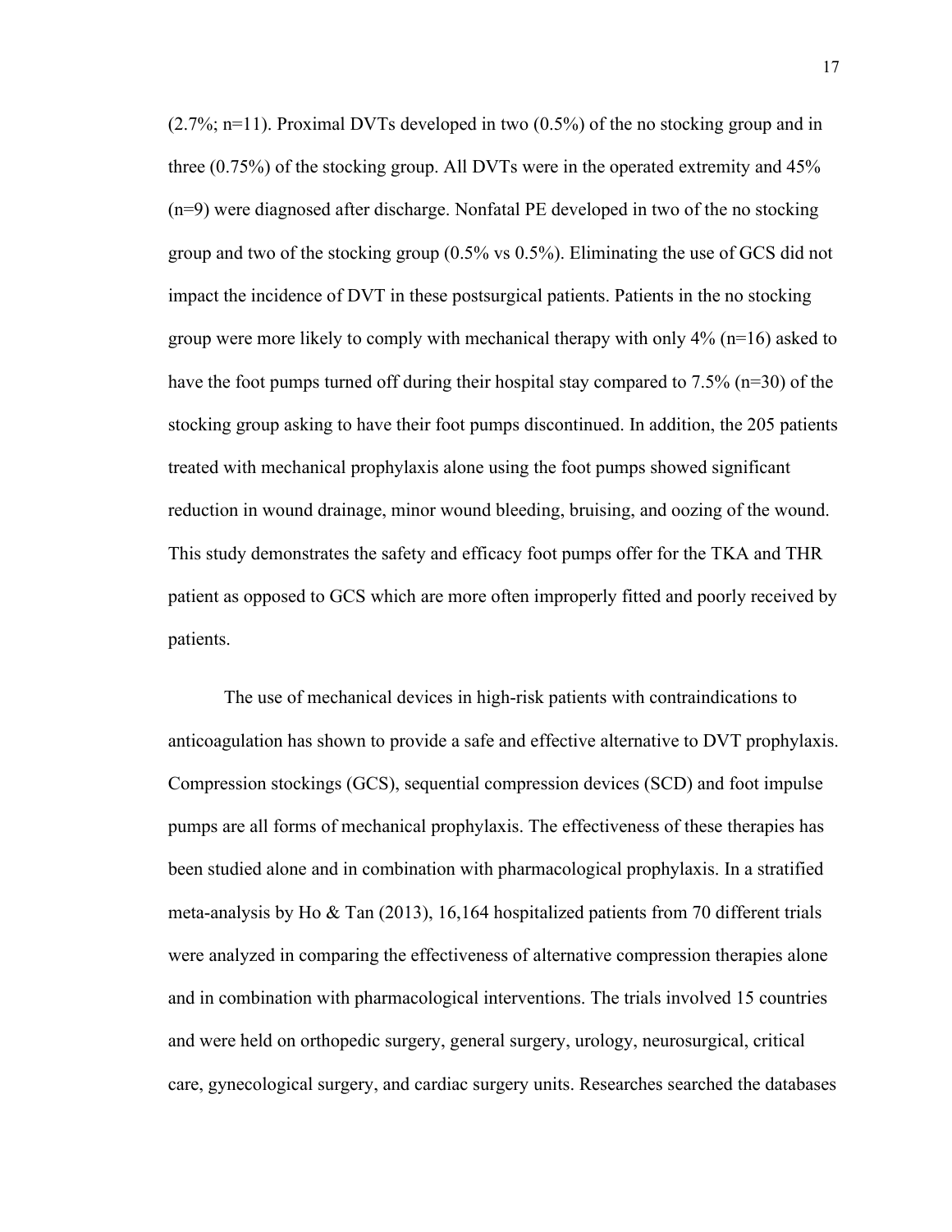(2.7%; n=11). Proximal DVTs developed in two (0.5%) of the no stocking group and in three (0.75%) of the stocking group. All DVTs were in the operated extremity and 45% (n=9) were diagnosed after discharge. Nonfatal PE developed in two of the no stocking group and two of the stocking group (0.5% vs 0.5%). Eliminating the use of GCS did not impact the incidence of DVT in these postsurgical patients. Patients in the no stocking group were more likely to comply with mechanical therapy with only 4% (n=16) asked to have the foot pumps turned off during their hospital stay compared to 7.5% (n=30) of the stocking group asking to have their foot pumps discontinued. In addition, the 205 patients treated with mechanical prophylaxis alone using the foot pumps showed significant reduction in wound drainage, minor wound bleeding, bruising, and oozing of the wound. This study demonstrates the safety and efficacy foot pumps offer for the TKA and THR patient as opposed to GCS which are more often improperly fitted and poorly received by patients.

The use of mechanical devices in high-risk patients with contraindications to anticoagulation has shown to provide a safe and effective alternative to DVT prophylaxis. Compression stockings (GCS), sequential compression devices (SCD) and foot impulse pumps are all forms of mechanical prophylaxis. The effectiveness of these therapies has been studied alone and in combination with pharmacological prophylaxis. In a stratified meta-analysis by Ho & Tan (2013), 16,164 hospitalized patients from 70 different trials were analyzed in comparing the effectiveness of alternative compression therapies alone and in combination with pharmacological interventions. The trials involved 15 countries and were held on orthopedic surgery, general surgery, urology, neurosurgical, critical care, gynecological surgery, and cardiac surgery units. Researches searched the databases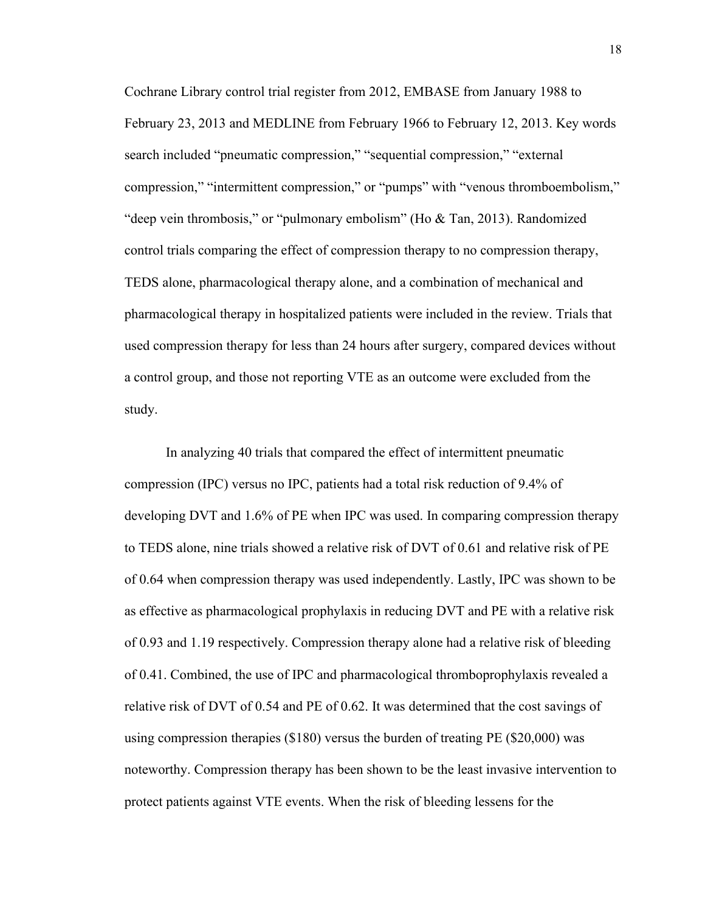Cochrane Library control trial register from 2012, EMBASE from January 1988 to February 23, 2013 and MEDLINE from February 1966 to February 12, 2013. Key words search included “pneumatic compression,” “sequential compression,” “external compression,” “intermittent compression,” or “pumps” with “venous thromboembolism,” “deep vein thrombosis,” or “pulmonary embolism” (Ho & Tan, 2013). Randomized control trials comparing the effect of compression therapy to no compression therapy, TEDS alone, pharmacological therapy alone, and a combination of mechanical and pharmacological therapy in hospitalized patients were included in the review. Trials that used compression therapy for less than 24 hours after surgery, compared devices without a control group, and those not reporting VTE as an outcome were excluded from the study.

In analyzing 40 trials that compared the effect of intermittent pneumatic compression (IPC) versus no IPC, patients had a total risk reduction of 9.4% of developing DVT and 1.6% of PE when IPC was used. In comparing compression therapy to TEDS alone, nine trials showed a relative risk of DVT of 0.61 and relative risk of PE of 0.64 when compression therapy was used independently. Lastly, IPC was shown to be as effective as pharmacological prophylaxis in reducing DVT and PE with a relative risk of 0.93 and 1.19 respectively. Compression therapy alone had a relative risk of bleeding of 0.41. Combined, the use of IPC and pharmacological thromboprophylaxis revealed a relative risk of DVT of 0.54 and PE of 0.62. It was determined that the cost savings of using compression therapies ($180) versus the burden of treating PE ($20,000) was noteworthy. Compression therapy has been shown to be the least invasive intervention to protect patients against VTE events. When the risk of bleeding lessens for the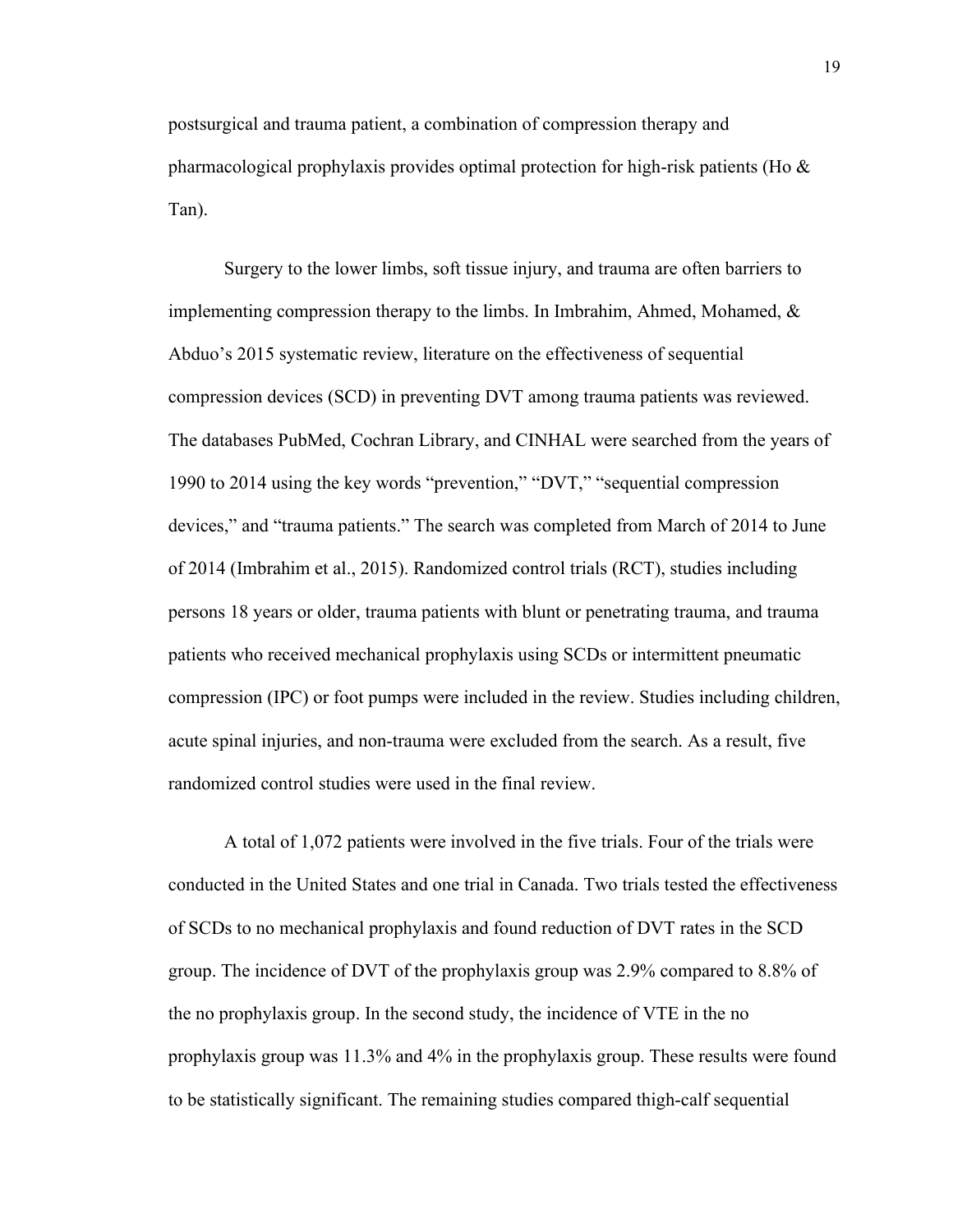postsurgical and trauma patient, a combination of compression therapy and pharmacological prophylaxis provides optimal protection for high-risk patients (Ho & Tan).

Surgery to the lower limbs, soft tissue injury, and trauma are often barriers to implementing compression therapy to the limbs. In Imbrahim, Ahmed, Mohamed, & Abduo's 2015 systematic review, literature on the effectiveness of sequential compression devices (SCD) in preventing DVT among trauma patients was reviewed. The databases PubMed, Cochran Library, and CINHAL were searched from the years of 1990 to 2014 using the key words "prevention," "DVT," "sequential compression devices," and "trauma patients." The search was completed from March of 2014 to June of 2014 (Imbrahim et al., 2015). Randomized control trials (RCT), studies including persons 18 years or older, trauma patients with blunt or penetrating trauma, and trauma patients who received mechanical prophylaxis using SCDs or intermittent pneumatic compression (IPC) or foot pumps were included in the review. Studies including children, acute spinal injuries, and non-trauma were excluded from the search. As a result, five randomized control studies were used in the final review.

A total of 1,072 patients were involved in the five trials. Four of the trials were conducted in the United States and one trial in Canada. Two trials tested the effectiveness of SCDs to no mechanical prophylaxis and found reduction of DVT rates in the SCD group. The incidence of DVT of the prophylaxis group was 2.9% compared to 8.8% of the no prophylaxis group. In the second study, the incidence of VTE in the no prophylaxis group was 11.3% and 4% in the prophylaxis group. These results were found to be statistically significant. The remaining studies compared thigh-calf sequential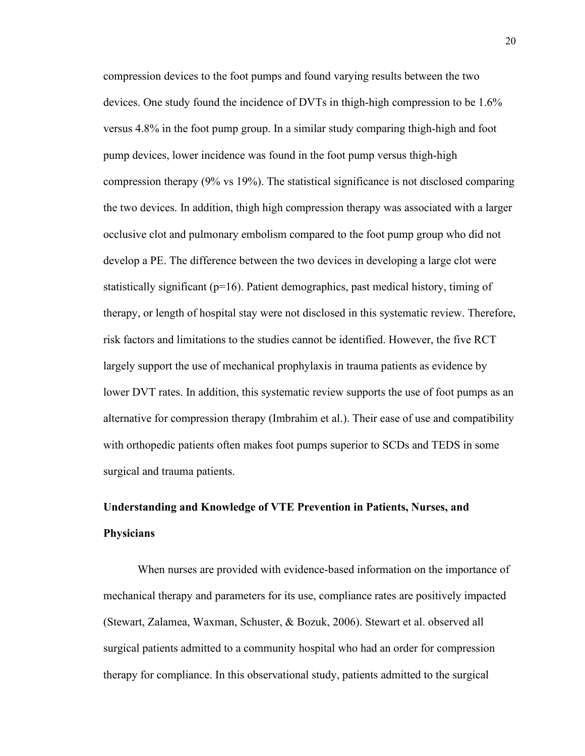compression devices to the foot pumps and found varying results between the two devices. One study found the incidence of DVTs in thigh-high compression to be 1.6% versus 4.8% in the foot pump group. In a similar study comparing thigh-high and foot pump devices, lower incidence was found in the foot pump versus thigh-high compression therapy (9% vs 19%). The statistical significance is not disclosed comparing the two devices. In addition, thigh high compression therapy was associated with a larger occlusive clot and pulmonary embolism compared to the foot pump group who did not develop a PE. The difference between the two devices in developing a large clot were statistically significant (p=16). Patient demographics, past medical history, timing of therapy, or length of hospital stay were not disclosed in this systematic review. Therefore, risk factors and limitations to the studies cannot be identified. However, the five RCT largely support the use of mechanical prophylaxis in trauma patients as evidence by lower DVT rates. In addition, this systematic review supports the use of foot pumps as an alternative for compression therapy (Imbrahim et al.). Their ease of use and compatibility with orthopedic patients often makes foot pumps superior to SCDs and TEDS in some surgical and trauma patients.

**Understanding and Knowledge of VTE Prevention in Patients, Nurses, and Physicians**

When nurses are provided with evidence-based information on the importance of mechanical therapy and parameters for its use, compliance rates are positively impacted (Stewart, Zalamea, Waxman, Schuster, & Bozuk, 2006). Stewart et al. observed all surgical patients admitted to a community hospital who had an order for compression therapy for compliance. In this observational study, patients admitted to the surgical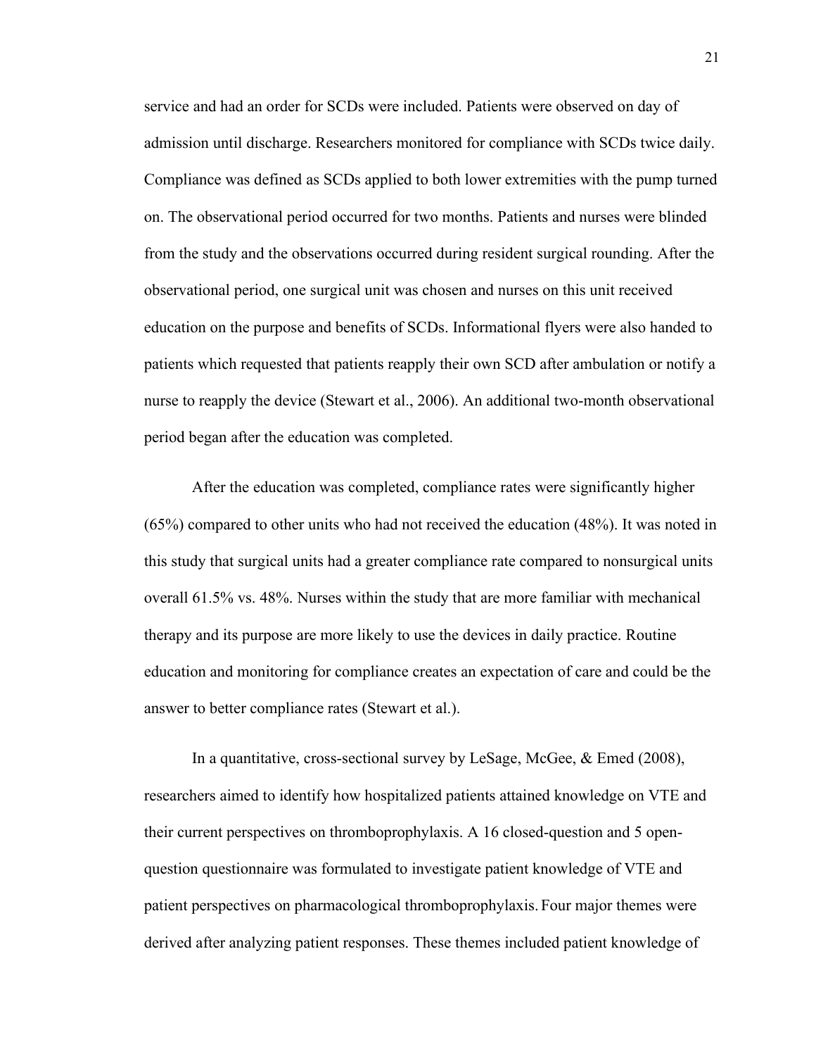service and had an order for SCDs were included. Patients were observed on day of admission until discharge. Researchers monitored for compliance with SCDs twice daily. Compliance was defined as SCDs applied to both lower extremities with the pump turned on. The observational period occurred for two months. Patients and nurses were blinded from the study and the observations occurred during resident surgical rounding. After the observational period, one surgical unit was chosen and nurses on this unit received education on the purpose and benefits of SCDs. Informational flyers were also handed to patients which requested that patients reapply their own SCD after ambulation or notify a nurse to reapply the device (Stewart et al., 2006). An additional two-month observational period began after the education was completed.

After the education was completed, compliance rates were significantly higher (65%) compared to other units who had not received the education (48%). It was noted in this study that surgical units had a greater compliance rate compared to nonsurgical units overall 61.5% vs. 48%. Nurses within the study that are more familiar with mechanical therapy and its purpose are more likely to use the devices in daily practice. Routine education and monitoring for compliance creates an expectation of care and could be the answer to better compliance rates (Stewart et al.).

In a quantitative, cross-sectional survey by LeSage, McGee, & Emed (2008), researchers aimed to identify how hospitalized patients attained knowledge on VTE and their current perspectives on thromboprophylaxis. A 16 closed-question and 5 open-question questionnaire was formulated to investigate patient knowledge of VTE and patient perspectives on pharmacological thromboprophylaxis. Four major themes were derived after analyzing patient responses. These themes included patient knowledge of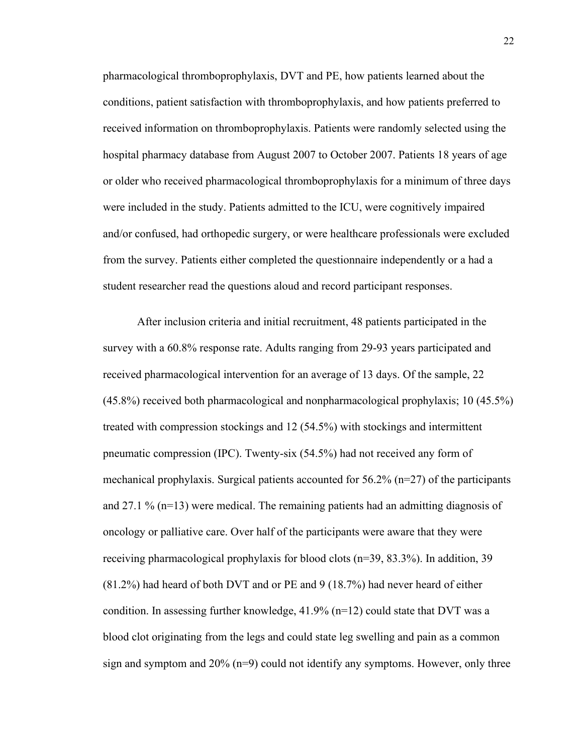pharmacological thromboprophylaxis, DVT and PE, how patients learned about the conditions, patient satisfaction with thromboprophylaxis, and how patients preferred to received information on thromboprophylaxis. Patients were randomly selected using the hospital pharmacy database from August 2007 to October 2007. Patients 18 years of age or older who received pharmacological thromboprophylaxis for a minimum of three days were included in the study. Patients admitted to the ICU, were cognitively impaired and/or confused, had orthopedic surgery, or were healthcare professionals were excluded from the survey. Patients either completed the questionnaire independently or a had a student researcher read the questions aloud and record participant responses.

After inclusion criteria and initial recruitment, 48 patients participated in the survey with a 60.8% response rate. Adults ranging from 29-93 years participated and received pharmacological intervention for an average of 13 days. Of the sample, 22 (45.8%) received both pharmacological and nonpharmacological prophylaxis; 10 (45.5%) treated with compression stockings and 12 (54.5%) with stockings and intermittent pneumatic compression (IPC). Twenty-six (54.5%) had not received any form of mechanical prophylaxis. Surgical patients accounted for 56.2% (n=27) of the participants and 27.1 % (n=13) were medical. The remaining patients had an admitting diagnosis of oncology or palliative care. Over half of the participants were aware that they were receiving pharmacological prophylaxis for blood clots (n=39, 83.3%). In addition, 39 (81.2%) had heard of both DVT and or PE and 9 (18.7%) had never heard of either condition. In assessing further knowledge, 41.9% (n=12) could state that DVT was a blood clot originating from the legs and could state leg swelling and pain as a common sign and symptom and 20% (n=9) could not identify any symptoms. However, only three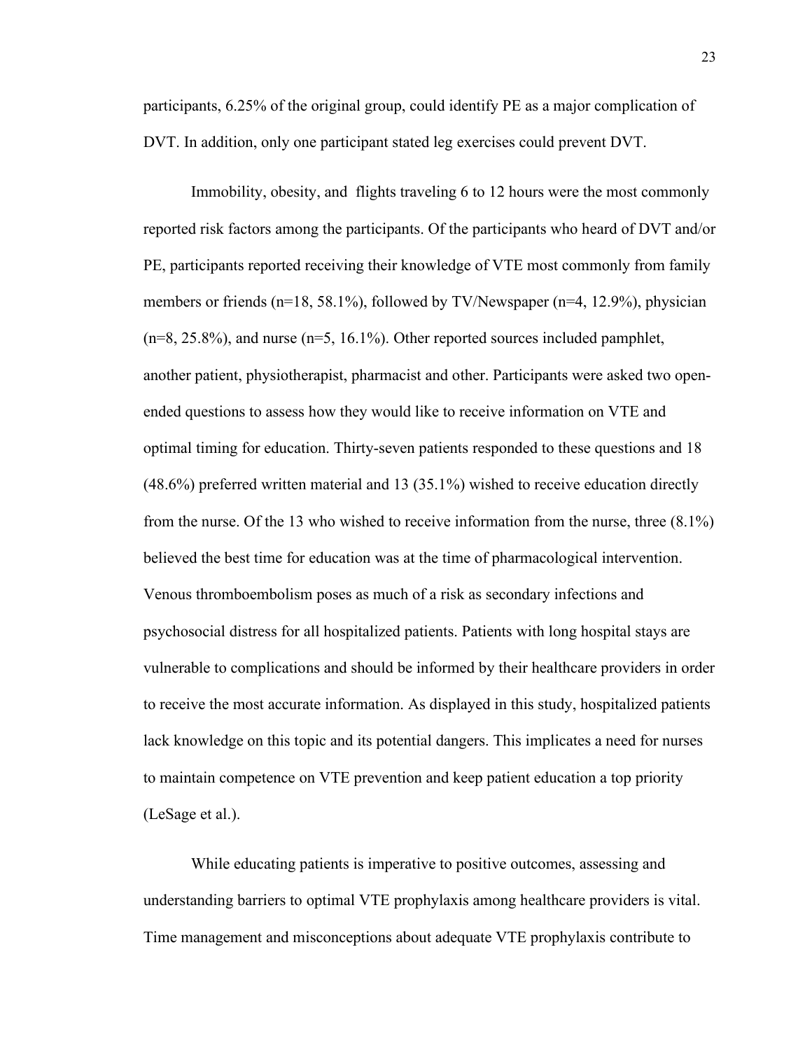participants, 6.25% of the original group, could identify PE as a major complication of DVT. In addition, only one participant stated leg exercises could prevent DVT.

Immobility, obesity, and flights traveling 6 to 12 hours were the most commonly reported risk factors among the participants. Of the participants who heard of DVT and/or PE, participants reported receiving their knowledge of VTE most commonly from family members or friends (n=18, 58.1%), followed by TV/Newspaper (n=4, 12.9%), physician (n=8, 25.8%), and nurse (n=5, 16.1%). Other reported sources included pamphlet, another patient, physiotherapist, pharmacist and other. Participants were asked two open-ended questions to assess how they would like to receive information on VTE and optimal timing for education. Thirty-seven patients responded to these questions and 18 (48.6%) preferred written material and 13 (35.1%) wished to receive education directly from the nurse. Of the 13 who wished to receive information from the nurse, three (8.1%) believed the best time for education was at the time of pharmacological intervention. Venous thromboembolism poses as much of a risk as secondary infections and psychosocial distress for all hospitalized patients. Patients with long hospital stays are vulnerable to complications and should be informed by their healthcare providers in order to receive the most accurate information. As displayed in this study, hospitalized patients lack knowledge on this topic and its potential dangers. This implicates a need for nurses to maintain competence on VTE prevention and keep patient education a top priority (LeSage et al.).

While educating patients is imperative to positive outcomes, assessing and understanding barriers to optimal VTE prophylaxis among healthcare providers is vital. Time management and misconceptions about adequate VTE prophylaxis contribute to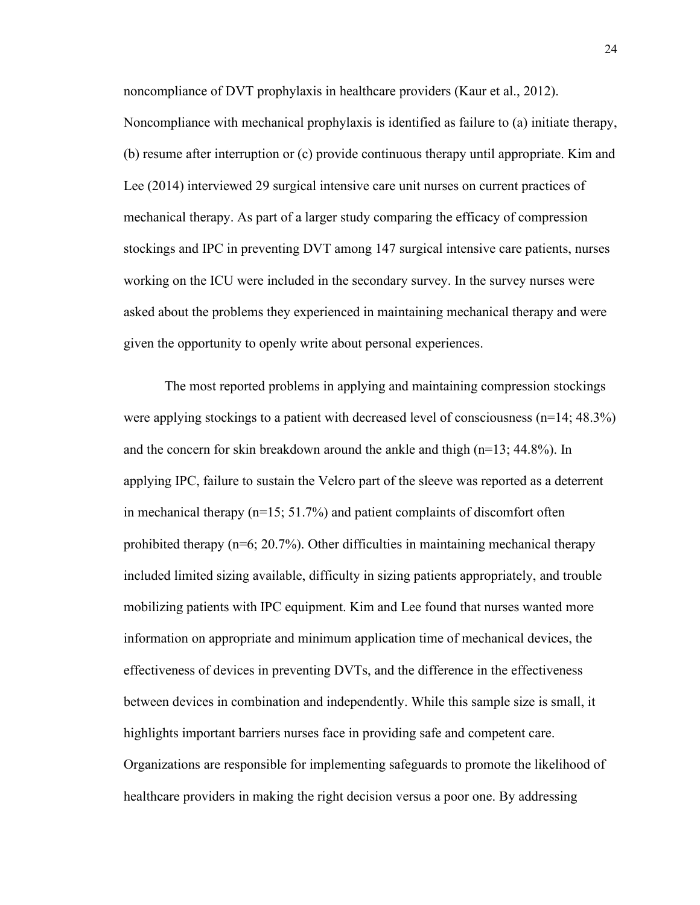noncompliance of DVT prophylaxis in healthcare providers (Kaur et al., 2012). Noncompliance with mechanical prophylaxis is identified as failure to (a) initiate therapy, (b) resume after interruption or (c) provide continuous therapy until appropriate. Kim and Lee (2014) interviewed 29 surgical intensive care unit nurses on current practices of mechanical therapy. As part of a larger study comparing the efficacy of compression stockings and IPC in preventing DVT among 147 surgical intensive care patients, nurses working on the ICU were included in the secondary survey. In the survey nurses were asked about the problems they experienced in maintaining mechanical therapy and were given the opportunity to openly write about personal experiences.

The most reported problems in applying and maintaining compression stockings were applying stockings to a patient with decreased level of consciousness (n=14; 48.3%) and the concern for skin breakdown around the ankle and thigh (n=13; 44.8%). In applying IPC, failure to sustain the Velcro part of the sleeve was reported as a deterrent in mechanical therapy (n=15; 51.7%) and patient complaints of discomfort often prohibited therapy (n=6; 20.7%). Other difficulties in maintaining mechanical therapy included limited sizing available, difficulty in sizing patients appropriately, and trouble mobilizing patients with IPC equipment. Kim and Lee found that nurses wanted more information on appropriate and minimum application time of mechanical devices, the effectiveness of devices in preventing DVTs, and the difference in the effectiveness between devices in combination and independently. While this sample size is small, it highlights important barriers nurses face in providing safe and competent care. Organizations are responsible for implementing safeguards to promote the likelihood of healthcare providers in making the right decision versus a poor one. By addressing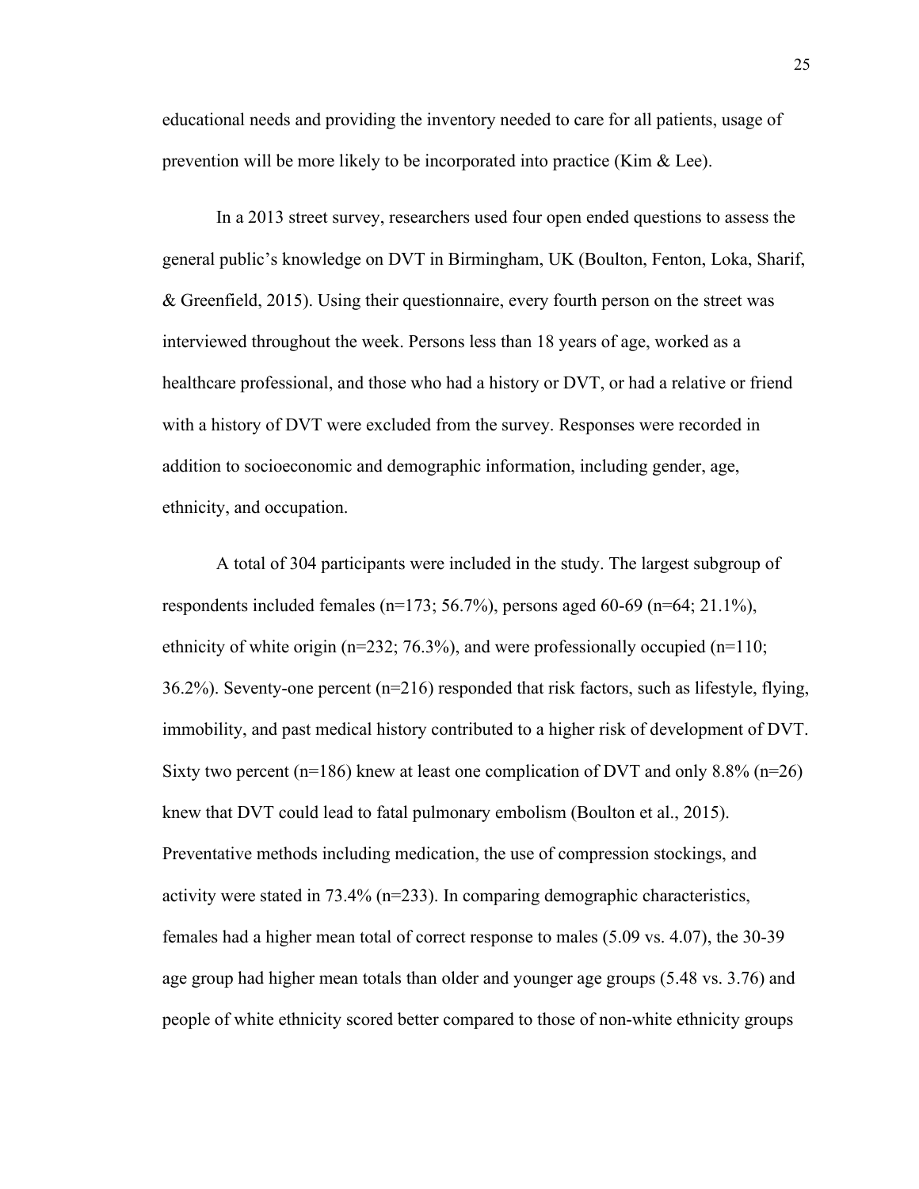educational needs and providing the inventory needed to care for all patients, usage of prevention will be more likely to be incorporated into practice (Kim & Lee).

In a 2013 street survey, researchers used four open ended questions to assess the general public's knowledge on DVT in Birmingham, UK (Boulton, Fenton, Loka, Sharif, & Greenfield, 2015). Using their questionnaire, every fourth person on the street was interviewed throughout the week. Persons less than 18 years of age, worked as a healthcare professional, and those who had a history or DVT, or had a relative or friend with a history of DVT were excluded from the survey. Responses were recorded in addition to socioeconomic and demographic information, including gender, age, ethnicity, and occupation.

A total of 304 participants were included in the study. The largest subgroup of respondents included females (n=173; 56.7%), persons aged 60-69 (n=64; 21.1%), ethnicity of white origin (n=232; 76.3%), and were professionally occupied (n=110; 36.2%). Seventy-one percent (n=216) responded that risk factors, such as lifestyle, flying, immobility, and past medical history contributed to a higher risk of development of DVT. Sixty two percent (n=186) knew at least one complication of DVT and only 8.8% (n=26) knew that DVT could lead to fatal pulmonary embolism (Boulton et al., 2015). Preventative methods including medication, the use of compression stockings, and activity were stated in 73.4% (n=233). In comparing demographic characteristics, females had a higher mean total of correct response to males (5.09 vs. 4.07), the 30-39 age group had higher mean totals than older and younger age groups (5.48 vs. 3.76) and people of white ethnicity scored better compared to those of non-white ethnicity groups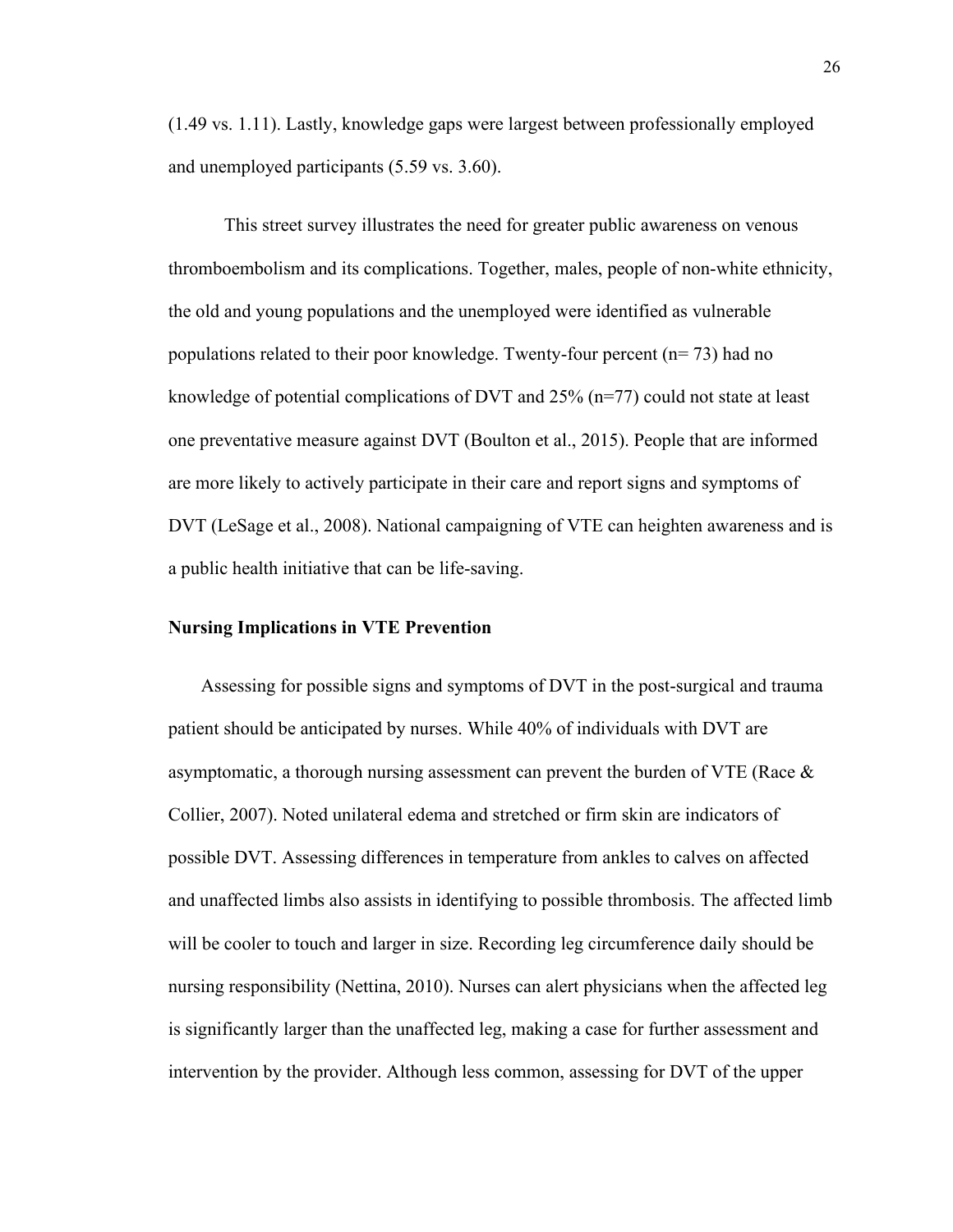(1.49 vs. 1.11). Lastly, knowledge gaps were largest between professionally employed and unemployed participants (5.59 vs. 3.60).

This street survey illustrates the need for greater public awareness on venous thromboembolism and its complications. Together, males, people of non-white ethnicity, the old and young populations and the unemployed were identified as vulnerable populations related to their poor knowledge. Twenty-four percent (n= 73) had no knowledge of potential complications of DVT and 25% (n=77) could not state at least one preventative measure against DVT (Boulton et al., 2015). People that are informed are more likely to actively participate in their care and report signs and symptoms of DVT (LeSage et al., 2008). National campaigning of VTE can heighten awareness and is a public health initiative that can be life-saving.

**Nursing Implications in VTE Prevention**

Assessing for possible signs and symptoms of DVT in the post-surgical and trauma patient should be anticipated by nurses. While 40% of individuals with DVT are asymptomatic, a thorough nursing assessment can prevent the burden of VTE (Race & Collier, 2007). Noted unilateral edema and stretched or firm skin are indicators of possible DVT. Assessing differences in temperature from ankles to calves on affected and unaffected limbs also assists in identifying to possible thrombosis. The affected limb will be cooler to touch and larger in size. Recording leg circumference daily should be nursing responsibility (Nettina, 2010). Nurses can alert physicians when the affected leg is significantly larger than the unaffected leg, making a case for further assessment and intervention by the provider. Although less common, assessing for DVT of the upper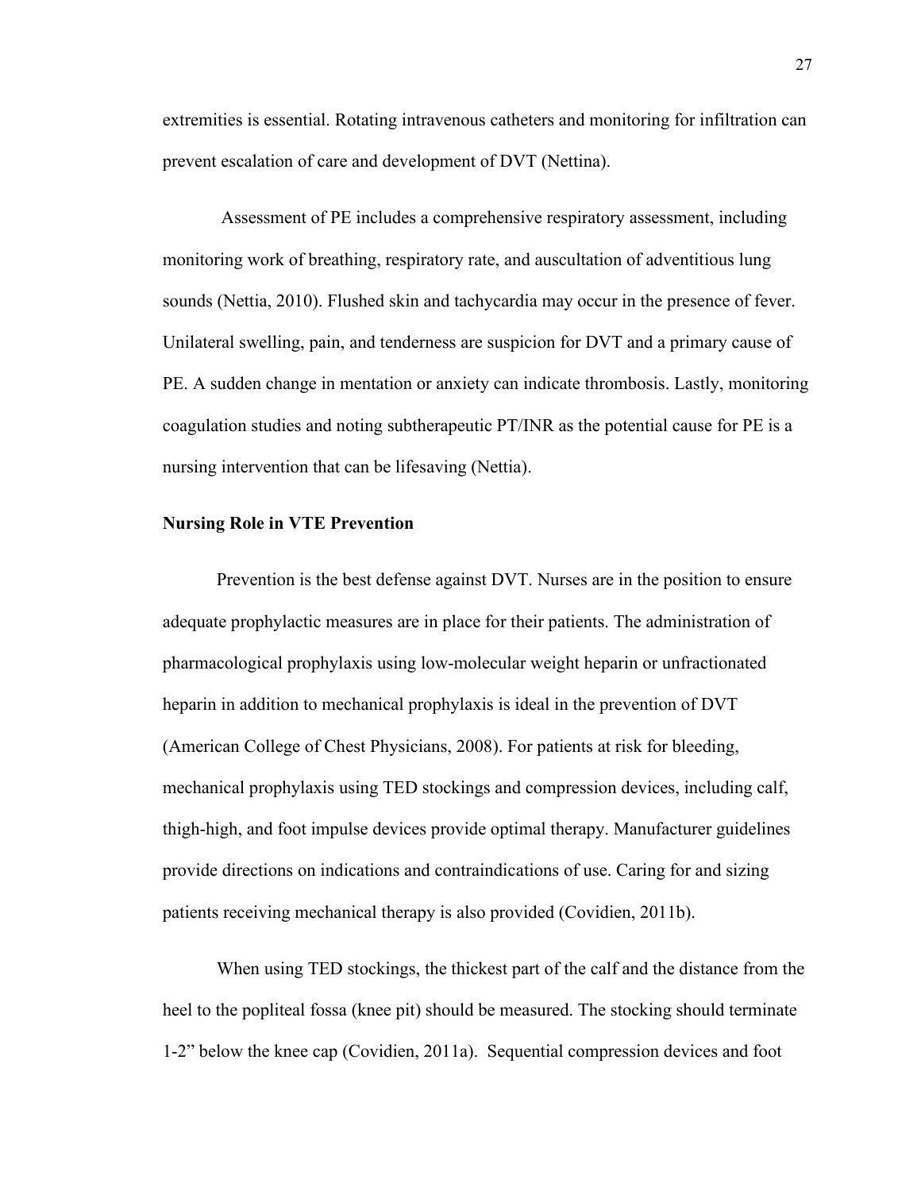extremities is essential. Rotating intravenous catheters and monitoring for infiltration can prevent escalation of care and development of DVT (Nettina).

Assessment of PE includes a comprehensive respiratory assessment, including monitoring work of breathing, respiratory rate, and auscultation of adventitious lung sounds (Nettia, 2010). Flushed skin and tachycardia may occur in the presence of fever. Unilateral swelling, pain, and tenderness are suspicion for DVT and a primary cause of PE. A sudden change in mentation or anxiety can indicate thrombosis. Lastly, monitoring coagulation studies and noting subtherapeutic PT/INR as the potential cause for PE is a nursing intervention that can be lifesaving (Nettia).

**Nursing Role in VTE Prevention**

Prevention is the best defense against DVT. Nurses are in the position to ensure adequate prophylactic measures are in place for their patients. The administration of pharmacological prophylaxis using low-molecular weight heparin or unfractionated heparin in addition to mechanical prophylaxis is ideal in the prevention of DVT (American College of Chest Physicians, 2008). For patients at risk for bleeding, mechanical prophylaxis using TED stockings and compression devices, including calf, thigh-high, and foot impulse devices provide optimal therapy. Manufacturer guidelines provide directions on indications and contraindications of use. Caring for and sizing patients receiving mechanical therapy is also provided (Covidien, 2011b).

When using TED stockings, the thickest part of the calf and the distance from the heel to the popliteal fossa (knee pit) should be measured. The stocking should terminate 1-2" below the knee cap (Covidien, 2011a). Sequential compression devices and foot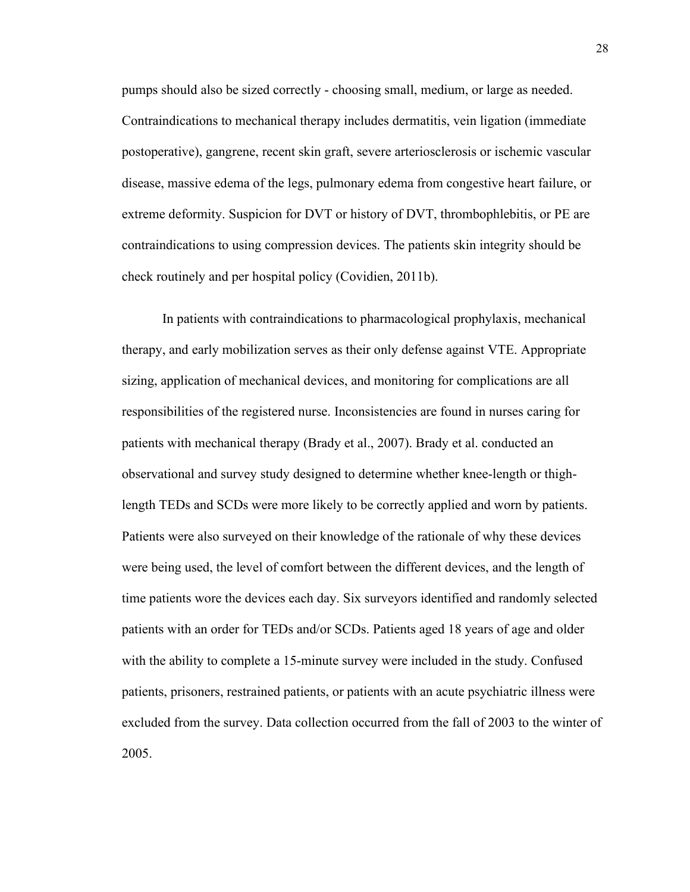pumps should also be sized correctly - choosing small, medium, or large as needed. Contraindications to mechanical therapy includes dermatitis, vein ligation (immediate postoperative), gangrene, recent skin graft, severe arteriosclerosis or ischemic vascular disease, massive edema of the legs, pulmonary edema from congestive heart failure, or extreme deformity. Suspicion for DVT or history of DVT, thrombophlebitis, or PE are contraindications to using compression devices. The patients skin integrity should be check routinely and per hospital policy (Covidien, 2011b).

In patients with contraindications to pharmacological prophylaxis, mechanical therapy, and early mobilization serves as their only defense against VTE. Appropriate sizing, application of mechanical devices, and monitoring for complications are all responsibilities of the registered nurse. Inconsistencies are found in nurses caring for patients with mechanical therapy (Brady et al., 2007). Brady et al. conducted an observational and survey study designed to determine whether knee-length or thigh-length TEDs and SCDs were more likely to be correctly applied and worn by patients. Patients were also surveyed on their knowledge of the rationale of why these devices were being used, the level of comfort between the different devices, and the length of time patients wore the devices each day. Six surveyors identified and randomly selected patients with an order for TEDs and/or SCDs. Patients aged 18 years of age and older with the ability to complete a 15-minute survey were included in the study. Confused patients, prisoners, restrained patients, or patients with an acute psychiatric illness were excluded from the survey. Data collection occurred from the fall of 2003 to the winter of 2005.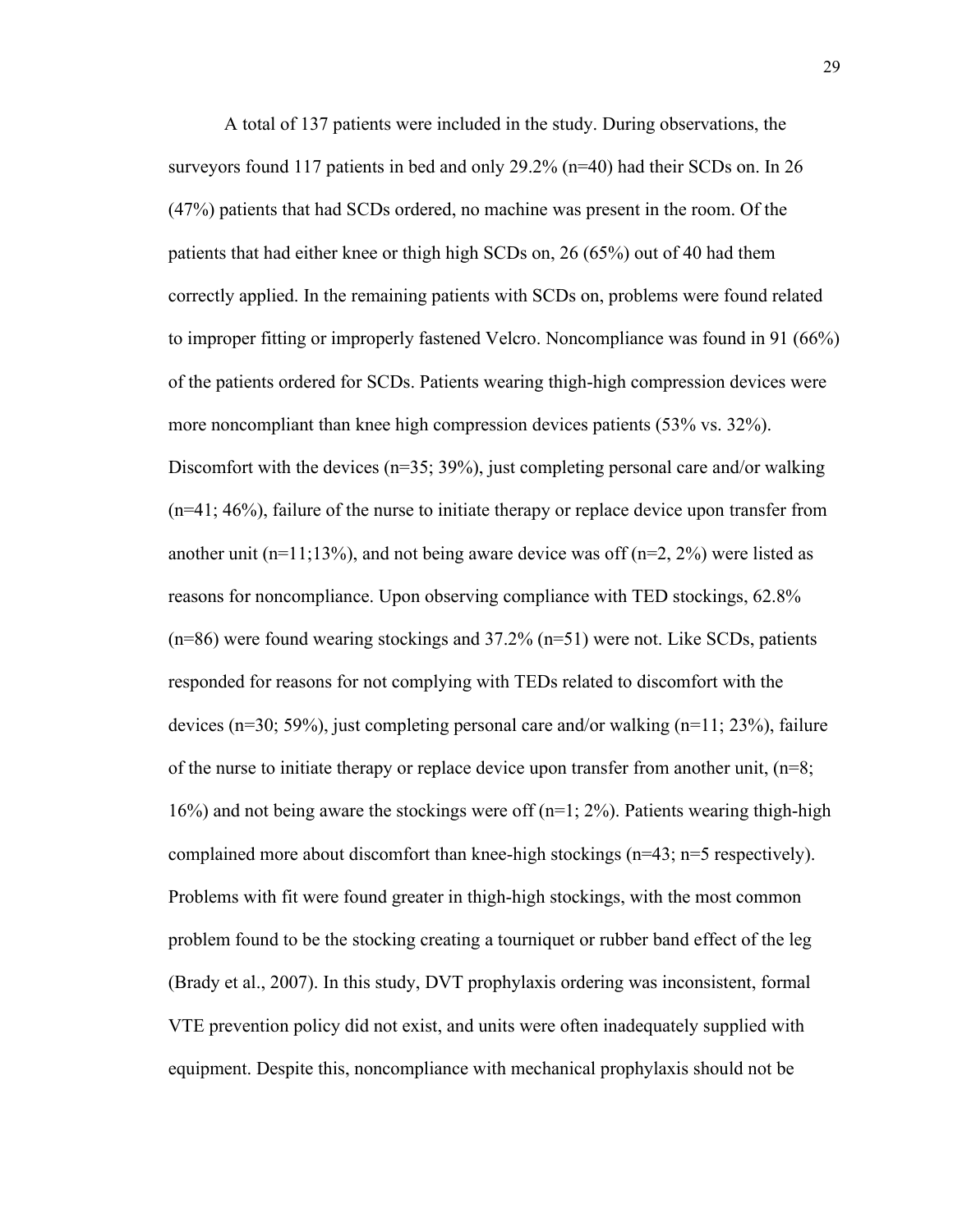A total of 137 patients were included in the study. During observations, the surveyors found 117 patients in bed and only 29.2% (n=40) had their SCDs on. In 26 (47%) patients that had SCDs ordered, no machine was present in the room. Of the patients that had either knee or thigh high SCDs on, 26 (65%) out of 40 had them correctly applied. In the remaining patients with SCDs on, problems were found related to improper fitting or improperly fastened Velcro. Noncompliance was found in 91 (66%) of the patients ordered for SCDs. Patients wearing thigh-high compression devices were more noncompliant than knee high compression devices patients (53% vs. 32%). Discomfort with the devices (n=35; 39%), just completing personal care and/or walking (n=41; 46%), failure of the nurse to initiate therapy or replace device upon transfer from another unit (n=11;13%), and not being aware device was off (n=2, 2%) were listed as reasons for noncompliance. Upon observing compliance with TED stockings, 62.8% (n=86) were found wearing stockings and 37.2% (n=51) were not. Like SCDs, patients responded for reasons for not complying with TEDs related to discomfort with the devices (n=30; 59%), just completing personal care and/or walking (n=11; 23%), failure of the nurse to initiate therapy or replace device upon transfer from another unit, (n=8; 16%) and not being aware the stockings were off (n=1; 2%). Patients wearing thigh-high complained more about discomfort than knee-high stockings (n=43; n=5 respectively). Problems with fit were found greater in thigh-high stockings, with the most common problem found to be the stocking creating a tourniquet or rubber band effect of the leg (Brady et al., 2007). In this study, DVT prophylaxis ordering was inconsistent, formal VTE prevention policy did not exist, and units were often inadequately supplied with equipment. Despite this, noncompliance with mechanical prophylaxis should not be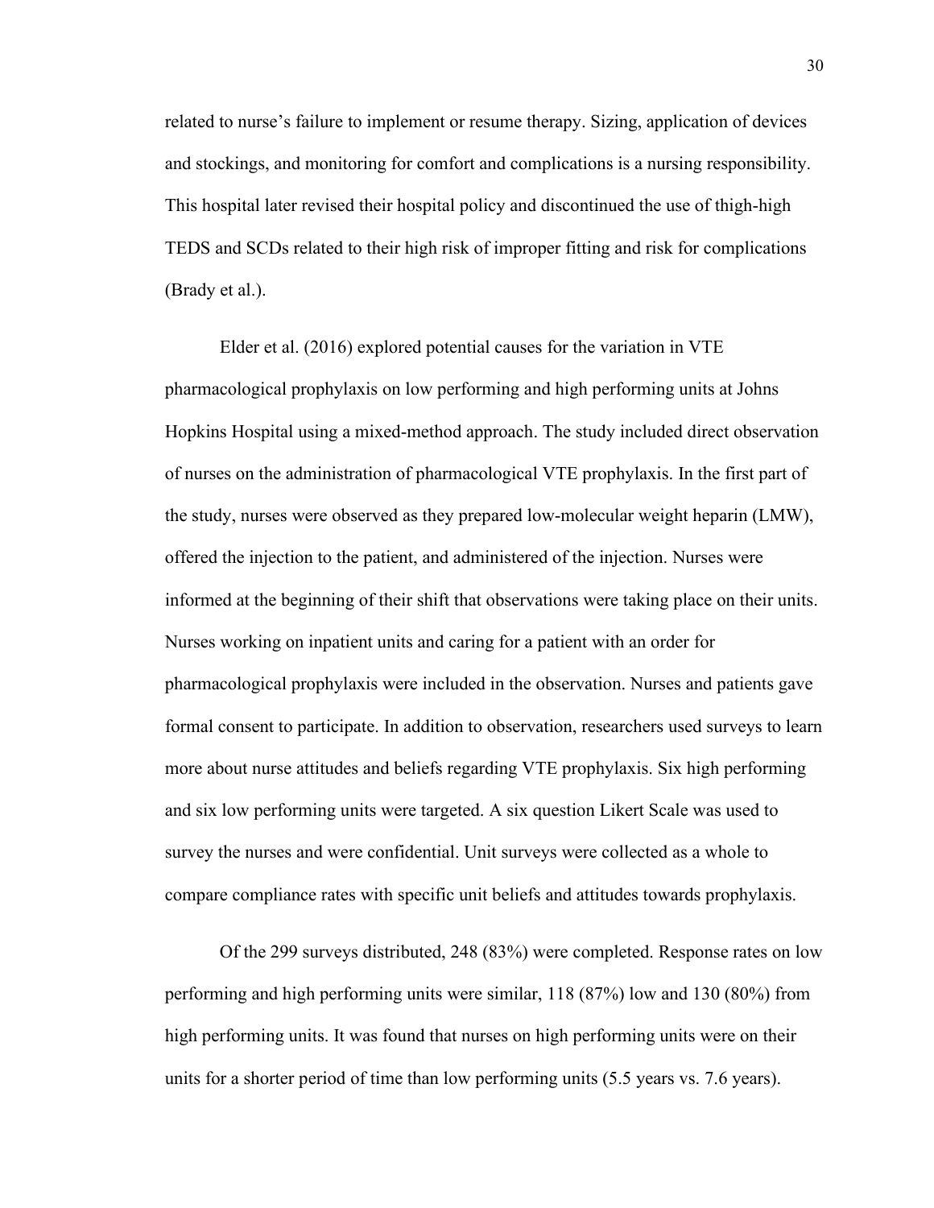related to nurse's failure to implement or resume therapy. Sizing, application of devices and stockings, and monitoring for comfort and complications is a nursing responsibility. This hospital later revised their hospital policy and discontinued the use of thigh-high TEDS and SCDs related to their high risk of improper fitting and risk for complications (Brady et al.).

Elder et al. (2016) explored potential causes for the variation in VTE pharmacological prophylaxis on low performing and high performing units at Johns Hopkins Hospital using a mixed-method approach. The study included direct observation of nurses on the administration of pharmacological VTE prophylaxis. In the first part of the study, nurses were observed as they prepared low-molecular weight heparin (LMW), offered the injection to the patient, and administered of the injection. Nurses were informed at the beginning of their shift that observations were taking place on their units. Nurses working on inpatient units and caring for a patient with an order for pharmacological prophylaxis were included in the observation. Nurses and patients gave formal consent to participate. In addition to observation, researchers used surveys to learn more about nurse attitudes and beliefs regarding VTE prophylaxis. Six high performing and six low performing units were targeted. A six question Likert Scale was used to survey the nurses and were confidential. Unit surveys were collected as a whole to compare compliance rates with specific unit beliefs and attitudes towards prophylaxis.

Of the 299 surveys distributed, 248 (83%) were completed. Response rates on low performing and high performing units were similar, 118 (87%) low and 130 (80%) from high performing units. It was found that nurses on high performing units were on their units for a shorter period of time than low performing units (5.5 years vs. 7.6 years).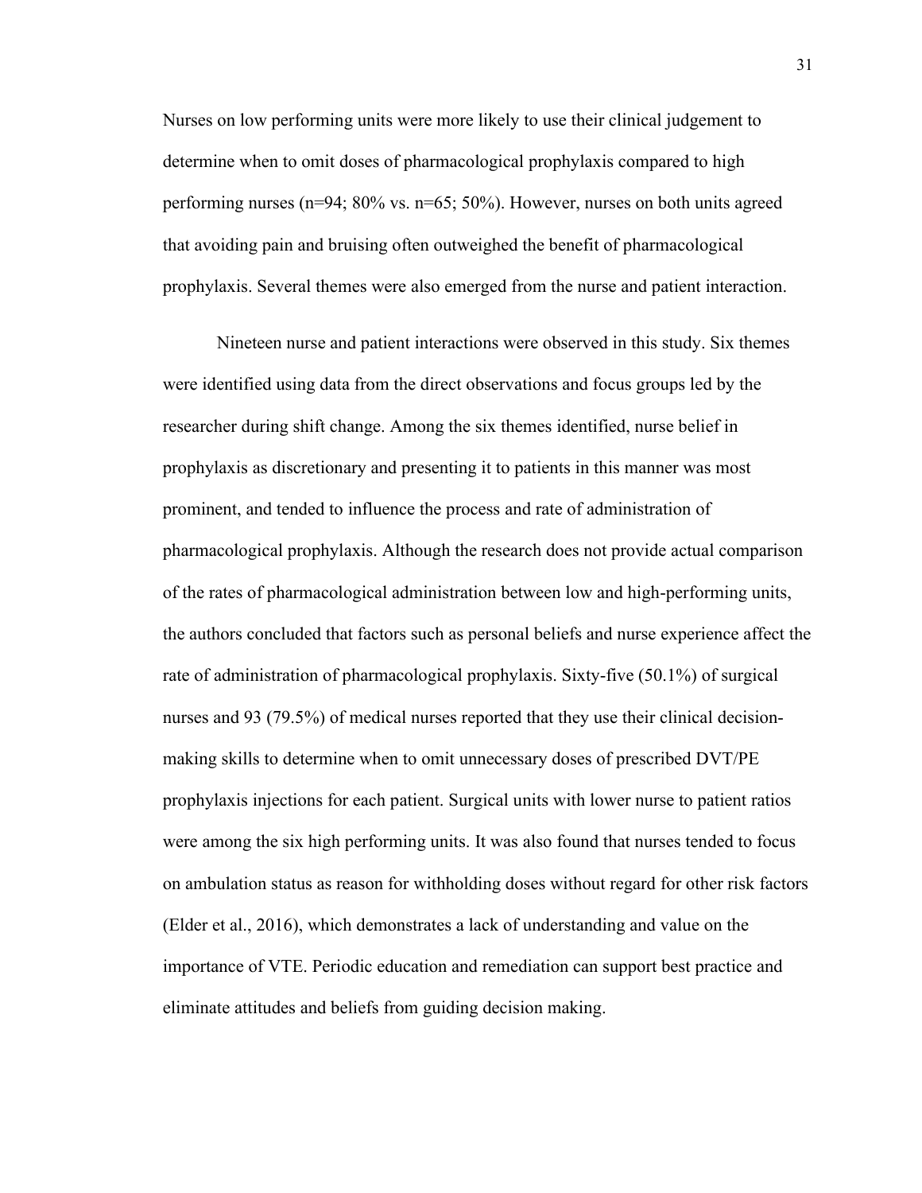Nurses on low performing units were more likely to use their clinical judgement to determine when to omit doses of pharmacological prophylaxis compared to high performing nurses (n=94; 80% vs. n=65; 50%). However, nurses on both units agreed that avoiding pain and bruising often outweighed the benefit of pharmacological prophylaxis. Several themes were also emerged from the nurse and patient interaction.

Nineteen nurse and patient interactions were observed in this study. Six themes were identified using data from the direct observations and focus groups led by the researcher during shift change. Among the six themes identified, nurse belief in prophylaxis as discretionary and presenting it to patients in this manner was most prominent, and tended to influence the process and rate of administration of pharmacological prophylaxis. Although the research does not provide actual comparison of the rates of pharmacological administration between low and high-performing units, the authors concluded that factors such as personal beliefs and nurse experience affect the rate of administration of pharmacological prophylaxis. Sixty-five (50.1%) of surgical nurses and 93 (79.5%) of medical nurses reported that they use their clinical decision-making skills to determine when to omit unnecessary doses of prescribed DVT/PE prophylaxis injections for each patient. Surgical units with lower nurse to patient ratios were among the six high performing units. It was also found that nurses tended to focus on ambulation status as reason for withholding doses without regard for other risk factors (Elder et al., 2016), which demonstrates a lack of understanding and value on the importance of VTE. Periodic education and remediation can support best practice and eliminate attitudes and beliefs from guiding decision making.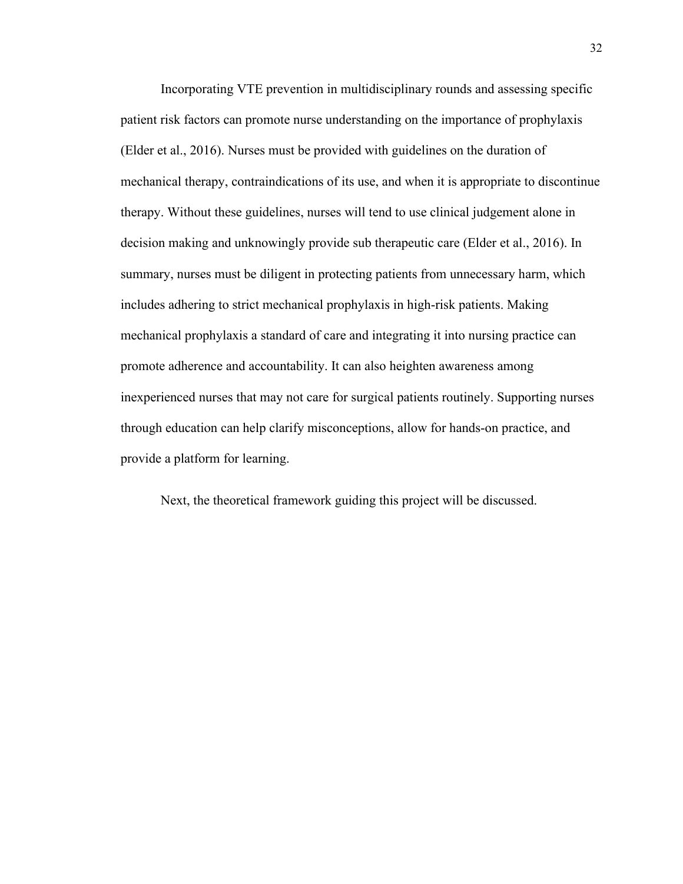Incorporating VTE prevention in multidisciplinary rounds and assessing specific patient risk factors can promote nurse understanding on the importance of prophylaxis (Elder et al., 2016). Nurses must be provided with guidelines on the duration of mechanical therapy, contraindications of its use, and when it is appropriate to discontinue therapy. Without these guidelines, nurses will tend to use clinical judgement alone in decision making and unknowingly provide sub therapeutic care (Elder et al., 2016). In summary, nurses must be diligent in protecting patients from unnecessary harm, which includes adhering to strict mechanical prophylaxis in high-risk patients. Making mechanical prophylaxis a standard of care and integrating it into nursing practice can promote adherence and accountability. It can also heighten awareness among inexperienced nurses that may not care for surgical patients routinely. Supporting nurses through education can help clarify misconceptions, allow for hands-on practice, and provide a platform for learning.

Next, the theoretical framework guiding this project will be discussed.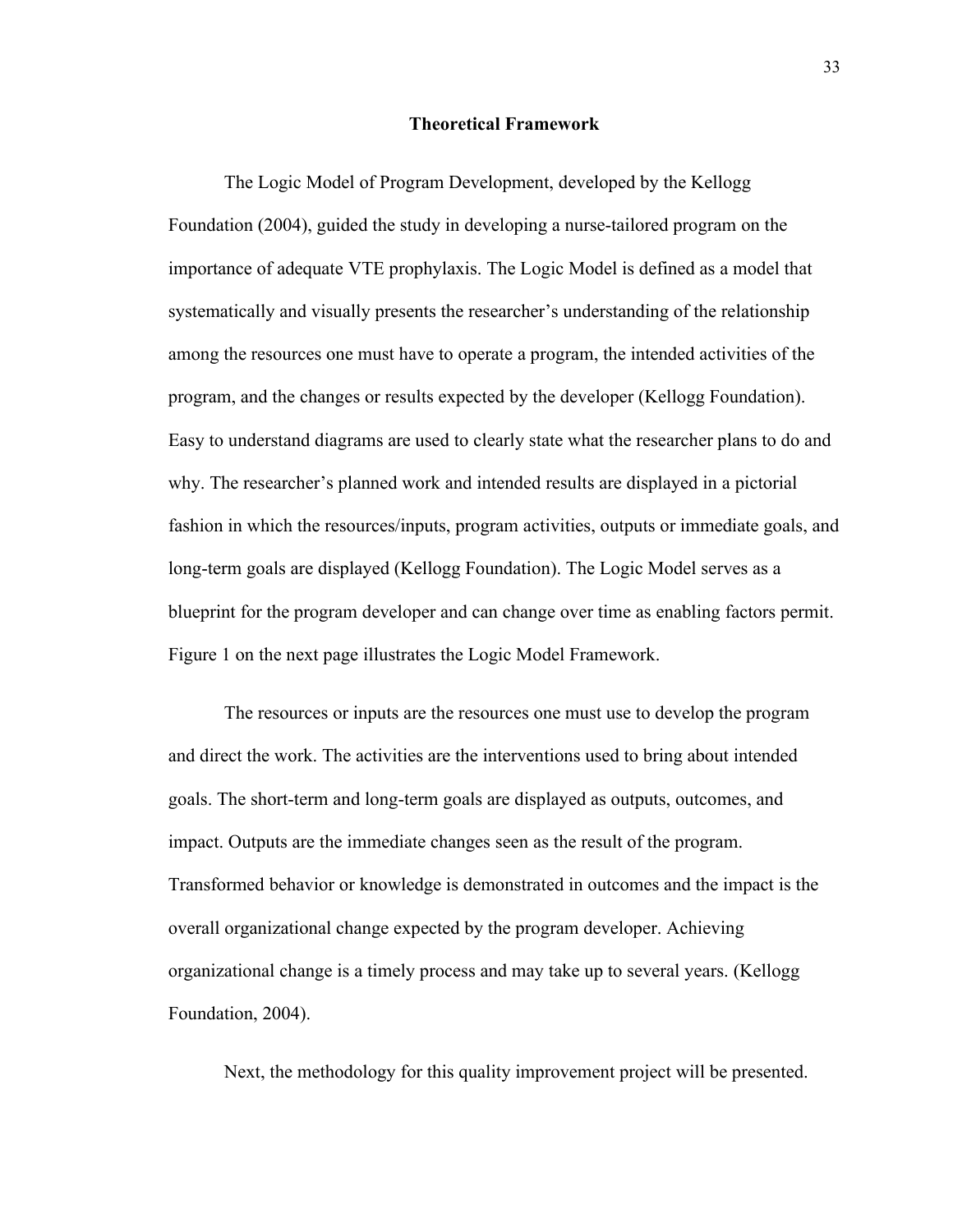## Theoretical Framework

The Logic Model of Program Development, developed by the Kellogg Foundation (2004), guided the study in developing a nurse-tailored program on the importance of adequate VTE prophylaxis. The Logic Model is defined as a model that systematically and visually presents the researcher's understanding of the relationship among the resources one must have to operate a program, the intended activities of the program, and the changes or results expected by the developer (Kellogg Foundation). Easy to understand diagrams are used to clearly state what the researcher plans to do and why. The researcher's planned work and intended results are displayed in a pictorial fashion in which the resources/inputs, program activities, outputs or immediate goals, and long-term goals are displayed (Kellogg Foundation). The Logic Model serves as a blueprint for the program developer and can change over time as enabling factors permit. Figure 1 on the next page illustrates the Logic Model Framework.

The resources or inputs are the resources one must use to develop the program and direct the work. The activities are the interventions used to bring about intended goals. The short-term and long-term goals are displayed as outputs, outcomes, and impact. Outputs are the immediate changes seen as the result of the program. Transformed behavior or knowledge is demonstrated in outcomes and the impact is the overall organizational change expected by the program developer. Achieving organizational change is a timely process and may take up to several years. (Kellogg Foundation, 2004).

Next, the methodology for this quality improvement project will be presented.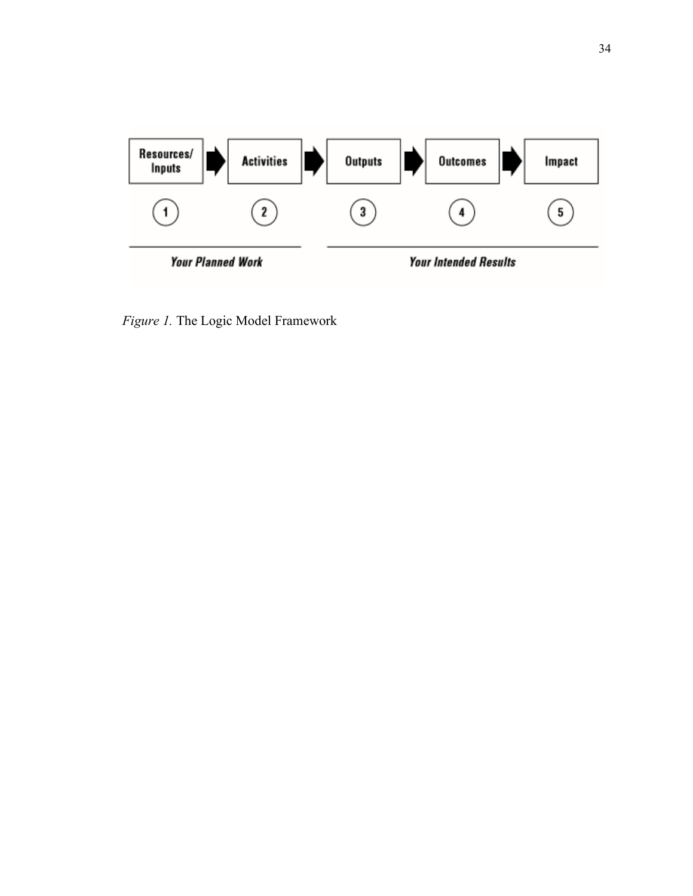Resources/ Inputs → Activities → Outputs → Outcomes → Impact

1 2 3 4 5

Your Planned Work | Your Intended Results

*Figure 1.* The Logic Model Framework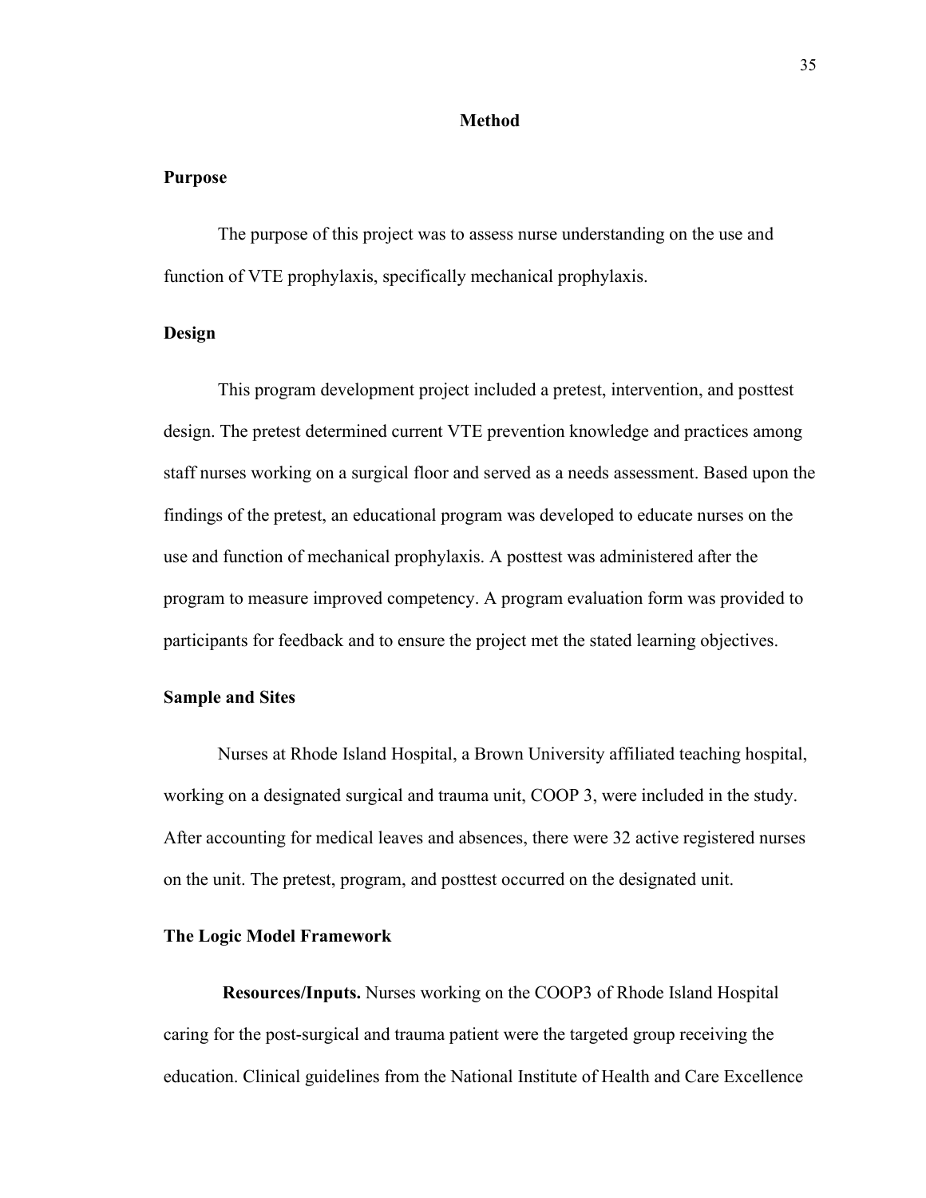## Method

### Purpose

The purpose of this project was to assess nurse understanding on the use and function of VTE prophylaxis, specifically mechanical prophylaxis.

### Design

This program development project included a pretest, intervention, and posttest design. The pretest determined current VTE prevention knowledge and practices among staff nurses working on a surgical floor and served as a needs assessment. Based upon the findings of the pretest, an educational program was developed to educate nurses on the use and function of mechanical prophylaxis. A posttest was administered after the program to measure improved competency. A program evaluation form was provided to participants for feedback and to ensure the project met the stated learning objectives.

### Sample and Sites

Nurses at Rhode Island Hospital, a Brown University affiliated teaching hospital, working on a designated surgical and trauma unit, COOP 3, were included in the study. After accounting for medical leaves and absences, there were 32 active registered nurses on the unit. The pretest, program, and posttest occurred on the designated unit.

### The Logic Model Framework

**Resources/Inputs.** Nurses working on the COOP3 of Rhode Island Hospital caring for the post-surgical and trauma patient were the targeted group receiving the education. Clinical guidelines from the National Institute of Health and Care Excellence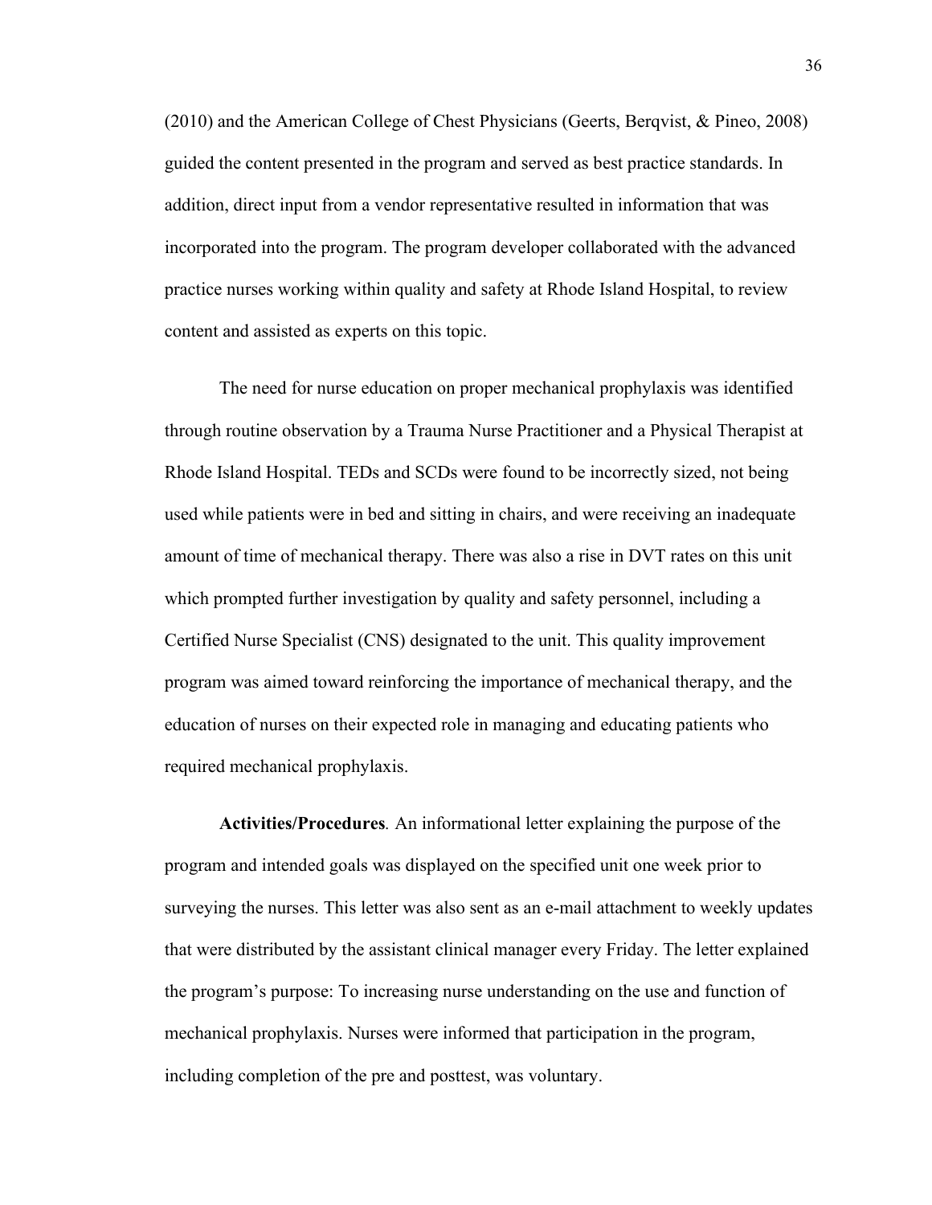(2010) and the American College of Chest Physicians (Geerts, Berqvist, & Pineo, 2008) guided the content presented in the program and served as best practice standards. In addition, direct input from a vendor representative resulted in information that was incorporated into the program. The program developer collaborated with the advanced practice nurses working within quality and safety at Rhode Island Hospital, to review content and assisted as experts on this topic.

The need for nurse education on proper mechanical prophylaxis was identified through routine observation by a Trauma Nurse Practitioner and a Physical Therapist at Rhode Island Hospital. TEDs and SCDs were found to be incorrectly sized, not being used while patients were in bed and sitting in chairs, and were receiving an inadequate amount of time of mechanical therapy. There was also a rise in DVT rates on this unit which prompted further investigation by quality and safety personnel, including a Certified Nurse Specialist (CNS) designated to the unit. This quality improvement program was aimed toward reinforcing the importance of mechanical therapy, and the education of nurses on their expected role in managing and educating patients who required mechanical prophylaxis.

**Activities/Procedures***.* An informational letter explaining the purpose of the program and intended goals was displayed on the specified unit one week prior to surveying the nurses. This letter was also sent as an e-mail attachment to weekly updates that were distributed by the assistant clinical manager every Friday. The letter explained the program's purpose: To increasing nurse understanding on the use and function of mechanical prophylaxis. Nurses were informed that participation in the program, including completion of the pre and posttest, was voluntary.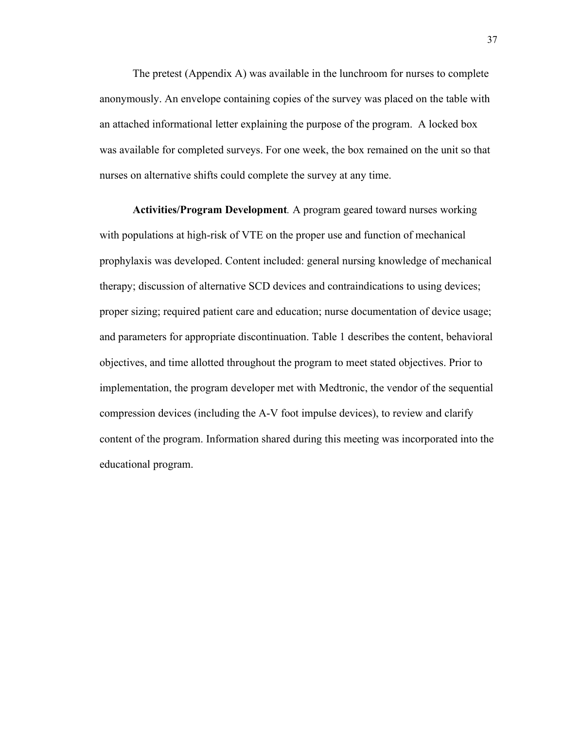The pretest (Appendix A) was available in the lunchroom for nurses to complete anonymously. An envelope containing copies of the survey was placed on the table with an attached informational letter explaining the purpose of the program. A locked box was available for completed surveys. For one week, the box remained on the unit so that nurses on alternative shifts could complete the survey at any time.

**Activities/Program Development**. A program geared toward nurses working with populations at high-risk of VTE on the proper use and function of mechanical prophylaxis was developed. Content included: general nursing knowledge of mechanical therapy; discussion of alternative SCD devices and contraindications to using devices; proper sizing; required patient care and education; nurse documentation of device usage; and parameters for appropriate discontinuation. Table 1 describes the content, behavioral objectives, and time allotted throughout the program to meet stated objectives. Prior to implementation, the program developer met with Medtronic, the vendor of the sequential compression devices (including the A-V foot impulse devices), to review and clarify content of the program. Information shared during this meeting was incorporated into the educational program.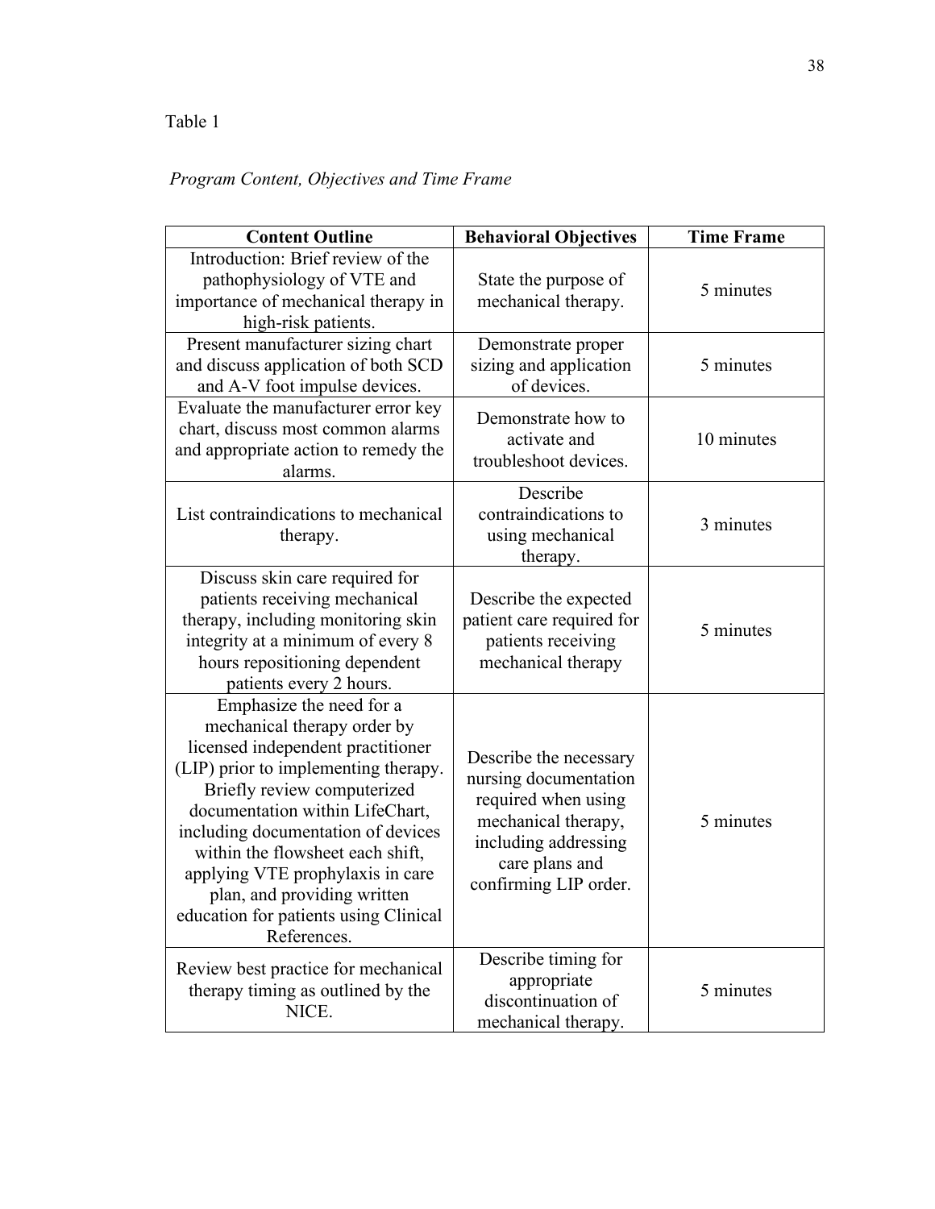Table 1

*Program Content, Objectives and Time Frame*

| Content Outline | Behavioral Objectives | Time Frame |
|---|---|---|
| Introduction: Brief review of the pathophysiology of VTE and importance of mechanical therapy in high-risk patients. | State the purpose of mechanical therapy. | 5 minutes |
| Present manufacturer sizing chart and discuss application of both SCD and A-V foot impulse devices. | Demonstrate proper sizing and application of devices. | 5 minutes |
| Evaluate the manufacturer error key chart, discuss most common alarms and appropriate action to remedy the alarms. | Demonstrate how to activate and troubleshoot devices. | 10 minutes |
| List contraindications to mechanical therapy. | Describe contraindications to using mechanical therapy. | 3 minutes |
| Discuss skin care required for patients receiving mechanical therapy, including monitoring skin integrity at a minimum of every 8 hours repositioning dependent patients every 2 hours. | Describe the expected patient care required for patients receiving mechanical therapy | 5 minutes |
| Emphasize the need for a mechanical therapy order by licensed independent practitioner (LIP) prior to implementing therapy. Briefly review computerized documentation within LifeChart, including documentation of devices within the flowsheet each shift, applying VTE prophylaxis in care plan, and providing written education for patients using Clinical References. | Describe the necessary nursing documentation required when using mechanical therapy, including addressing care plans and confirming LIP order. | 5 minutes |
| Review best practice for mechanical therapy timing as outlined by the NICE. | Describe timing for appropriate discontinuation of mechanical therapy. | 5 minutes |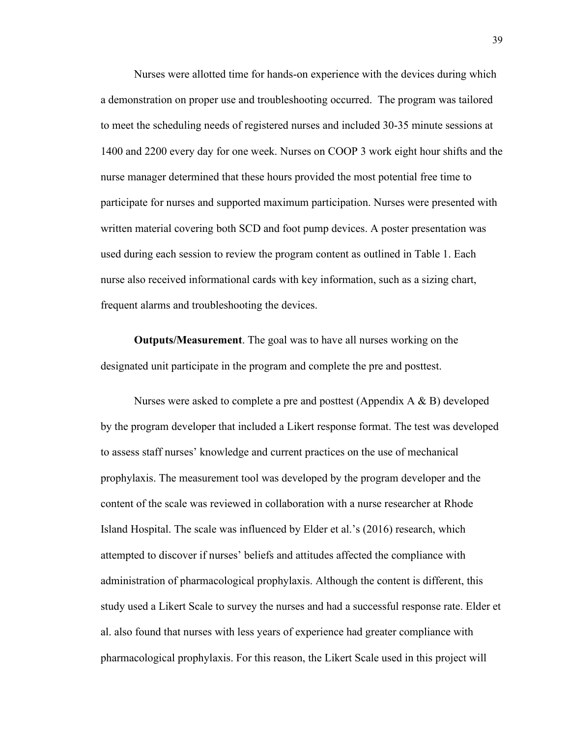Nurses were allotted time for hands-on experience with the devices during which a demonstration on proper use and troubleshooting occurred.  The program was tailored to meet the scheduling needs of registered nurses and included 30-35 minute sessions at 1400 and 2200 every day for one week. Nurses on COOP 3 work eight hour shifts and the nurse manager determined that these hours provided the most potential free time to participate for nurses and supported maximum participation. Nurses were presented with written material covering both SCD and foot pump devices. A poster presentation was used during each session to review the program content as outlined in Table 1. Each nurse also received informational cards with key information, such as a sizing chart, frequent alarms and troubleshooting the devices.

**Outputs/Measurement**. The goal was to have all nurses working on the designated unit participate in the program and complete the pre and posttest.

Nurses were asked to complete a pre and posttest (Appendix A & B) developed by the program developer that included a Likert response format. The test was developed to assess staff nurses' knowledge and current practices on the use of mechanical prophylaxis. The measurement tool was developed by the program developer and the content of the scale was reviewed in collaboration with a nurse researcher at Rhode Island Hospital. The scale was influenced by Elder et al.'s (2016) research, which attempted to discover if nurses' beliefs and attitudes affected the compliance with administration of pharmacological prophylaxis. Although the content is different, this study used a Likert Scale to survey the nurses and had a successful response rate. Elder et al. also found that nurses with less years of experience had greater compliance with pharmacological prophylaxis. For this reason, the Likert Scale used in this project will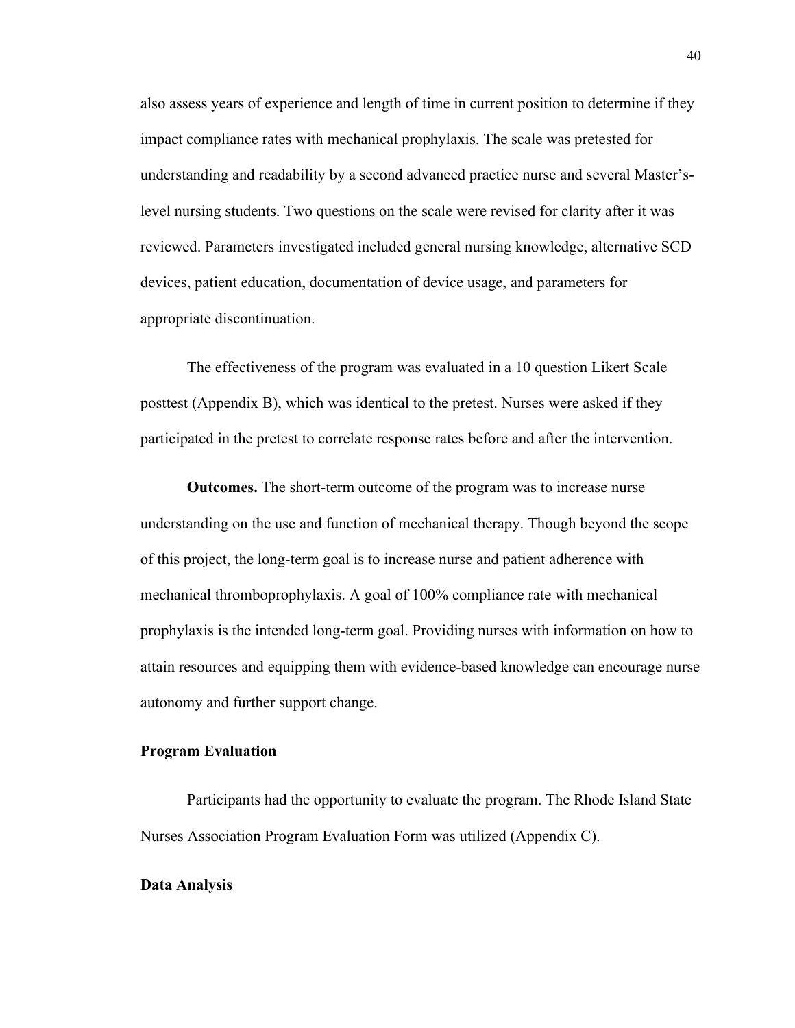also assess years of experience and length of time in current position to determine if they impact compliance rates with mechanical prophylaxis. The scale was pretested for understanding and readability by a second advanced practice nurse and several Master's-level nursing students. Two questions on the scale were revised for clarity after it was reviewed. Parameters investigated included general nursing knowledge, alternative SCD devices, patient education, documentation of device usage, and parameters for appropriate discontinuation.

The effectiveness of the program was evaluated in a 10 question Likert Scale posttest (Appendix B), which was identical to the pretest. Nurses were asked if they participated in the pretest to correlate response rates before and after the intervention.

**Outcomes.** The short-term outcome of the program was to increase nurse understanding on the use and function of mechanical therapy. Though beyond the scope of this project, the long-term goal is to increase nurse and patient adherence with mechanical thromboprophylaxis. A goal of 100% compliance rate with mechanical prophylaxis is the intended long-term goal. Providing nurses with information on how to attain resources and equipping them with evidence-based knowledge can encourage nurse autonomy and further support change.

## Program Evaluation

Participants had the opportunity to evaluate the program. The Rhode Island State Nurses Association Program Evaluation Form was utilized (Appendix C).

## Data Analysis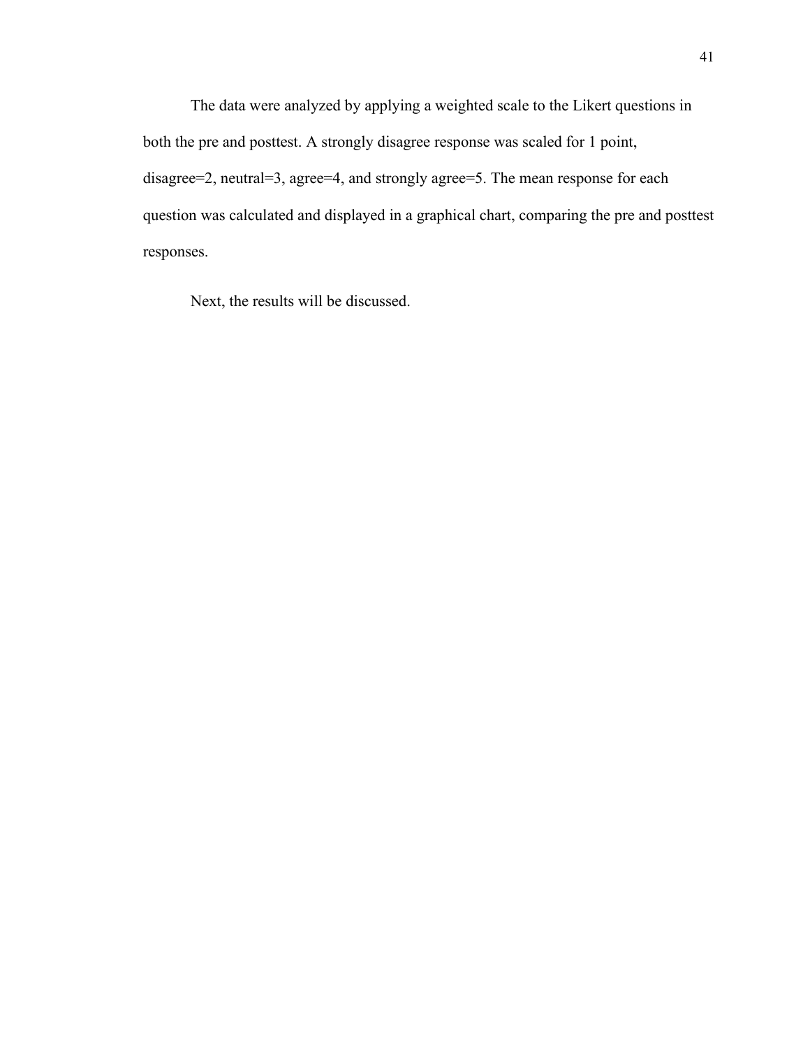The data were analyzed by applying a weighted scale to the Likert questions in both the pre and posttest. A strongly disagree response was scaled for 1 point, disagree=2, neutral=3, agree=4, and strongly agree=5. The mean response for each question was calculated and displayed in a graphical chart, comparing the pre and posttest responses.

Next, the results will be discussed.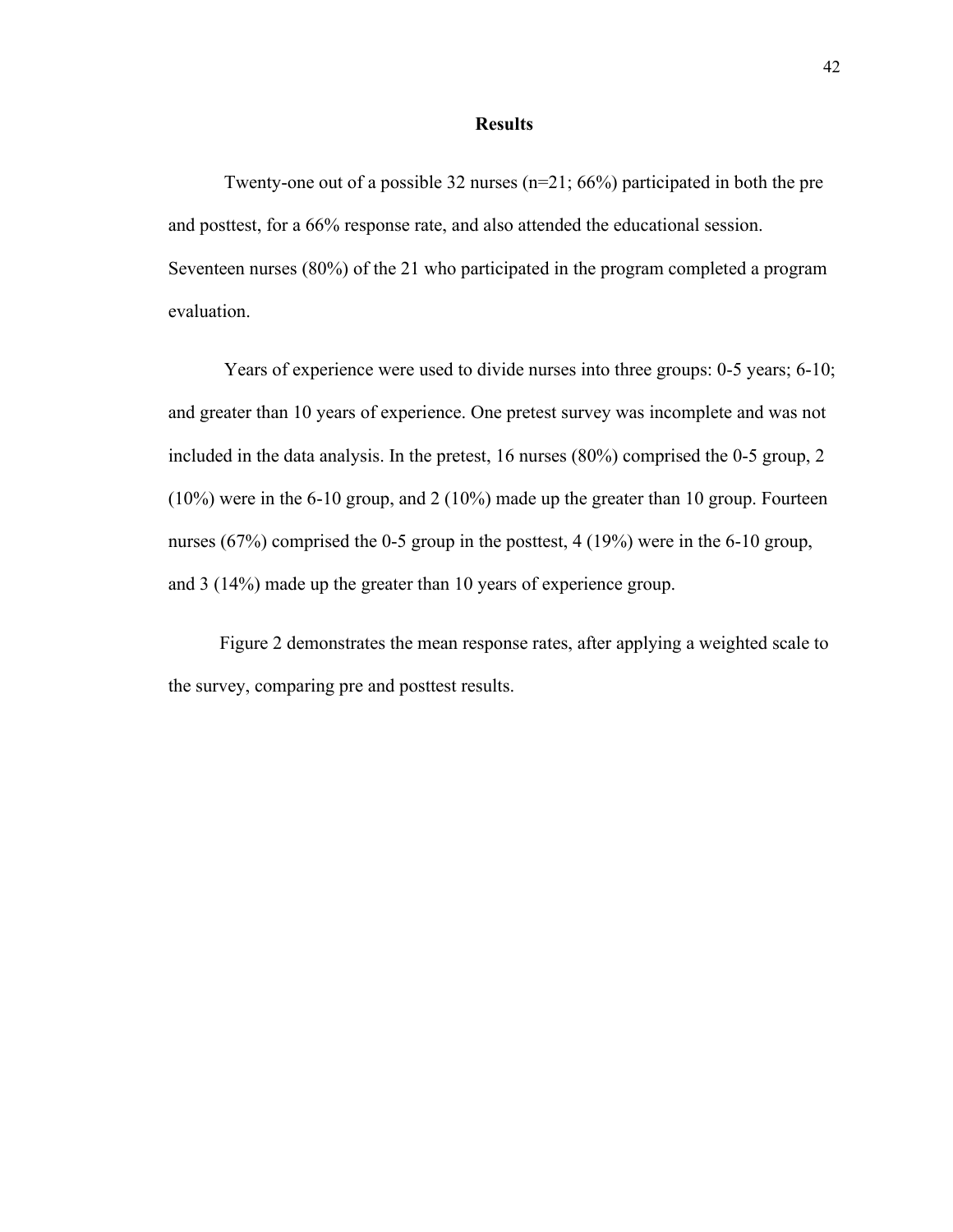# Results

Twenty-one out of a possible 32 nurses (n=21; 66%) participated in both the pre and posttest, for a 66% response rate, and also attended the educational session. Seventeen nurses (80%) of the 21 who participated in the program completed a program evaluation.

Years of experience were used to divide nurses into three groups: 0-5 years; 6-10; and greater than 10 years of experience. One pretest survey was incomplete and was not included in the data analysis. In the pretest, 16 nurses (80%) comprised the 0-5 group, 2 (10%) were in the 6-10 group, and 2 (10%) made up the greater than 10 group. Fourteen nurses (67%) comprised the 0-5 group in the posttest, 4 (19%) were in the 6-10 group, and 3 (14%) made up the greater than 10 years of experience group.

Figure 2 demonstrates the mean response rates, after applying a weighted scale to the survey, comparing pre and posttest results.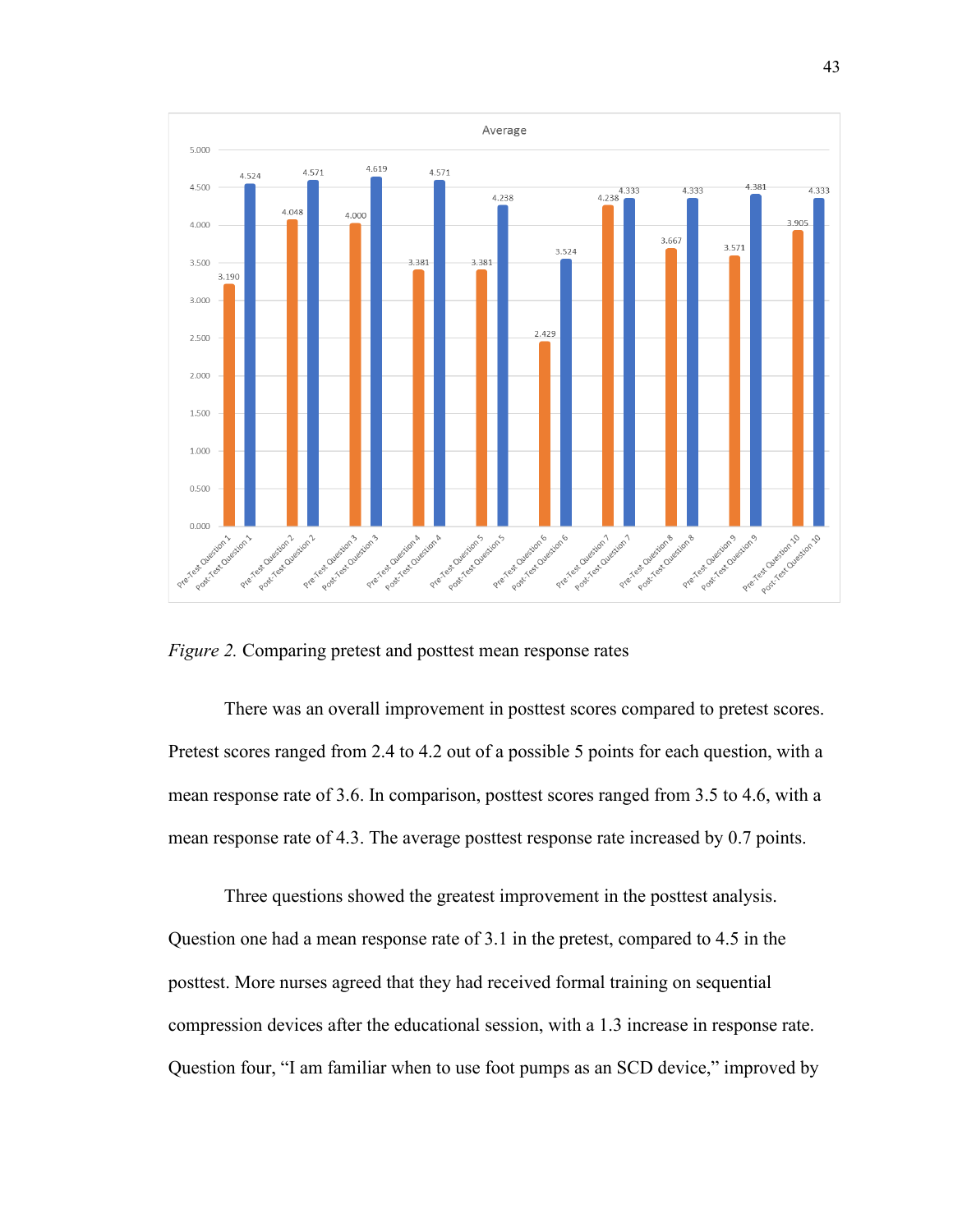*Figure 2.* Comparing pretest and posttest mean response rates

There was an overall improvement in posttest scores compared to pretest scores. Pretest scores ranged from 2.4 to 4.2 out of a possible 5 points for each question, with a mean response rate of 3.6. In comparison, posttest scores ranged from 3.5 to 4.6, with a mean response rate of 4.3. The average posttest response rate increased by 0.7 points.

Three questions showed the greatest improvement in the posttest analysis. Question one had a mean response rate of 3.1 in the pretest, compared to 4.5 in the posttest. More nurses agreed that they had received formal training on sequential compression devices after the educational session, with a 1.3 increase in response rate. Question four, "I am familiar when to use foot pumps as an SCD device," improved by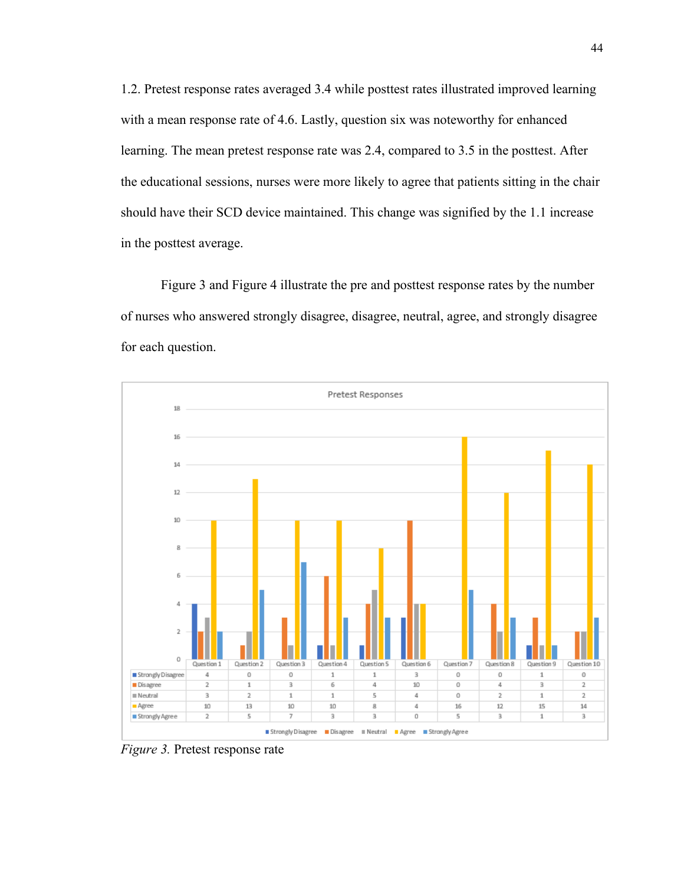1.2. Pretest response rates averaged 3.4 while posttest rates illustrated improved learning with a mean response rate of 4.6. Lastly, question six was noteworthy for enhanced learning. The mean pretest response rate was 2.4, compared to 3.5 in the posttest. After the educational sessions, nurses were more likely to agree that patients sitting in the chair should have their SCD device maintained. This change was signified by the 1.1 increase in the posttest average.

Figure 3 and Figure 4 illustrate the pre and posttest response rates by the number of nurses who answered strongly disagree, disagree, neutral, agree, and strongly disagree for each question.

**Pretest Responses**

| | Question 1 | Question 2 | Question 3 | Question 4 | Question 5 | Question 6 | Question 7 | Question 8 | Question 9 | Question 10 |
|---|---|---|---|---|---|---|---|---|---|---|
| Strongly Disagree | 4 | 0 | 0 | 1 | 1 | 3 | 0 | 0 | 1 | 0 |
| Disagree | 2 | 1 | 3 | 6 | 4 | 10 | 0 | 4 | 3 | 2 |
| Neutral | 3 | 2 | 1 | 1 | 5 | 4 | 0 | 2 | 1 | 2 |
| Agree | 10 | 13 | 10 | 10 | 8 | 4 | 16 | 12 | 15 | 14 |
| Strongly Agree | 2 | 5 | 7 | 3 | 3 | 0 | 5 | 3 | 1 | 3 |

*Figure 3.* Pretest response rate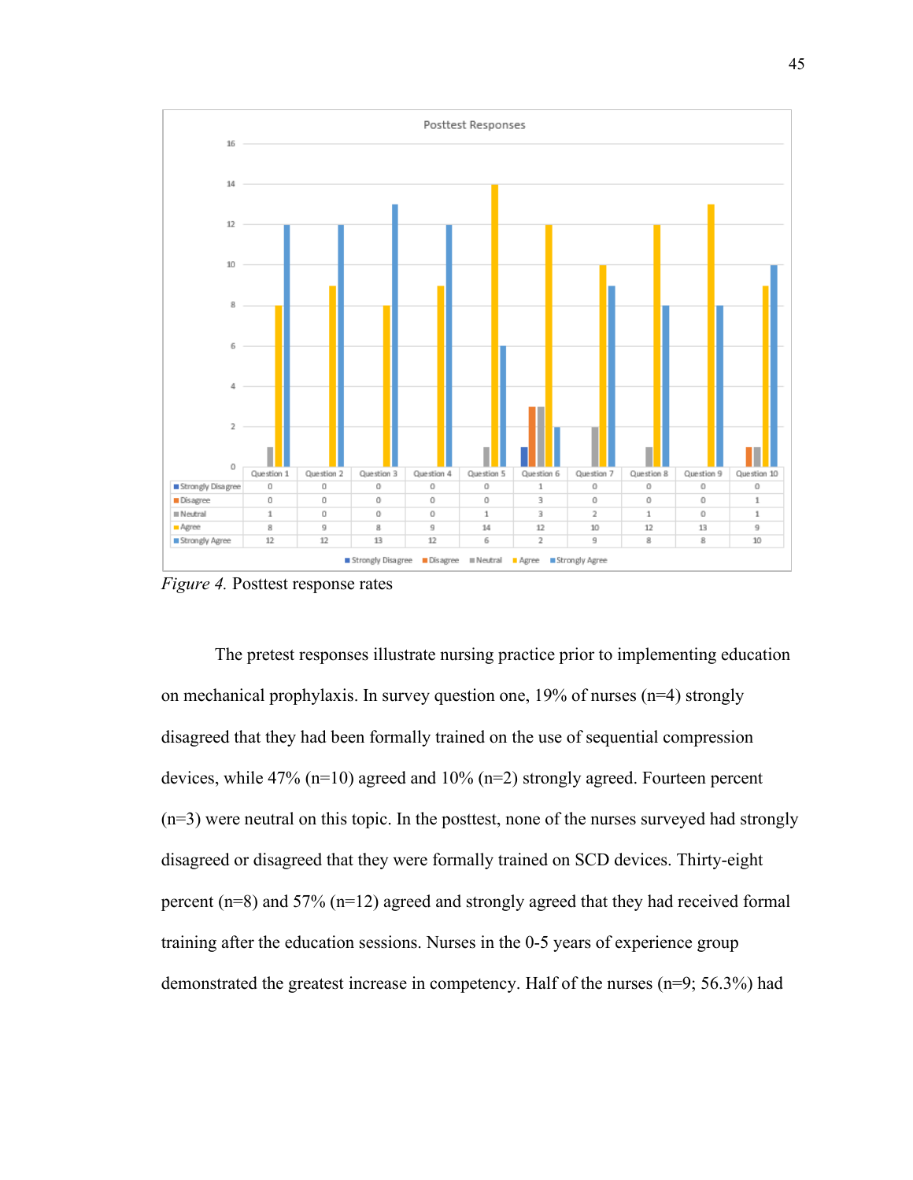Posttest Responses

| | Question 1 | Question 2 | Question 3 | Question 4 | Question 5 | Question 6 | Question 7 | Question 8 | Question 9 | Question 10 |
|---|---|---|---|---|---|---|---|---|---|---|
| Strongly Disagree | 0 | 0 | 0 | 0 | 0 | 1 | 0 | 0 | 0 | 0 |
| Disagree | 0 | 0 | 0 | 0 | 0 | 3 | 0 | 0 | 0 | 1 |
| Neutral | 1 | 0 | 0 | 0 | 1 | 3 | 2 | 1 | 0 | 1 |
| Agree | 8 | 9 | 8 | 9 | 14 | 12 | 10 | 12 | 13 | 9 |
| Strongly Agree | 12 | 12 | 13 | 12 | 6 | 2 | 9 | 8 | 8 | 10 |

*Figure 4.* Posttest response rates

The pretest responses illustrate nursing practice prior to implementing education on mechanical prophylaxis. In survey question one, 19% of nurses (n=4) strongly disagreed that they had been formally trained on the use of sequential compression devices, while 47% (n=10) agreed and 10% (n=2) strongly agreed. Fourteen percent (n=3) were neutral on this topic. In the posttest, none of the nurses surveyed had strongly disagreed or disagreed that they were formally trained on SCD devices. Thirty-eight percent (n=8) and 57% (n=12) agreed and strongly agreed that they had received formal training after the education sessions. Nurses in the 0-5 years of experience group demonstrated the greatest increase in competency. Half of the nurses (n=9; 56.3%) had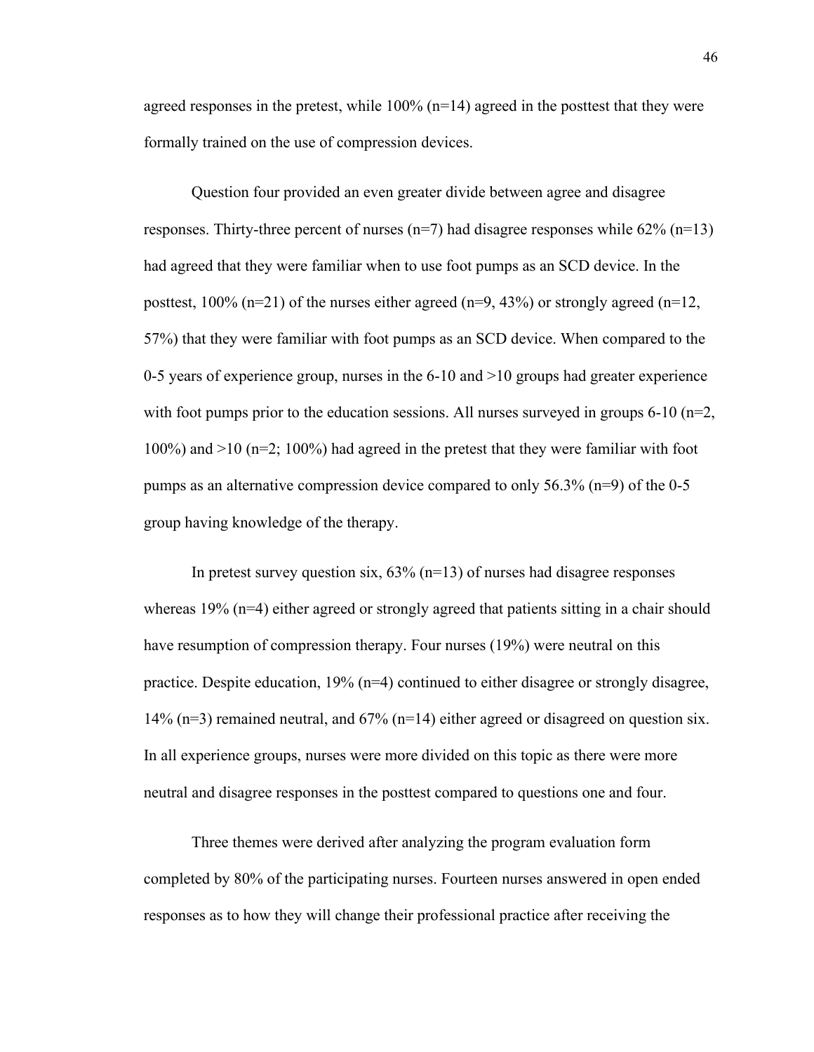agreed responses in the pretest, while 100% (n=14) agreed in the posttest that they were formally trained on the use of compression devices.

Question four provided an even greater divide between agree and disagree responses. Thirty-three percent of nurses (n=7) had disagree responses while 62% (n=13) had agreed that they were familiar when to use foot pumps as an SCD device. In the posttest, 100% (n=21) of the nurses either agreed (n=9, 43%) or strongly agreed (n=12, 57%) that they were familiar with foot pumps as an SCD device. When compared to the 0-5 years of experience group, nurses in the 6-10 and >10 groups had greater experience with foot pumps prior to the education sessions. All nurses surveyed in groups 6-10 (n=2, 100%) and >10 (n=2; 100%) had agreed in the pretest that they were familiar with foot pumps as an alternative compression device compared to only 56.3% (n=9) of the 0-5 group having knowledge of the therapy.

In pretest survey question six, 63% (n=13) of nurses had disagree responses whereas 19% (n=4) either agreed or strongly agreed that patients sitting in a chair should have resumption of compression therapy. Four nurses (19%) were neutral on this practice. Despite education, 19% (n=4) continued to either disagree or strongly disagree, 14% (n=3) remained neutral, and 67% (n=14) either agreed or disagreed on question six. In all experience groups, nurses were more divided on this topic as there were more neutral and disagree responses in the posttest compared to questions one and four.

Three themes were derived after analyzing the program evaluation form completed by 80% of the participating nurses. Fourteen nurses answered in open ended responses as to how they will change their professional practice after receiving the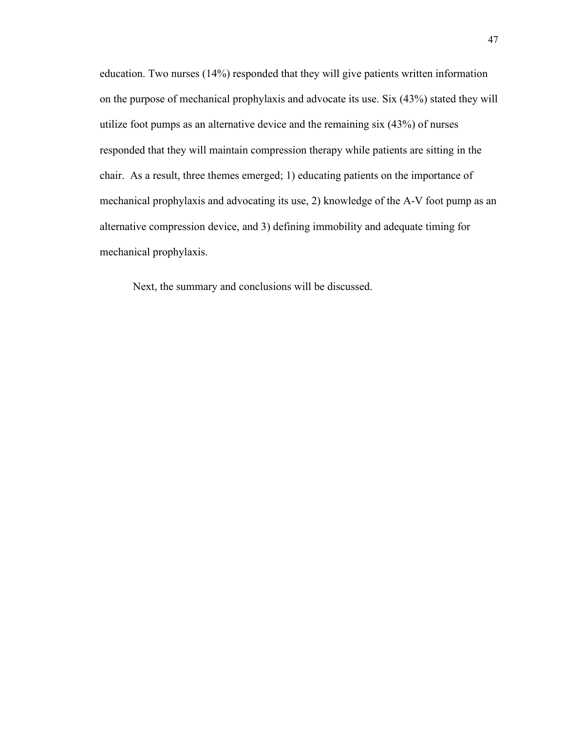education. Two nurses (14%) responded that they will give patients written information on the purpose of mechanical prophylaxis and advocate its use. Six (43%) stated they will utilize foot pumps as an alternative device and the remaining six (43%) of nurses responded that they will maintain compression therapy while patients are sitting in the chair. As a result, three themes emerged; 1) educating patients on the importance of mechanical prophylaxis and advocating its use, 2) knowledge of the A-V foot pump as an alternative compression device, and 3) defining immobility and adequate timing for mechanical prophylaxis.

Next, the summary and conclusions will be discussed.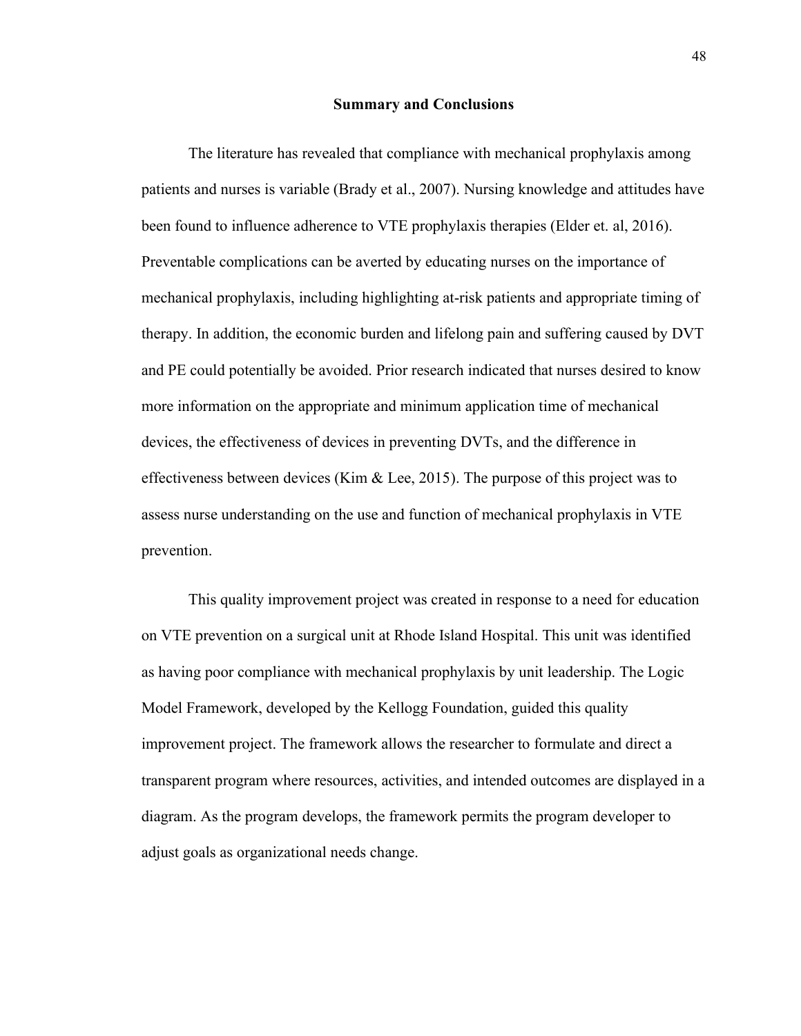## Summary and Conclusions

The literature has revealed that compliance with mechanical prophylaxis among patients and nurses is variable (Brady et al., 2007). Nursing knowledge and attitudes have been found to influence adherence to VTE prophylaxis therapies (Elder et. al, 2016). Preventable complications can be averted by educating nurses on the importance of mechanical prophylaxis, including highlighting at-risk patients and appropriate timing of therapy. In addition, the economic burden and lifelong pain and suffering caused by DVT and PE could potentially be avoided. Prior research indicated that nurses desired to know more information on the appropriate and minimum application time of mechanical devices, the effectiveness of devices in preventing DVTs, and the difference in effectiveness between devices (Kim & Lee, 2015). The purpose of this project was to assess nurse understanding on the use and function of mechanical prophylaxis in VTE prevention.

This quality improvement project was created in response to a need for education on VTE prevention on a surgical unit at Rhode Island Hospital. This unit was identified as having poor compliance with mechanical prophylaxis by unit leadership. The Logic Model Framework, developed by the Kellogg Foundation, guided this quality improvement project. The framework allows the researcher to formulate and direct a transparent program where resources, activities, and intended outcomes are displayed in a diagram. As the program develops, the framework permits the program developer to adjust goals as organizational needs change.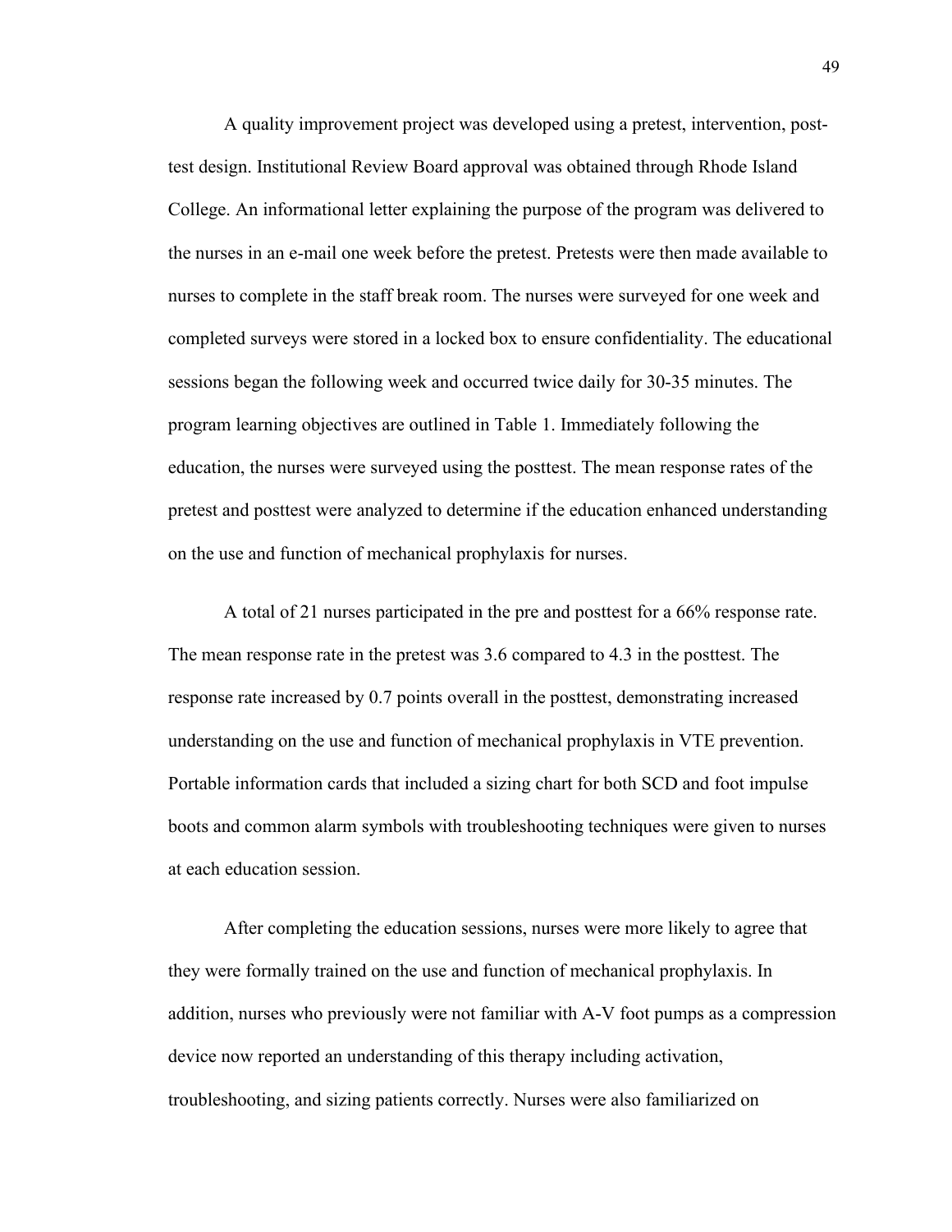A quality improvement project was developed using a pretest, intervention, post-test design. Institutional Review Board approval was obtained through Rhode Island College. An informational letter explaining the purpose of the program was delivered to the nurses in an e-mail one week before the pretest. Pretests were then made available to nurses to complete in the staff break room. The nurses were surveyed for one week and completed surveys were stored in a locked box to ensure confidentiality. The educational sessions began the following week and occurred twice daily for 30-35 minutes. The program learning objectives are outlined in Table 1. Immediately following the education, the nurses were surveyed using the posttest. The mean response rates of the pretest and posttest were analyzed to determine if the education enhanced understanding on the use and function of mechanical prophylaxis for nurses.

A total of 21 nurses participated in the pre and posttest for a 66% response rate. The mean response rate in the pretest was 3.6 compared to 4.3 in the posttest. The response rate increased by 0.7 points overall in the posttest, demonstrating increased understanding on the use and function of mechanical prophylaxis in VTE prevention. Portable information cards that included a sizing chart for both SCD and foot impulse boots and common alarm symbols with troubleshooting techniques were given to nurses at each education session.

After completing the education sessions, nurses were more likely to agree that they were formally trained on the use and function of mechanical prophylaxis. In addition, nurses who previously were not familiar with A-V foot pumps as a compression device now reported an understanding of this therapy including activation, troubleshooting, and sizing patients correctly. Nurses were also familiarized on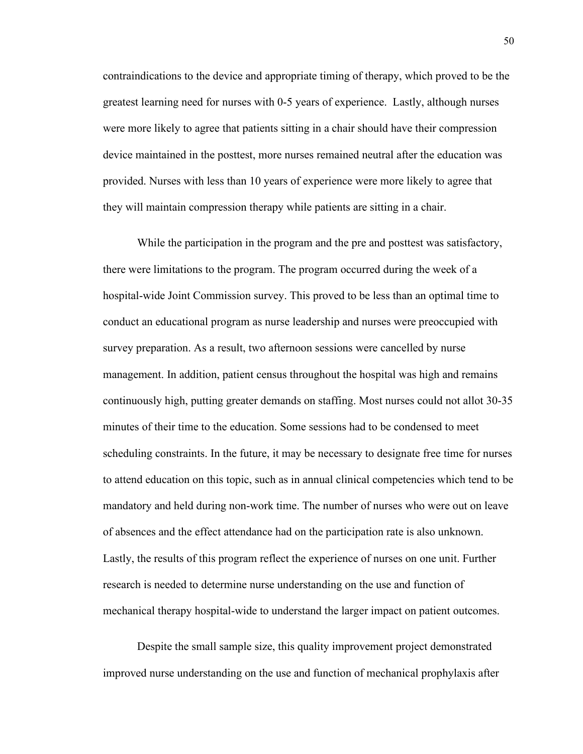contraindications to the device and appropriate timing of therapy, which proved to be the greatest learning need for nurses with 0-5 years of experience. Lastly, although nurses were more likely to agree that patients sitting in a chair should have their compression device maintained in the posttest, more nurses remained neutral after the education was provided. Nurses with less than 10 years of experience were more likely to agree that they will maintain compression therapy while patients are sitting in a chair.

While the participation in the program and the pre and posttest was satisfactory, there were limitations to the program. The program occurred during the week of a hospital-wide Joint Commission survey. This proved to be less than an optimal time to conduct an educational program as nurse leadership and nurses were preoccupied with survey preparation. As a result, two afternoon sessions were cancelled by nurse management. In addition, patient census throughout the hospital was high and remains continuously high, putting greater demands on staffing. Most nurses could not allot 30-35 minutes of their time to the education. Some sessions had to be condensed to meet scheduling constraints. In the future, it may be necessary to designate free time for nurses to attend education on this topic, such as in annual clinical competencies which tend to be mandatory and held during non-work time. The number of nurses who were out on leave of absences and the effect attendance had on the participation rate is also unknown. Lastly, the results of this program reflect the experience of nurses on one unit. Further research is needed to determine nurse understanding on the use and function of mechanical therapy hospital-wide to understand the larger impact on patient outcomes.

Despite the small sample size, this quality improvement project demonstrated improved nurse understanding on the use and function of mechanical prophylaxis after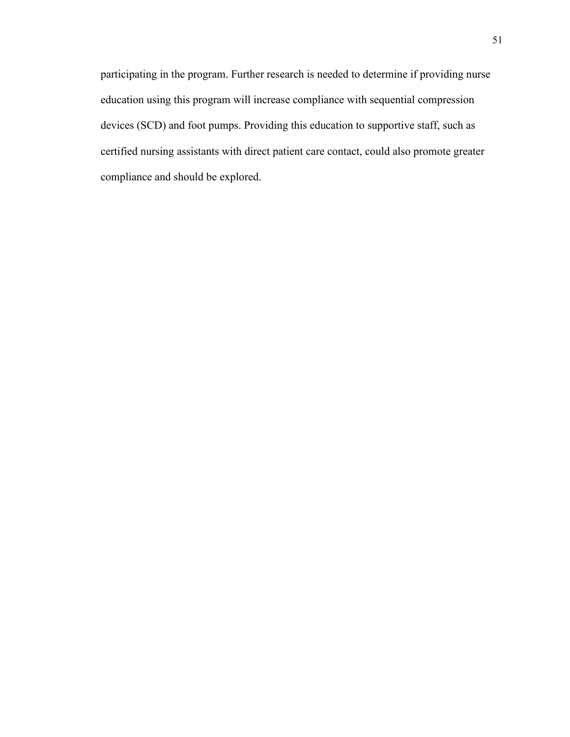participating in the program. Further research is needed to determine if providing nurse education using this program will increase compliance with sequential compression devices (SCD) and foot pumps. Providing this education to supportive staff, such as certified nursing assistants with direct patient care contact, could also promote greater compliance and should be explored.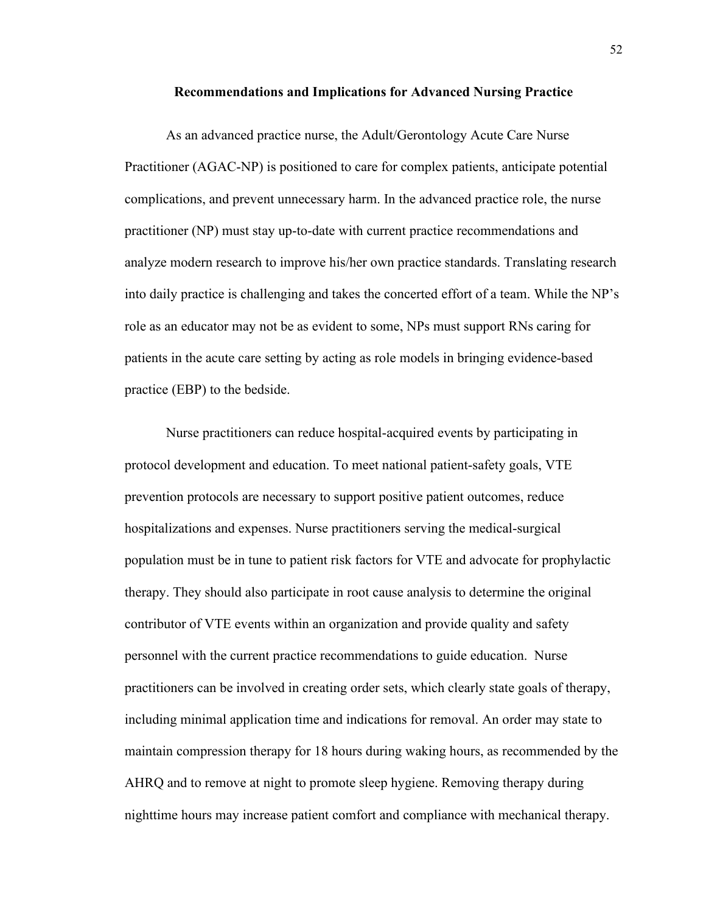## Recommendations and Implications for Advanced Nursing Practice

As an advanced practice nurse, the Adult/Gerontology Acute Care Nurse Practitioner (AGAC-NP) is positioned to care for complex patients, anticipate potential complications, and prevent unnecessary harm. In the advanced practice role, the nurse practitioner (NP) must stay up-to-date with current practice recommendations and analyze modern research to improve his/her own practice standards. Translating research into daily practice is challenging and takes the concerted effort of a team. While the NP's role as an educator may not be as evident to some, NPs must support RNs caring for patients in the acute care setting by acting as role models in bringing evidence-based practice (EBP) to the bedside.

Nurse practitioners can reduce hospital-acquired events by participating in protocol development and education. To meet national patient-safety goals, VTE prevention protocols are necessary to support positive patient outcomes, reduce hospitalizations and expenses. Nurse practitioners serving the medical-surgical population must be in tune to patient risk factors for VTE and advocate for prophylactic therapy. They should also participate in root cause analysis to determine the original contributor of VTE events within an organization and provide quality and safety personnel with the current practice recommendations to guide education. Nurse practitioners can be involved in creating order sets, which clearly state goals of therapy, including minimal application time and indications for removal. An order may state to maintain compression therapy for 18 hours during waking hours, as recommended by the AHRQ and to remove at night to promote sleep hygiene. Removing therapy during nighttime hours may increase patient comfort and compliance with mechanical therapy.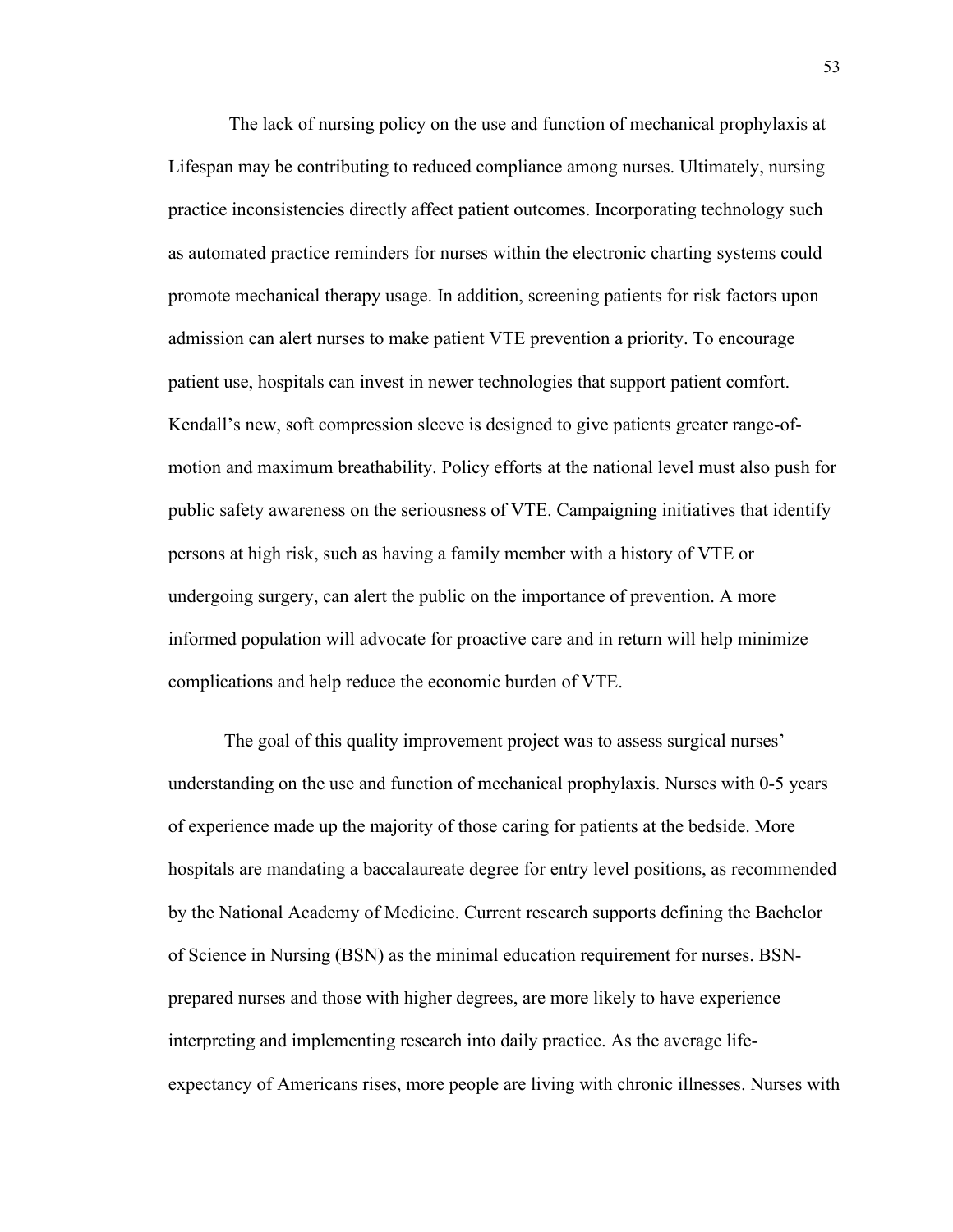The lack of nursing policy on the use and function of mechanical prophylaxis at Lifespan may be contributing to reduced compliance among nurses. Ultimately, nursing practice inconsistencies directly affect patient outcomes. Incorporating technology such as automated practice reminders for nurses within the electronic charting systems could promote mechanical therapy usage. In addition, screening patients for risk factors upon admission can alert nurses to make patient VTE prevention a priority. To encourage patient use, hospitals can invest in newer technologies that support patient comfort. Kendall's new, soft compression sleeve is designed to give patients greater range-of-motion and maximum breathability. Policy efforts at the national level must also push for public safety awareness on the seriousness of VTE. Campaigning initiatives that identify persons at high risk, such as having a family member with a history of VTE or undergoing surgery, can alert the public on the importance of prevention. A more informed population will advocate for proactive care and in return will help minimize complications and help reduce the economic burden of VTE.

The goal of this quality improvement project was to assess surgical nurses' understanding on the use and function of mechanical prophylaxis. Nurses with 0-5 years of experience made up the majority of those caring for patients at the bedside. More hospitals are mandating a baccalaureate degree for entry level positions, as recommended by the National Academy of Medicine. Current research supports defining the Bachelor of Science in Nursing (BSN) as the minimal education requirement for nurses. BSN-prepared nurses and those with higher degrees, are more likely to have experience interpreting and implementing research into daily practice. As the average life-expectancy of Americans rises, more people are living with chronic illnesses. Nurses with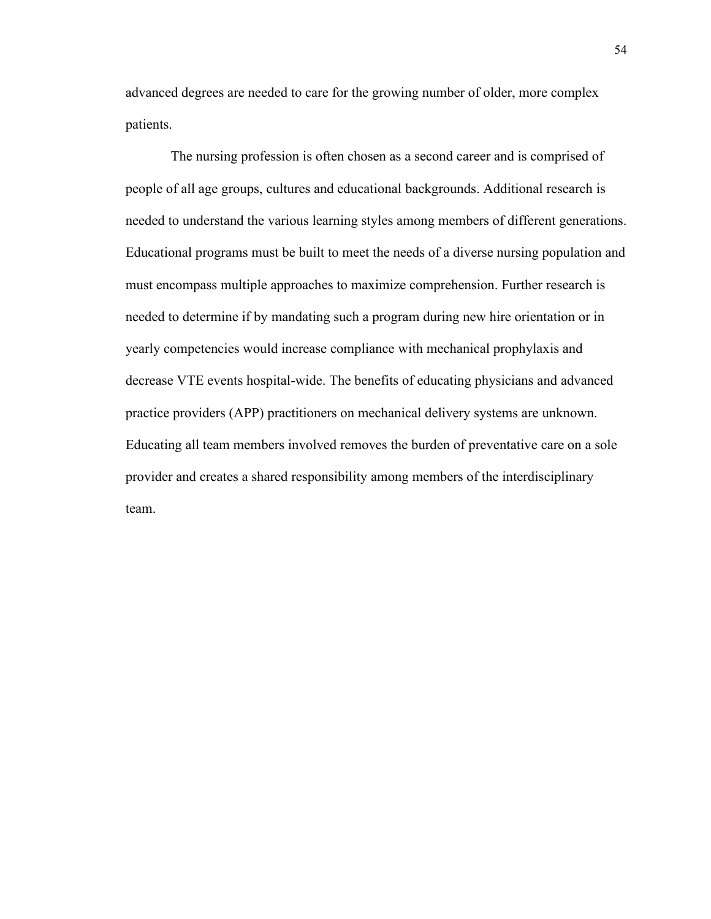advanced degrees are needed to care for the growing number of older, more complex patients.

The nursing profession is often chosen as a second career and is comprised of people of all age groups, cultures and educational backgrounds. Additional research is needed to understand the various learning styles among members of different generations. Educational programs must be built to meet the needs of a diverse nursing population and must encompass multiple approaches to maximize comprehension. Further research is needed to determine if by mandating such a program during new hire orientation or in yearly competencies would increase compliance with mechanical prophylaxis and decrease VTE events hospital-wide. The benefits of educating physicians and advanced practice providers (APP) practitioners on mechanical delivery systems are unknown. Educating all team members involved removes the burden of preventative care on a sole provider and creates a shared responsibility among members of the interdisciplinary team.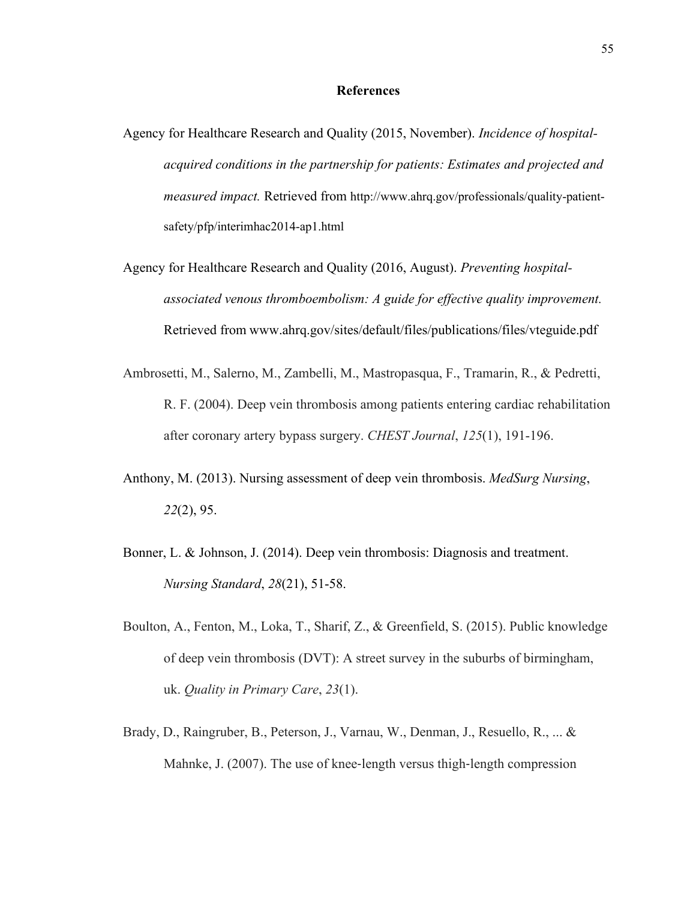# References

Agency for Healthcare Research and Quality (2015, November). *Incidence of hospital-acquired conditions in the partnership for patients: Estimates and projected and measured impact.* Retrieved from http://www.ahrq.gov/professionals/quality-patient-safety/pfp/interimhac2014-ap1.html

Agency for Healthcare Research and Quality (2016, August). *Preventing hospital-associated venous thromboembolism: A guide for effective quality improvement.* Retrieved from www.ahrq.gov/sites/default/files/publications/files/vteguide.pdf

Ambrosetti, M., Salerno, M., Zambelli, M., Mastropasqua, F., Tramarin, R., & Pedretti, R. F. (2004). Deep vein thrombosis among patients entering cardiac rehabilitation after coronary artery bypass surgery. *CHEST Journal*, *125*(1), 191-196.

Anthony, M. (2013). Nursing assessment of deep vein thrombosis. *MedSurg Nursing*, *22*(2), 95.

Bonner, L. & Johnson, J. (2014). Deep vein thrombosis: Diagnosis and treatment. *Nursing Standard*, *28*(21), 51-58.

Boulton, A., Fenton, M., Loka, T., Sharif, Z., & Greenfield, S. (2015). Public knowledge of deep vein thrombosis (DVT): A street survey in the suburbs of birmingham, uk. *Quality in Primary Care*, *23*(1).

Brady, D., Raingruber, B., Peterson, J., Varnau, W., Denman, J., Resuello, R., ... & Mahnke, J. (2007). The use of knee-length versus thigh-length compression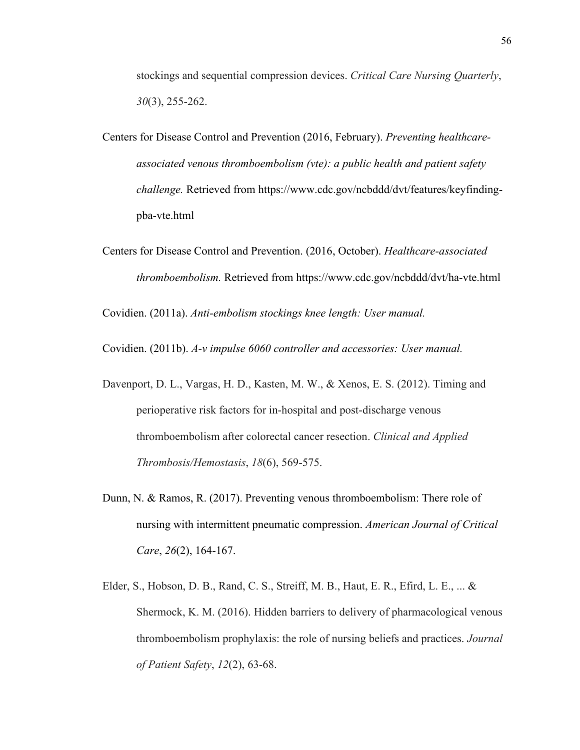stockings and sequential compression devices. *Critical Care Nursing Quarterly*, *30*(3), 255-262.

Centers for Disease Control and Prevention (2016, February). *Preventing healthcare-associated venous thromboembolism (vte): a public health and patient safety challenge.* Retrieved from https://www.cdc.gov/ncbddd/dvt/features/keyfinding-pba-vte.html

Centers for Disease Control and Prevention. (2016, October). *Healthcare-associated thromboembolism.* Retrieved from https://www.cdc.gov/ncbddd/dvt/ha-vte.html

Covidien. (2011a). *Anti-embolism stockings knee length: User manual.*

Covidien. (2011b). *A-v impulse 6060 controller and accessories: User manual.*

Davenport, D. L., Vargas, H. D., Kasten, M. W., & Xenos, E. S. (2012). Timing and perioperative risk factors for in-hospital and post-discharge venous thromboembolism after colorectal cancer resection. *Clinical and Applied Thrombosis/Hemostasis*, *18*(6), 569-575.

Dunn, N. & Ramos, R. (2017). Preventing venous thromboembolism: There role of nursing with intermittent pneumatic compression. *American Journal of Critical Care*, *26*(2), 164-167.

Elder, S., Hobson, D. B., Rand, C. S., Streiff, M. B., Haut, E. R., Efird, L. E., ... & Shermock, K. M. (2016). Hidden barriers to delivery of pharmacological venous thromboembolism prophylaxis: the role of nursing beliefs and practices. *Journal of Patient Safety*, *12*(2), 63-68.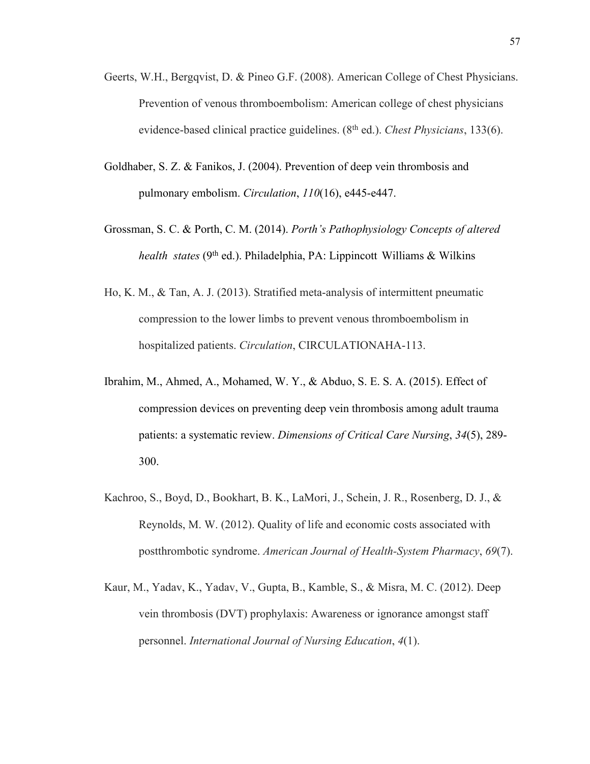Geerts, W.H., Bergqvist, D. & Pineo G.F. (2008). American College of Chest Physicians. Prevention of venous thromboembolism: American college of chest physicians evidence-based clinical practice guidelines. (8th ed.). *Chest Physicians*, 133(6).

Goldhaber, S. Z. & Fanikos, J. (2004). Prevention of deep vein thrombosis and pulmonary embolism. *Circulation*, *110*(16), e445-e447.

Grossman, S. C. & Porth, C. M. (2014). *Porth's Pathophysiology Concepts of altered health states* (9th ed.). Philadelphia, PA: Lippincott Williams & Wilkins

Ho, K. M., & Tan, A. J. (2013). Stratified meta-analysis of intermittent pneumatic compression to the lower limbs to prevent venous thromboembolism in hospitalized patients. *Circulation*, CIRCULATIONAHA-113.

Ibrahim, M., Ahmed, A., Mohamed, W. Y., & Abduo, S. E. S. A. (2015). Effect of compression devices on preventing deep vein thrombosis among adult trauma patients: a systematic review. *Dimensions of Critical Care Nursing*, *34*(5), 289-300.

Kachroo, S., Boyd, D., Bookhart, B. K., LaMori, J., Schein, J. R., Rosenberg, D. J., & Reynolds, M. W. (2012). Quality of life and economic costs associated with postthrombotic syndrome. *American Journal of Health-System Pharmacy*, *69*(7).

Kaur, M., Yadav, K., Yadav, V., Gupta, B., Kamble, S., & Misra, M. C. (2012). Deep vein thrombosis (DVT) prophylaxis: Awareness or ignorance amongst staff personnel. *International Journal of Nursing Education*, *4*(1).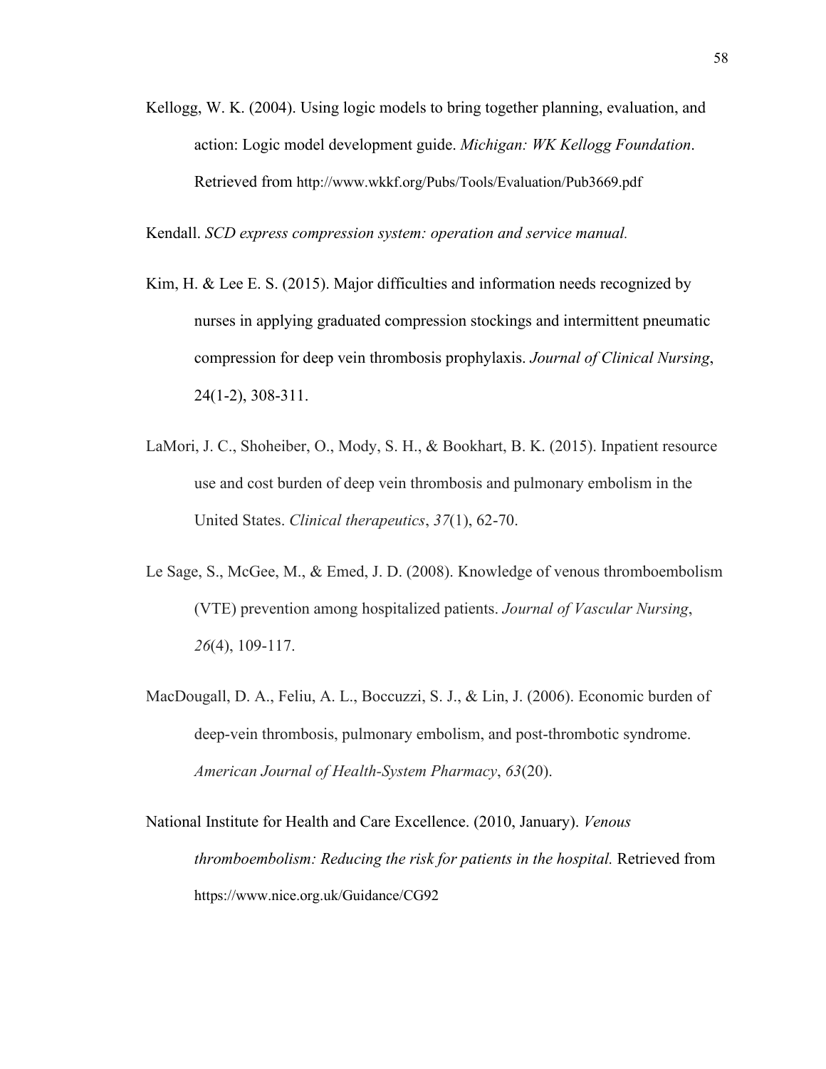Kellogg, W. K. (2004). Using logic models to bring together planning, evaluation, and action: Logic model development guide. *Michigan: WK Kellogg Foundation*. Retrieved from http://www.wkkf.org/Pubs/Tools/Evaluation/Pub3669.pdf

Kendall. *SCD express compression system: operation and service manual.*

Kim, H. & Lee E. S. (2015). Major difficulties and information needs recognized by nurses in applying graduated compression stockings and intermittent pneumatic compression for deep vein thrombosis prophylaxis. *Journal of Clinical Nursing*, 24(1-2), 308-311.

LaMori, J. C., Shoheiber, O., Mody, S. H., & Bookhart, B. K. (2015). Inpatient resource use and cost burden of deep vein thrombosis and pulmonary embolism in the United States. *Clinical therapeutics*, *37*(1), 62-70.

Le Sage, S., McGee, M., & Emed, J. D. (2008). Knowledge of venous thromboembolism (VTE) prevention among hospitalized patients. *Journal of Vascular Nursing*, *26*(4), 109-117.

MacDougall, D. A., Feliu, A. L., Boccuzzi, S. J., & Lin, J. (2006). Economic burden of deep-vein thrombosis, pulmonary embolism, and post-thrombotic syndrome. *American Journal of Health-System Pharmacy*, *63*(20).

National Institute for Health and Care Excellence. (2010, January). *Venous thromboembolism: Reducing the risk for patients in the hospital.* Retrieved from https://www.nice.org.uk/Guidance/CG92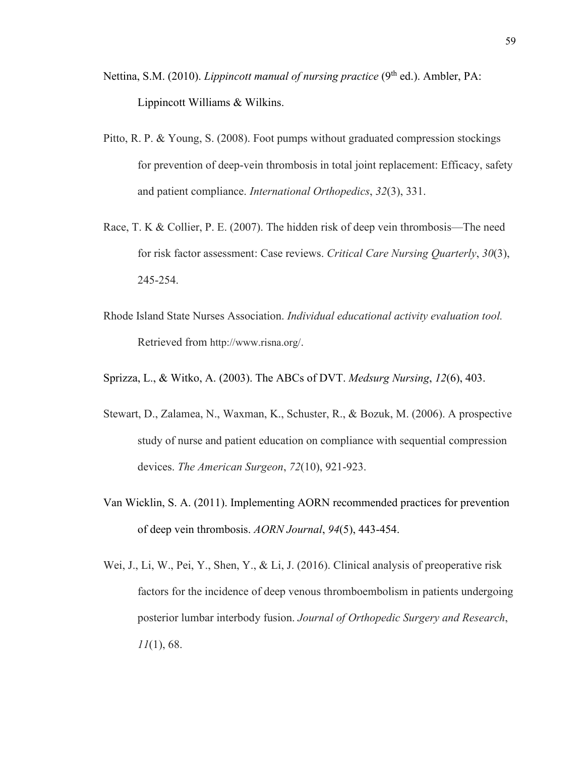Nettina, S.M. (2010). *Lippincott manual of nursing practice* (9th ed.). Ambler, PA: Lippincott Williams & Wilkins.

Pitto, R. P. & Young, S. (2008). Foot pumps without graduated compression stockings for prevention of deep-vein thrombosis in total joint replacement: Efficacy, safety and patient compliance. *International Orthopedics*, *32*(3), 331.

Race, T. K & Collier, P. E. (2007). The hidden risk of deep vein thrombosis—The need for risk factor assessment: Case reviews. *Critical Care Nursing Quarterly*, *30*(3), 245-254.

Rhode Island State Nurses Association. *Individual educational activity evaluation tool.* Retrieved from http://www.risna.org/.

Sprizza, L., & Witko, A. (2003). The ABCs of DVT. *Medsurg Nursing*, *12*(6), 403.

Stewart, D., Zalamea, N., Waxman, K., Schuster, R., & Bozuk, M. (2006). A prospective study of nurse and patient education on compliance with sequential compression devices. *The American Surgeon*, *72*(10), 921-923.

Van Wicklin, S. A. (2011). Implementing AORN recommended practices for prevention of deep vein thrombosis. *AORN Journal*, *94*(5), 443-454.

Wei, J., Li, W., Pei, Y., Shen, Y., & Li, J. (2016). Clinical analysis of preoperative risk factors for the incidence of deep venous thromboembolism in patients undergoing posterior lumbar interbody fusion. *Journal of Orthopedic Surgery and Research*, *11*(1), 68.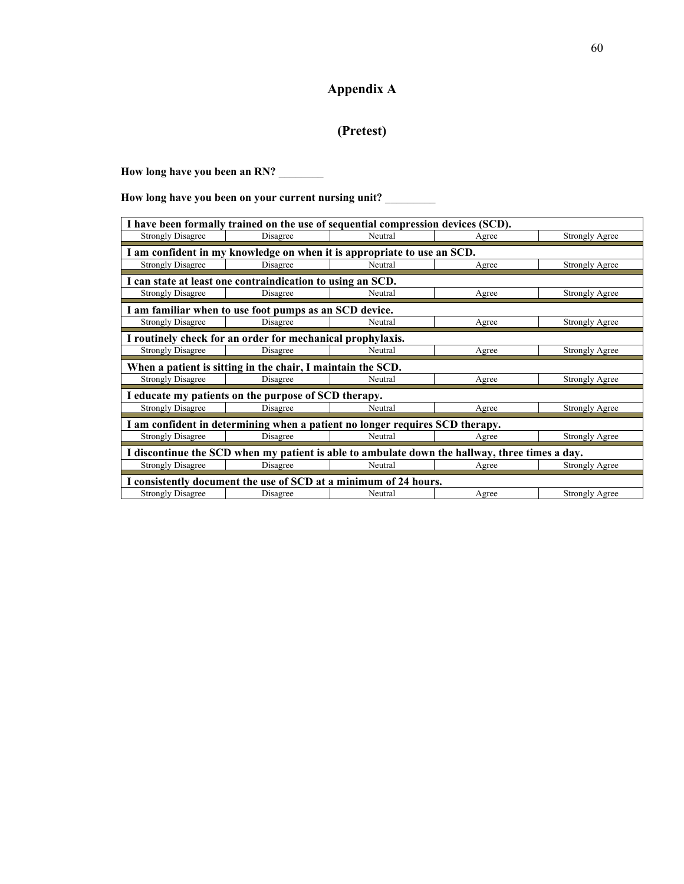# Appendix A

## (Pretest)

**How long have you been an RN?** ________

**How long have you been on your current nursing unit?** _________

| **I have been formally trained on the use of sequential compression devices (SCD).** | | | | |
|---|---|---|---|---|
| Strongly Disagree | Disagree | Neutral | Agree | Strongly Agree |
| **I am confident in my knowledge on when it is appropriate to use an SCD.** | | | | |
| Strongly Disagree | Disagree | Neutral | Agree | Strongly Agree |
| **I can state at least one contraindication to using an SCD.** | | | | |
| Strongly Disagree | Disagree | Neutral | Agree | Strongly Agree |
| **I am familiar when to use foot pumps as an SCD device.** | | | | |
| Strongly Disagree | Disagree | Neutral | Agree | Strongly Agree |
| **I routinely check for an order for mechanical prophylaxis.** | | | | |
| Strongly Disagree | Disagree | Neutral | Agree | Strongly Agree |
| **When a patient is sitting in the chair, I maintain the SCD.** | | | | |
| Strongly Disagree | Disagree | Neutral | Agree | Strongly Agree |
| **I educate my patients on the purpose of SCD therapy.** | | | | |
| Strongly Disagree | Disagree | Neutral | Agree | Strongly Agree |
| **I am confident in determining when a patient no longer requires SCD therapy.** | | | | |
| Strongly Disagree | Disagree | Neutral | Agree | Strongly Agree |
| **I discontinue the SCD when my patient is able to ambulate down the hallway, three times a day.** | | | | |
| Strongly Disagree | Disagree | Neutral | Agree | Strongly Agree |
| **I consistently document the use of SCD at a minimum of 24 hours.** | | | | |
| Strongly Disagree | Disagree | Neutral | Agree | Strongly Agree |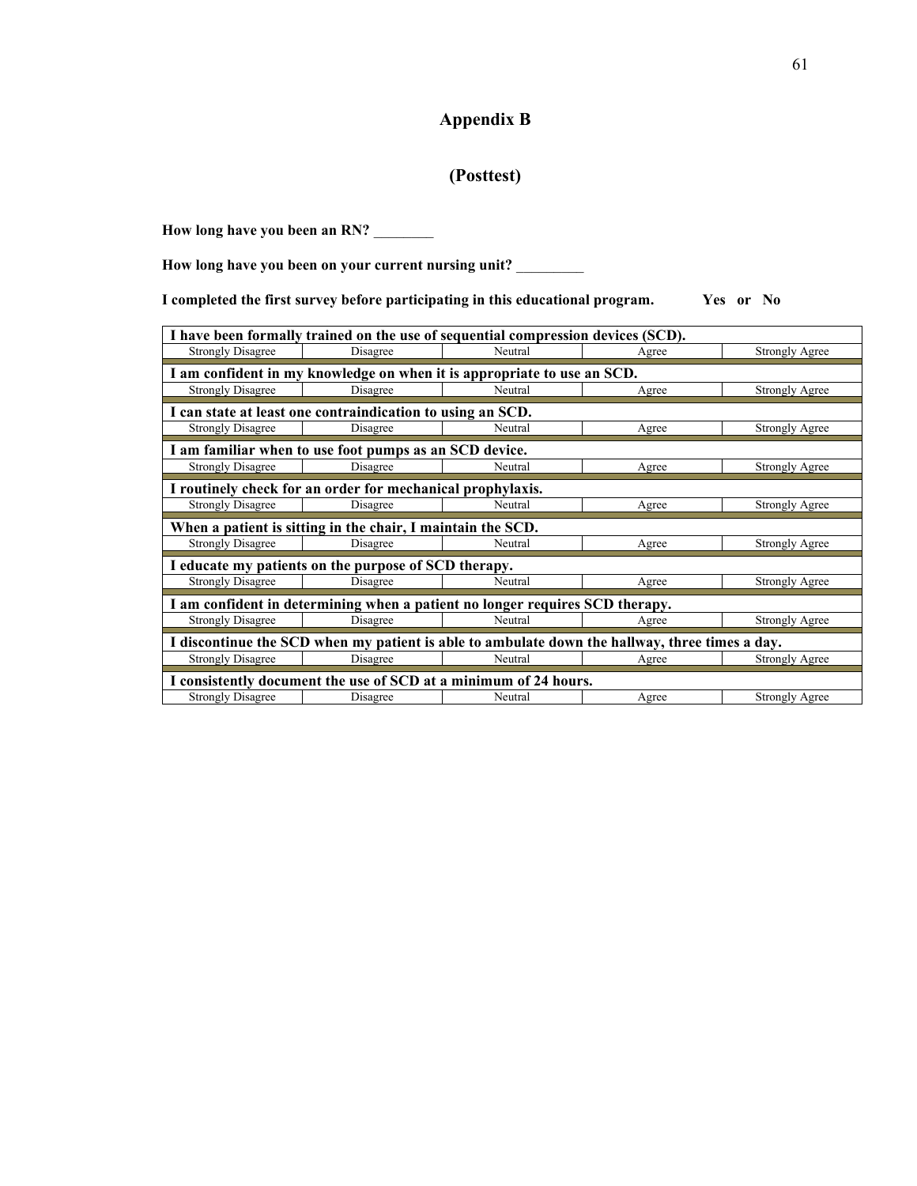# Appendix B

## (Posttest)

**How long have you been an RN?** ________

**How long have you been on your current nursing unit?** _________

**I completed the first survey before participating in this educational program.** **Yes or No**

| **I have been formally trained on the use of sequential compression devices (SCD).** | | | | |
|---|---|---|---|---|
| Strongly Disagree | Disagree | Neutral | Agree | Strongly Agree |
| **I am confident in my knowledge on when it is appropriate to use an SCD.** | | | | |
| Strongly Disagree | Disagree | Neutral | Agree | Strongly Agree |
| **I can state at least one contraindication to using an SCD.** | | | | |
| Strongly Disagree | Disagree | Neutral | Agree | Strongly Agree |
| **I am familiar when to use foot pumps as an SCD device.** | | | | |
| Strongly Disagree | Disagree | Neutral | Agree | Strongly Agree |
| **I routinely check for an order for mechanical prophylaxis.** | | | | |
| Strongly Disagree | Disagree | Neutral | Agree | Strongly Agree |
| **When a patient is sitting in the chair, I maintain the SCD.** | | | | |
| Strongly Disagree | Disagree | Neutral | Agree | Strongly Agree |
| **I educate my patients on the purpose of SCD therapy.** | | | | |
| Strongly Disagree | Disagree | Neutral | Agree | Strongly Agree |
| **I am confident in determining when a patient no longer requires SCD therapy.** | | | | |
| Strongly Disagree | Disagree | Neutral | Agree | Strongly Agree |
| **I discontinue the SCD when my patient is able to ambulate down the hallway, three times a day.** | | | | |
| Strongly Disagree | Disagree | Neutral | Agree | Strongly Agree |
| **I consistently document the use of SCD at a minimum of 24 hours.** | | | | |
| Strongly Disagree | Disagree | Neutral | Agree | Strongly Agree |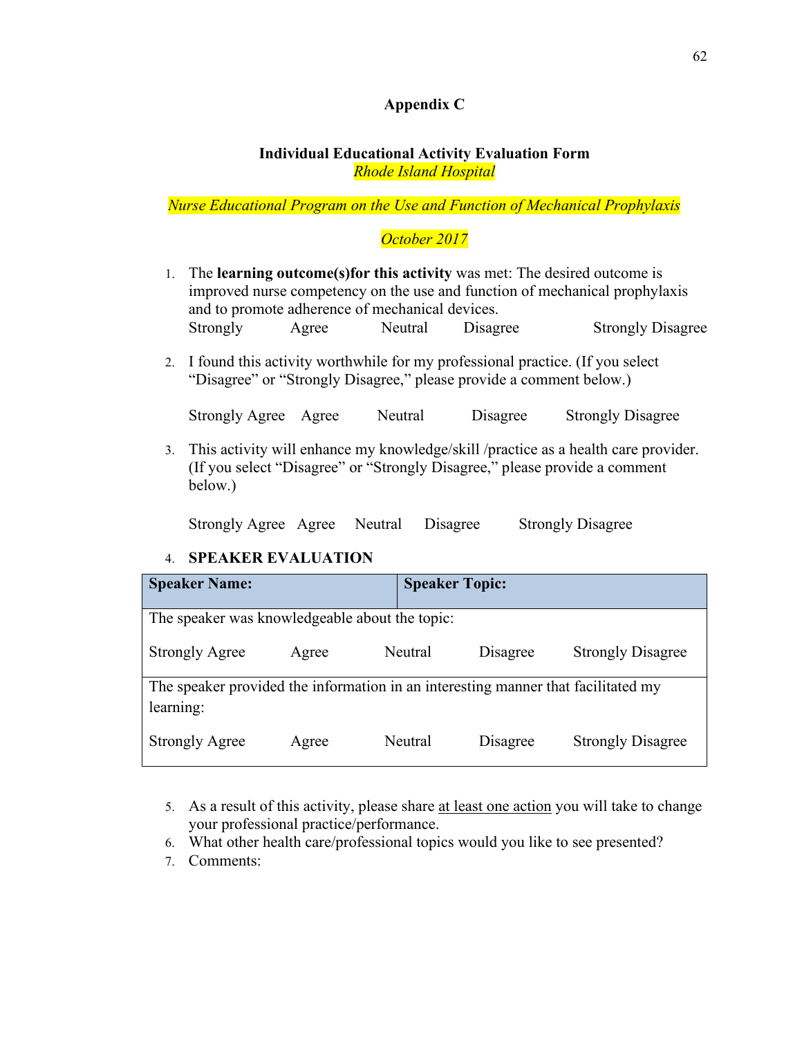## Appendix C

### Individual Educational Activity Evaluation Form

*Rhode Island Hospital*

*Nurse Educational Program on the Use and Function of Mechanical Prophylaxis*

*October 2017*

1. The **learning outcome(s)for this activity** was met: The desired outcome is improved nurse competency on the use and function of mechanical prophylaxis and to promote adherence of mechanical devices.
   Strongly    Agree    Neutral    Disagree    Strongly Disagree

2. I found this activity worthwhile for my professional practice. (If you select "Disagree" or "Strongly Disagree," please provide a comment below.)

   Strongly Agree    Agree    Neutral    Disagree    Strongly Disagree

3. This activity will enhance my knowledge/skill /practice as a health care provider. (If you select "Disagree" or "Strongly Disagree," please provide a comment below.)

   Strongly Agree    Agree    Neutral    Disagree    Strongly Disagree

4. **SPEAKER EVALUATION**

| **Speaker Name:** | **Speaker Topic:** |
|---|---|
| The speaker was knowledgeable about the topic:<br>Strongly Agree    Agree    Neutral    Disagree    Strongly Disagree | |
| The speaker provided the information in an interesting manner that facilitated my learning:<br>Strongly Agree    Agree    Neutral    Disagree    Strongly Disagree | |

5. As a result of this activity, please share at least one action you will take to change your professional practice/performance.
6. What other health care/professional topics would you like to see presented?
7. Comments: